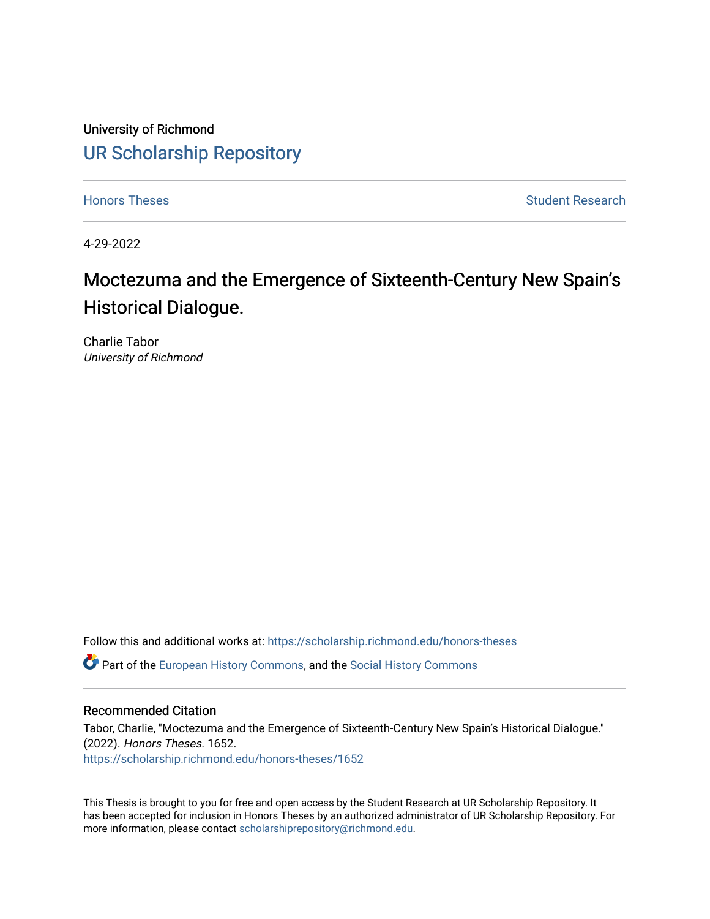University of Richmond

# UR Scholarship Repository

Honors Theses | Student Research

4-29-2022

# Moctezuma and the Emergence of Sixteenth-Century New Spain's Historical Dialogue.

Charlie Tabor
*University of Richmond*

Follow this and additional works at: https://scholarship.richmond.edu/honors-theses

Part of the European History Commons, and the Social History Commons

## Recommended Citation

Tabor, Charlie, "Moctezuma and the Emergence of Sixteenth-Century New Spain's Historical Dialogue." (2022). *Honors Theses*. 1652.
https://scholarship.richmond.edu/honors-theses/1652

This Thesis is brought to you for free and open access by the Student Research at UR Scholarship Repository. It has been accepted for inclusion in Honors Theses by an authorized administrator of UR Scholarship Repository. For more information, please contact scholarshiprepository@richmond.edu.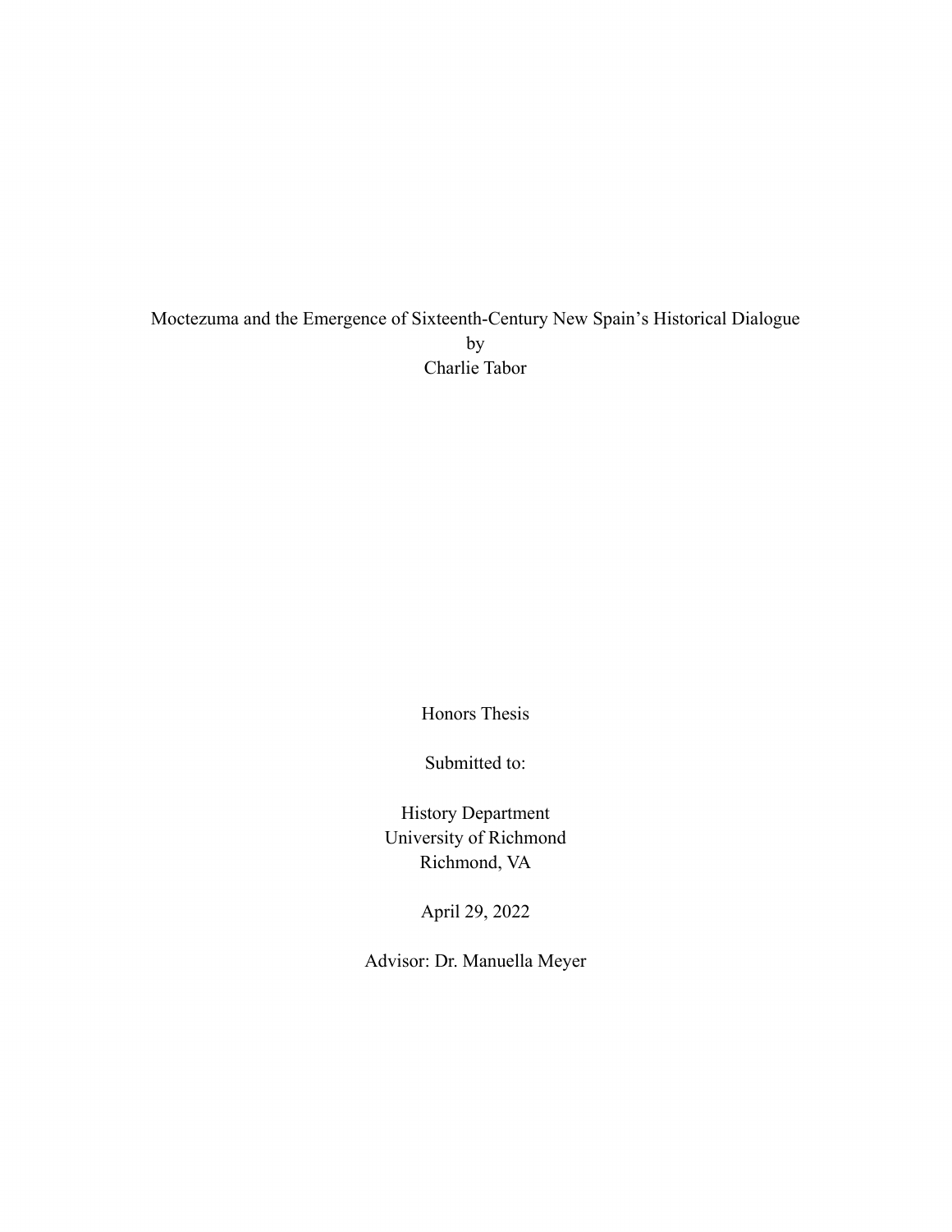Moctezuma and the Emergence of Sixteenth-Century New Spain's Historical Dialogue

by

Charlie Tabor

Honors Thesis

Submitted to:

History Department
University of Richmond
Richmond, VA

April 29, 2022

Advisor: Dr. Manuella Meyer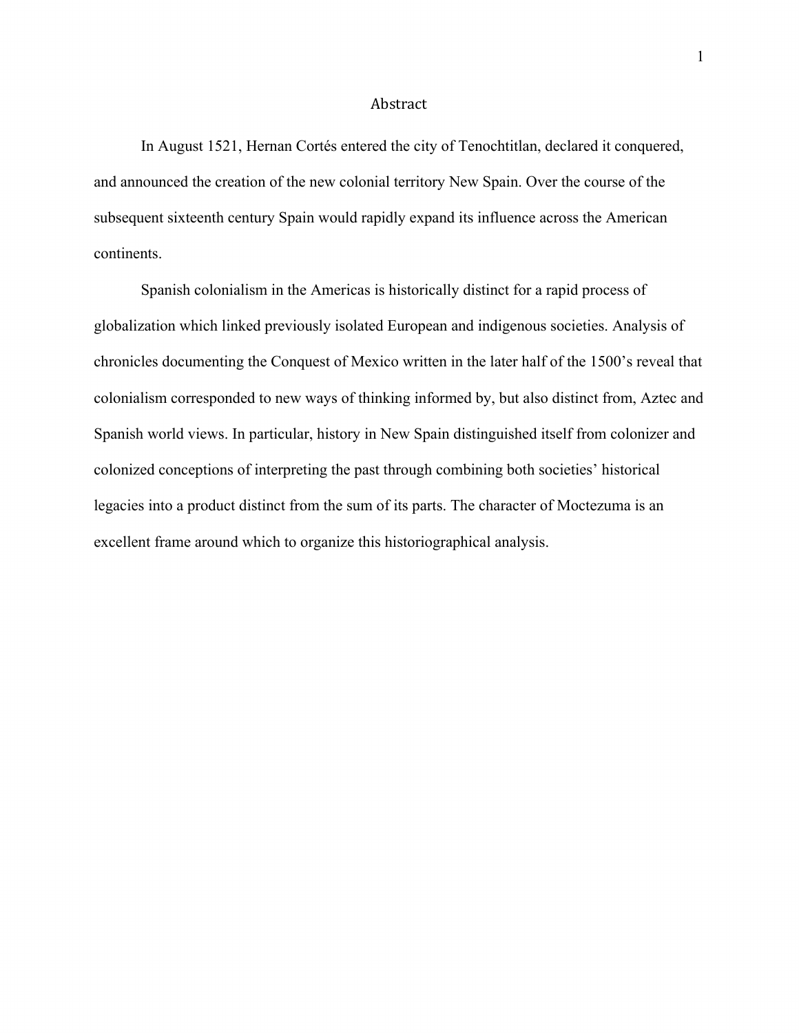# Abstract

In August 1521, Hernan Cortés entered the city of Tenochtitlan, declared it conquered, and announced the creation of the new colonial territory New Spain. Over the course of the subsequent sixteenth century Spain would rapidly expand its influence across the American continents.

Spanish colonialism in the Americas is historically distinct for a rapid process of globalization which linked previously isolated European and indigenous societies. Analysis of chronicles documenting the Conquest of Mexico written in the later half of the 1500's reveal that colonialism corresponded to new ways of thinking informed by, but also distinct from, Aztec and Spanish world views. In particular, history in New Spain distinguished itself from colonizer and colonized conceptions of interpreting the past through combining both societies' historical legacies into a product distinct from the sum of its parts. The character of Moctezuma is an excellent frame around which to organize this historiographical analysis.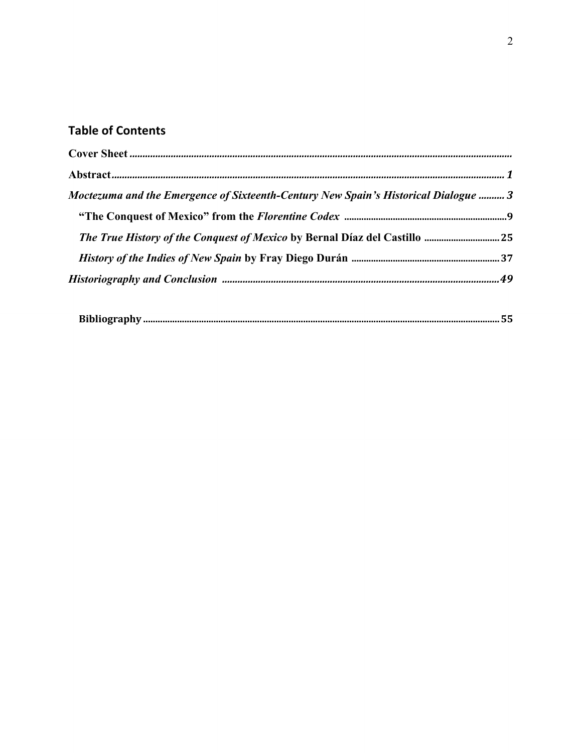## Table of Contents

**Cover Sheet**

**Abstract** ........ *1*

***Moctezuma and the Emergence of Sixteenth-Century New Spain's Historical Dialogue*** ........ ***3***

- **"The Conquest of Mexico" from the *Florentine Codex*** ........ **9**
- ***The True History of the Conquest of Mexico* by Bernal Díaz del Castillo** ........ **25**
- ***History of the Indies of New Spain* by Fray Diego Durán** ........ **37**

***Historiography and Conclusion*** ........ ***49***

**Bibliography** ........ **55**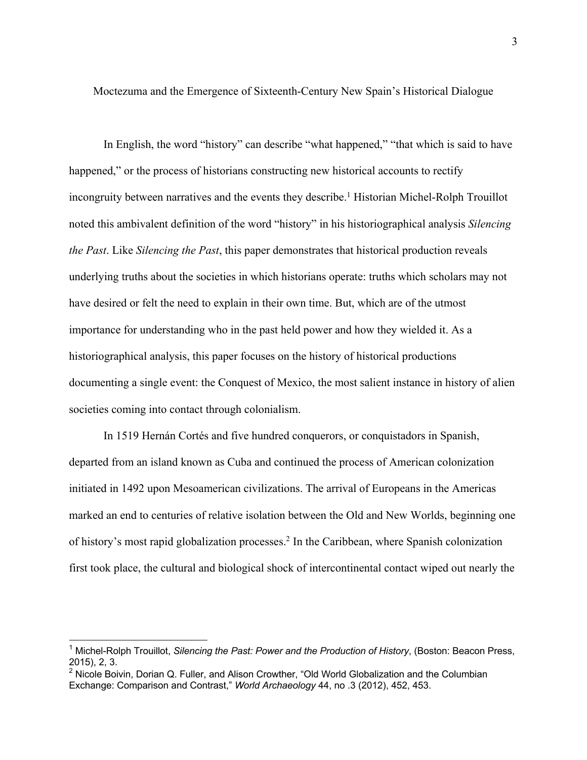# Moctezuma and the Emergence of Sixteenth-Century New Spain's Historical Dialogue

In English, the word "history" can describe "what happened," "that which is said to have happened," or the process of historians constructing new historical accounts to rectify incongruity between narratives and the events they describe.[1] Historian Michel-Rolph Trouillot noted this ambivalent definition of the word "history" in his historiographical analysis *Silencing the Past*. Like *Silencing the Past*, this paper demonstrates that historical production reveals underlying truths about the societies in which historians operate: truths which scholars may not have desired or felt the need to explain in their own time. But, which are of the utmost importance for understanding who in the past held power and how they wielded it. As a historiographical analysis, this paper focuses on the history of historical productions documenting a single event: the Conquest of Mexico, the most salient instance in history of alien societies coming into contact through colonialism.

In 1519 Hernán Cortés and five hundred conquerors, or conquistadors in Spanish, departed from an island known as Cuba and continued the process of American colonization initiated in 1492 upon Mesoamerican civilizations. The arrival of Europeans in the Americas marked an end to centuries of relative isolation between the Old and New Worlds, beginning one of history's most rapid globalization processes.[2] In the Caribbean, where Spanish colonization first took place, the cultural and biological shock of intercontinental contact wiped out nearly the

---

[1] Michel-Rolph Trouillot, *Silencing the Past: Power and the Production of History*, (Boston: Beacon Press, 2015), 2, 3.

[2] Nicole Boivin, Dorian Q. Fuller, and Alison Crowther, "Old World Globalization and the Columbian Exchange: Comparison and Contrast," *World Archaeology* 44, no .3 (2012), 452, 453.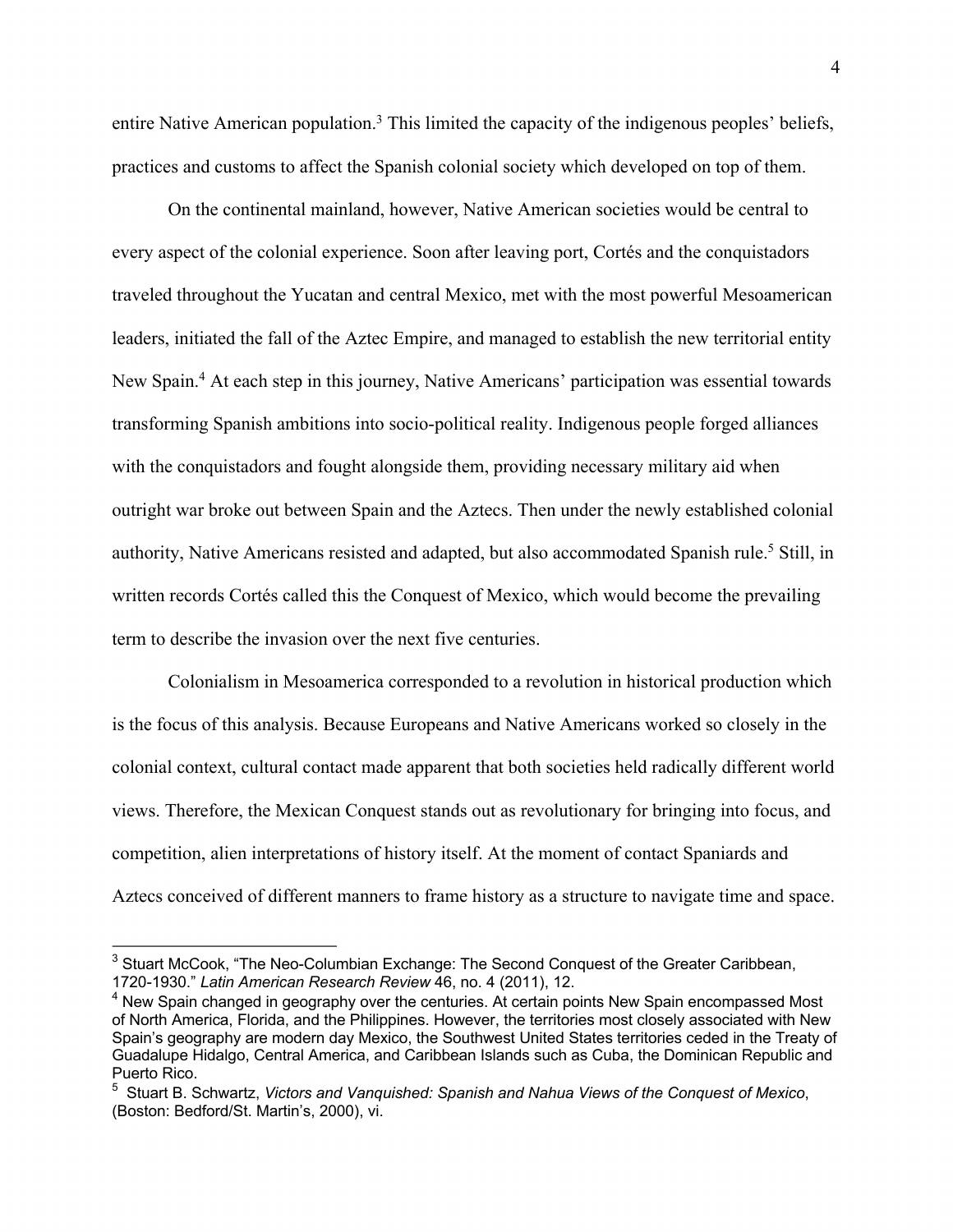entire Native American population.[3] This limited the capacity of the indigenous peoples' beliefs, practices and customs to affect the Spanish colonial society which developed on top of them.

On the continental mainland, however, Native American societies would be central to every aspect of the colonial experience. Soon after leaving port, Cortés and the conquistadors traveled throughout the Yucatan and central Mexico, met with the most powerful Mesoamerican leaders, initiated the fall of the Aztec Empire, and managed to establish the new territorial entity New Spain.[4] At each step in this journey, Native Americans' participation was essential towards transforming Spanish ambitions into socio-political reality. Indigenous people forged alliances with the conquistadors and fought alongside them, providing necessary military aid when outright war broke out between Spain and the Aztecs. Then under the newly established colonial authority, Native Americans resisted and adapted, but also accommodated Spanish rule.[5] Still, in written records Cortés called this the Conquest of Mexico, which would become the prevailing term to describe the invasion over the next five centuries.

Colonialism in Mesoamerica corresponded to a revolution in historical production which is the focus of this analysis. Because Europeans and Native Americans worked so closely in the colonial context, cultural contact made apparent that both societies held radically different world views. Therefore, the Mexican Conquest stands out as revolutionary for bringing into focus, and competition, alien interpretations of history itself. At the moment of contact Spaniards and Aztecs conceived of different manners to frame history as a structure to navigate time and space.

---

[3] Stuart McCook, "The Neo-Columbian Exchange: The Second Conquest of the Greater Caribbean, 1720-1930." *Latin American Research Review* 46, no. 4 (2011), 12.

[4] New Spain changed in geography over the centuries. At certain points New Spain encompassed Most of North America, Florida, and the Philippines. However, the territories most closely associated with New Spain's geography are modern day Mexico, the Southwest United States territories ceded in the Treaty of Guadalupe Hidalgo, Central America, and Caribbean Islands such as Cuba, the Dominican Republic and Puerto Rico.

[5] Stuart B. Schwartz, *Victors and Vanquished: Spanish and Nahua Views of the Conquest of Mexico*, (Boston: Bedford/St. Martin's, 2000), vi.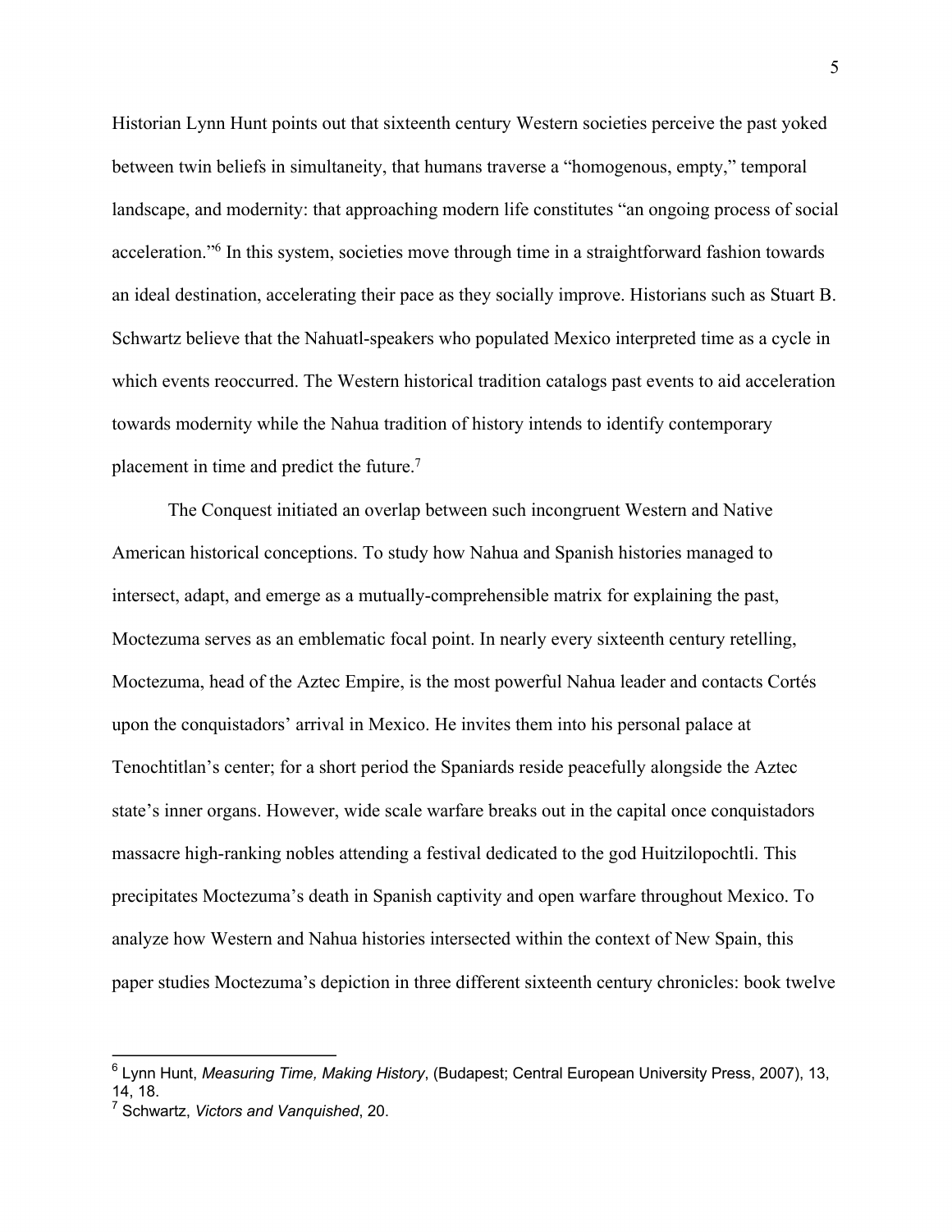Historian Lynn Hunt points out that sixteenth century Western societies perceive the past yoked between twin beliefs in simultaneity, that humans traverse a "homogenous, empty," temporal landscape, and modernity: that approaching modern life constitutes "an ongoing process of social acceleration."[6] In this system, societies move through time in a straightforward fashion towards an ideal destination, accelerating their pace as they socially improve. Historians such as Stuart B. Schwartz believe that the Nahuatl-speakers who populated Mexico interpreted time as a cycle in which events reoccurred. The Western historical tradition catalogs past events to aid acceleration towards modernity while the Nahua tradition of history intends to identify contemporary placement in time and predict the future.[7]

The Conquest initiated an overlap between such incongruent Western and Native American historical conceptions. To study how Nahua and Spanish histories managed to intersect, adapt, and emerge as a mutually-comprehensible matrix for explaining the past, Moctezuma serves as an emblematic focal point. In nearly every sixteenth century retelling, Moctezuma, head of the Aztec Empire, is the most powerful Nahua leader and contacts Cortés upon the conquistadors' arrival in Mexico. He invites them into his personal palace at Tenochtitlan's center; for a short period the Spaniards reside peacefully alongside the Aztec state's inner organs. However, wide scale warfare breaks out in the capital once conquistadors massacre high-ranking nobles attending a festival dedicated to the god Huitzilopochtli. This precipitates Moctezuma's death in Spanish captivity and open warfare throughout Mexico. To analyze how Western and Nahua histories intersected within the context of New Spain, this paper studies Moctezuma's depiction in three different sixteenth century chronicles: book twelve

---

[6] Lynn Hunt, *Measuring Time, Making History*, (Budapest; Central European University Press, 2007), 13, 14, 18.

[7] Schwartz, *Victors and Vanquished*, 20.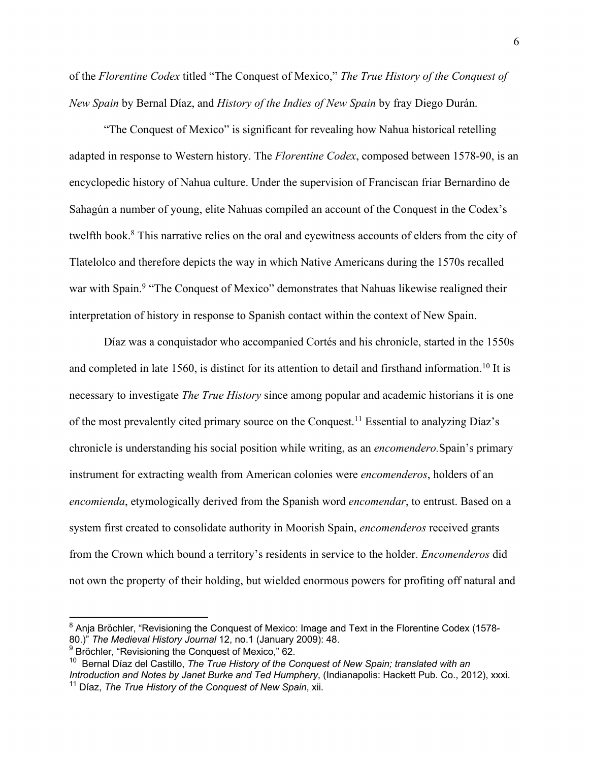of the *Florentine Codex* titled “The Conquest of Mexico,” *The True History of the Conquest of New Spain* by Bernal Díaz, and *History of the Indies of New Spain* by fray Diego Durán.

“The Conquest of Mexico” is significant for revealing how Nahua historical retelling adapted in response to Western history. The *Florentine Codex*, composed between 1578-90, is an encyclopedic history of Nahua culture. Under the supervision of Franciscan friar Bernardino de Sahagún a number of young, elite Nahuas compiled an account of the Conquest in the Codex’s twelfth book.[8] This narrative relies on the oral and eyewitness accounts of elders from the city of Tlatelolco and therefore depicts the way in which Native Americans during the 1570s recalled war with Spain.[9] “The Conquest of Mexico” demonstrates that Nahuas likewise realigned their interpretation of history in response to Spanish contact within the context of New Spain.

Díaz was a conquistador who accompanied Cortés and his chronicle, started in the 1550s and completed in late 1560, is distinct for its attention to detail and firsthand information.[10] It is necessary to investigate *The True History* since among popular and academic historians it is one of the most prevalently cited primary source on the Conquest.[11] Essential to analyzing Díaz’s chronicle is understanding his social position while writing, as an *encomendero.*Spain’s primary instrument for extracting wealth from American colonies were *encomenderos*, holders of an *encomienda*, etymologically derived from the Spanish word *encomendar*, to entrust. Based on a system first created to consolidate authority in Moorish Spain, *encomenderos* received grants from the Crown which bound a territory’s residents in service to the holder. *Encomenderos* did not own the property of their holding, but wielded enormous powers for profiting off natural and

---

[8] Anja Bröchler, “Revisioning the Conquest of Mexico: Image and Text in the Florentine Codex (1578-80.)” *The Medieval History Journal* 12, no.1 (January 2009): 48.

[9] Bröchler, “Revisioning the Conquest of Mexico,” 62.

[10] Bernal Díaz del Castillo, *The True History of the Conquest of New Spain; translated with an Introduction and Notes by Janet Burke and Ted Humphery*, (Indianapolis: Hackett Pub. Co., 2012), xxxi.

[11] Díaz, *The True History of the Conquest of New Spain*, xii.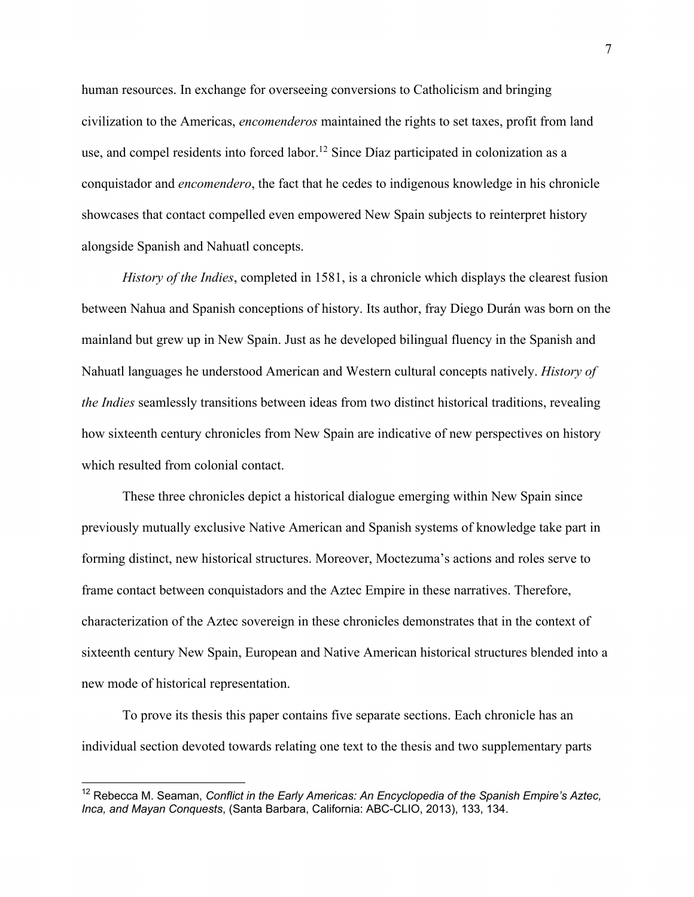human resources. In exchange for overseeing conversions to Catholicism and bringing civilization to the Americas, *encomenderos* maintained the rights to set taxes, profit from land use, and compel residents into forced labor.[12] Since Díaz participated in colonization as a conquistador and *encomendero*, the fact that he cedes to indigenous knowledge in his chronicle showcases that contact compelled even empowered New Spain subjects to reinterpret history alongside Spanish and Nahuatl concepts.

*History of the Indies*, completed in 1581, is a chronicle which displays the clearest fusion between Nahua and Spanish conceptions of history. Its author, fray Diego Durán was born on the mainland but grew up in New Spain. Just as he developed bilingual fluency in the Spanish and Nahuatl languages he understood American and Western cultural concepts natively. *History of the Indies* seamlessly transitions between ideas from two distinct historical traditions, revealing how sixteenth century chronicles from New Spain are indicative of new perspectives on history which resulted from colonial contact.

These three chronicles depict a historical dialogue emerging within New Spain since previously mutually exclusive Native American and Spanish systems of knowledge take part in forming distinct, new historical structures. Moreover, Moctezuma's actions and roles serve to frame contact between conquistadors and the Aztec Empire in these narratives. Therefore, characterization of the Aztec sovereign in these chronicles demonstrates that in the context of sixteenth century New Spain, European and Native American historical structures blended into a new mode of historical representation.

To prove its thesis this paper contains five separate sections. Each chronicle has an individual section devoted towards relating one text to the thesis and two supplementary parts

---

[12] Rebecca M. Seaman, *Conflict in the Early Americas: An Encyclopedia of the Spanish Empire's Aztec, Inca, and Mayan Conquests*, (Santa Barbara, California: ABC-CLIO, 2013), 133, 134.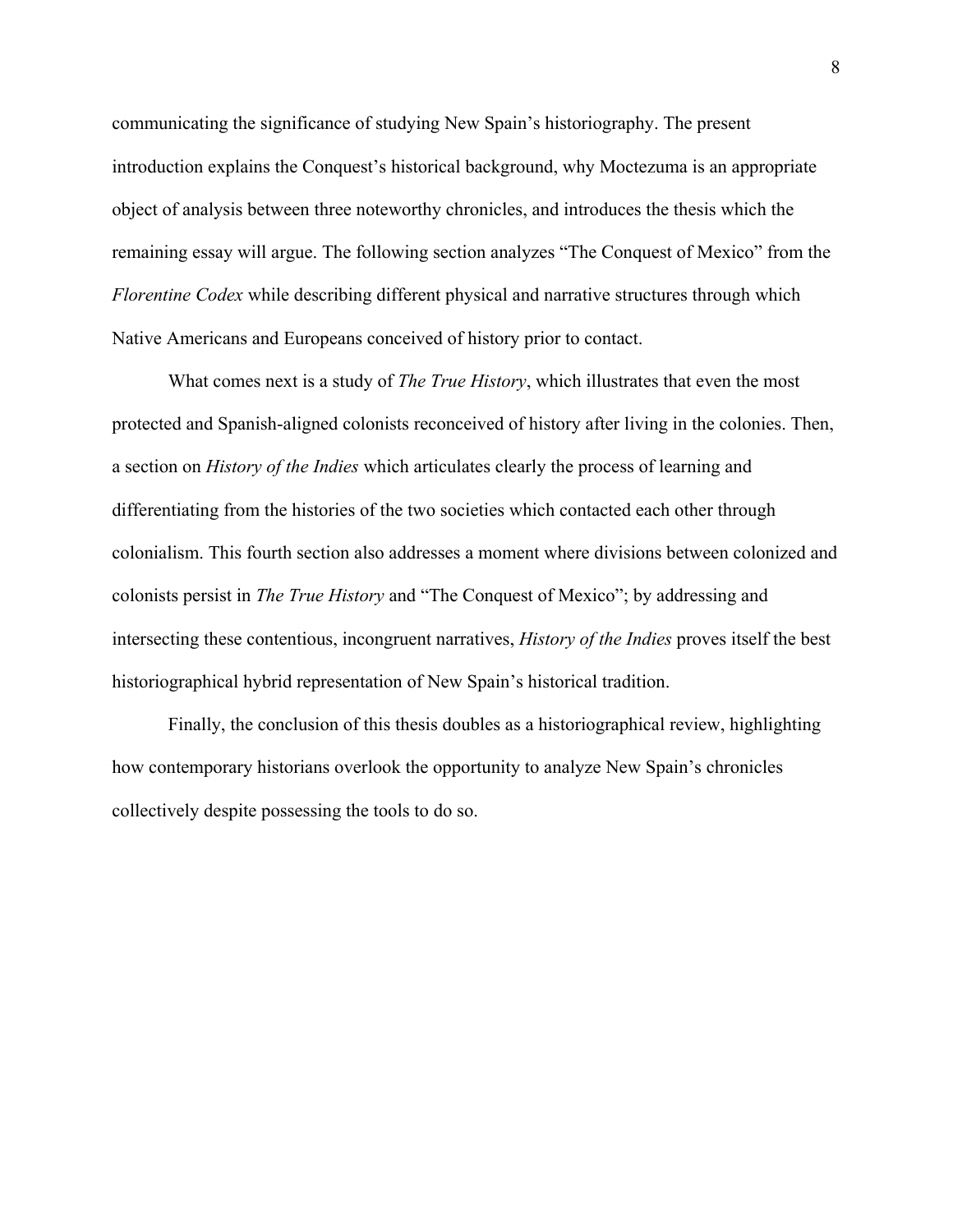communicating the significance of studying New Spain's historiography. The present introduction explains the Conquest's historical background, why Moctezuma is an appropriate object of analysis between three noteworthy chronicles, and introduces the thesis which the remaining essay will argue. The following section analyzes "The Conquest of Mexico" from the *Florentine Codex* while describing different physical and narrative structures through which Native Americans and Europeans conceived of history prior to contact.

What comes next is a study of *The True History*, which illustrates that even the most protected and Spanish-aligned colonists reconceived of history after living in the colonies. Then, a section on *History of the Indies* which articulates clearly the process of learning and differentiating from the histories of the two societies which contacted each other through colonialism. This fourth section also addresses a moment where divisions between colonized and colonists persist in *The True History* and "The Conquest of Mexico"; by addressing and intersecting these contentious, incongruent narratives, *History of the Indies* proves itself the best historiographical hybrid representation of New Spain's historical tradition.

Finally, the conclusion of this thesis doubles as a historiographical review, highlighting how contemporary historians overlook the opportunity to analyze New Spain's chronicles collectively despite possessing the tools to do so.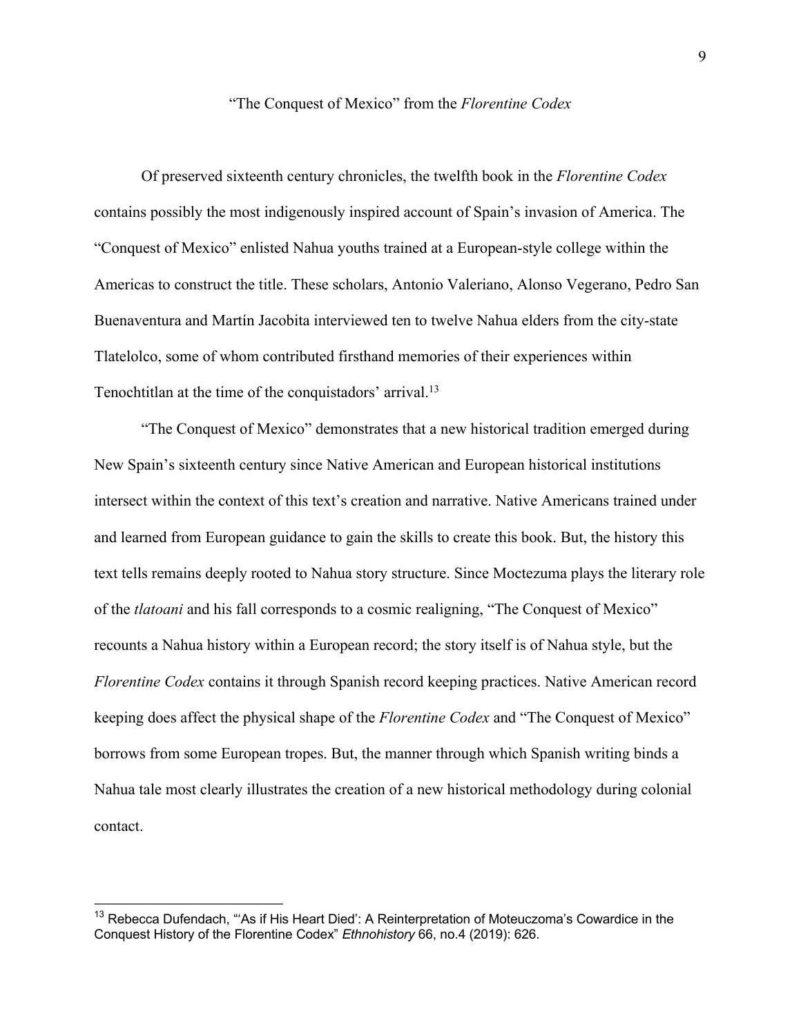## "The Conquest of Mexico" from the *Florentine Codex*

Of preserved sixteenth century chronicles, the twelfth book in the *Florentine Codex* contains possibly the most indigenously inspired account of Spain's invasion of America. The "Conquest of Mexico" enlisted Nahua youths trained at a European-style college within the Americas to construct the title. These scholars, Antonio Valeriano, Alonso Vegerano, Pedro San Buenaventura and Martín Jacobita interviewed ten to twelve Nahua elders from the city-state Tlatelolco, some of whom contributed firsthand memories of their experiences within Tenochtitlan at the time of the conquistadors' arrival.[13]

"The Conquest of Mexico" demonstrates that a new historical tradition emerged during New Spain's sixteenth century since Native American and European historical institutions intersect within the context of this text's creation and narrative. Native Americans trained under and learned from European guidance to gain the skills to create this book. But, the history this text tells remains deeply rooted to Nahua story structure. Since Moctezuma plays the literary role of the *tlatoani* and his fall corresponds to a cosmic realigning, "The Conquest of Mexico" recounts a Nahua history within a European record; the story itself is of Nahua style, but the *Florentine Codex* contains it through Spanish record keeping practices. Native American record keeping does affect the physical shape of the *Florentine Codex* and "The Conquest of Mexico" borrows from some European tropes. But, the manner through which Spanish writing binds a Nahua tale most clearly illustrates the creation of a new historical methodology during colonial contact.

---

[13] Rebecca Dufendach, "'As if His Heart Died': A Reinterpretation of Moteuczoma's Cowardice in the Conquest History of the Florentine Codex" *Ethnohistory* 66, no.4 (2019): 626.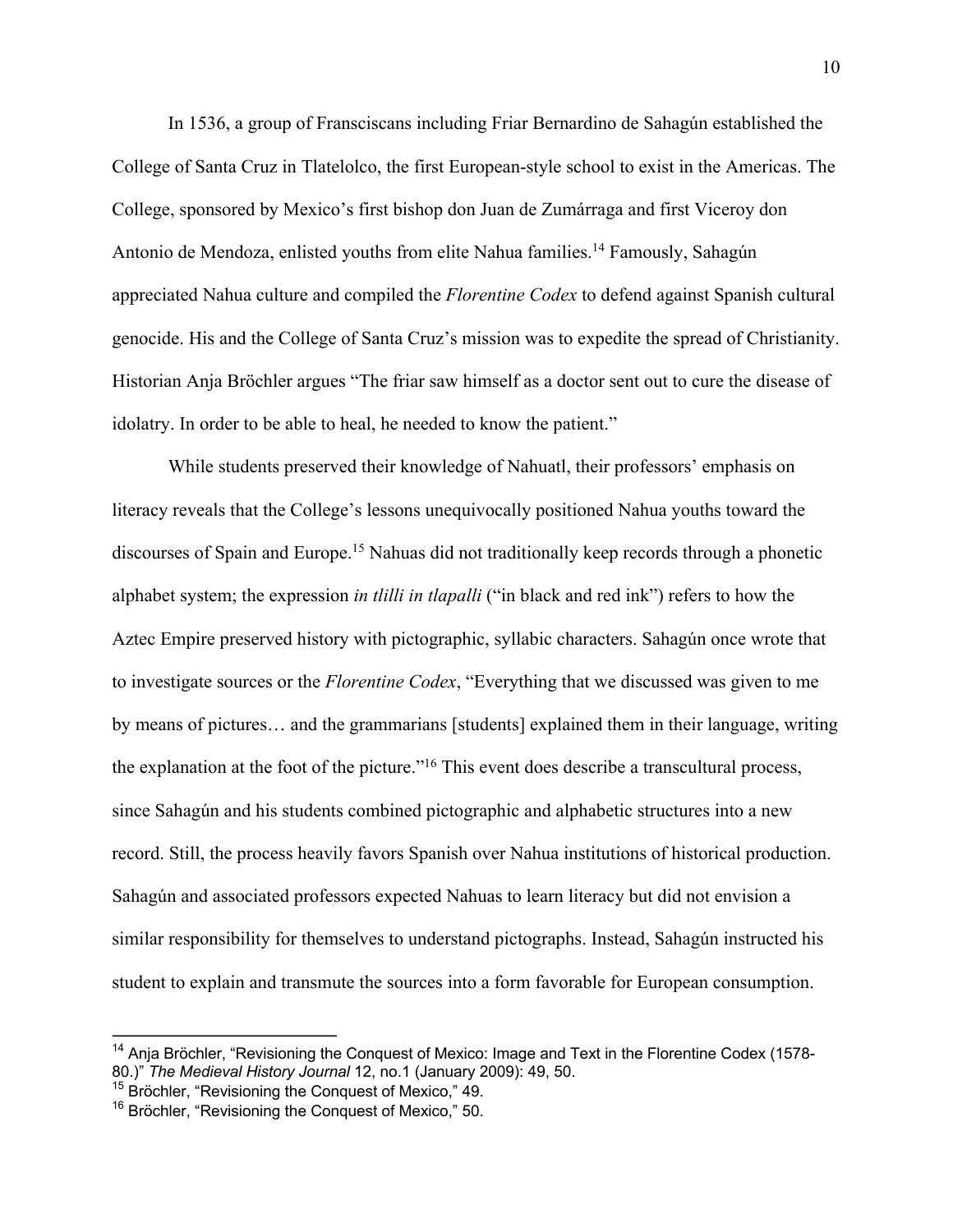In 1536, a group of Fransciscans including Friar Bernardino de Sahagún established the College of Santa Cruz in Tlatelolco, the first European-style school to exist in the Americas. The College, sponsored by Mexico's first bishop don Juan de Zumárraga and first Viceroy don Antonio de Mendoza, enlisted youths from elite Nahua families.[14] Famously, Sahagún appreciated Nahua culture and compiled the *Florentine Codex* to defend against Spanish cultural genocide. His and the College of Santa Cruz's mission was to expedite the spread of Christianity. Historian Anja Bröchler argues "The friar saw himself as a doctor sent out to cure the disease of idolatry. In order to be able to heal, he needed to know the patient."

While students preserved their knowledge of Nahuatl, their professors' emphasis on literacy reveals that the College's lessons unequivocally positioned Nahua youths toward the discourses of Spain and Europe.[15] Nahuas did not traditionally keep records through a phonetic alphabet system; the expression *in tlilli in tlapalli* ("in black and red ink") refers to how the Aztec Empire preserved history with pictographic, syllabic characters. Sahagún once wrote that to investigate sources or the *Florentine Codex*, "Everything that we discussed was given to me by means of pictures… and the grammarians [students] explained them in their language, writing the explanation at the foot of the picture."[16] This event does describe a transcultural process, since Sahagún and his students combined pictographic and alphabetic structures into a new record. Still, the process heavily favors Spanish over Nahua institutions of historical production. Sahagún and associated professors expected Nahuas to learn literacy but did not envision a similar responsibility for themselves to understand pictographs. Instead, Sahagún instructed his student to explain and transmute the sources into a form favorable for European consumption.

---

[14] Anja Bröchler, "Revisioning the Conquest of Mexico: Image and Text in the Florentine Codex (1578-80.)" *The Medieval History Journal* 12, no.1 (January 2009): 49, 50.

[15] Bröchler, "Revisioning the Conquest of Mexico," 49.

[16] Bröchler, "Revisioning the Conquest of Mexico," 50.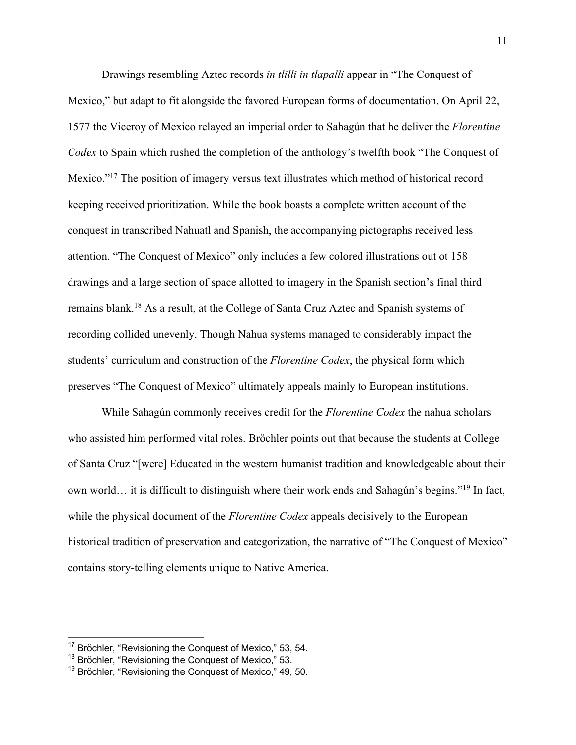Drawings resembling Aztec records *in tlilli in tlapalli* appear in "The Conquest of Mexico," but adapt to fit alongside the favored European forms of documentation. On April 22, 1577 the Viceroy of Mexico relayed an imperial order to Sahagún that he deliver the *Florentine Codex* to Spain which rushed the completion of the anthology's twelfth book "The Conquest of Mexico."[17] The position of imagery versus text illustrates which method of historical record keeping received prioritization. While the book boasts a complete written account of the conquest in transcribed Nahuatl and Spanish, the accompanying pictographs received less attention. "The Conquest of Mexico" only includes a few colored illustrations out ot 158 drawings and a large section of space allotted to imagery in the Spanish section's final third remains blank.[18] As a result, at the College of Santa Cruz Aztec and Spanish systems of recording collided unevenly. Though Nahua systems managed to considerably impact the students' curriculum and construction of the *Florentine Codex*, the physical form which preserves "The Conquest of Mexico" ultimately appeals mainly to European institutions.

While Sahagún commonly receives credit for the *Florentine Codex* the nahua scholars who assisted him performed vital roles. Bröchler points out that because the students at College of Santa Cruz "[were] Educated in the western humanist tradition and knowledgeable about their own world… it is difficult to distinguish where their work ends and Sahagún's begins."[19] In fact, while the physical document of the *Florentine Codex* appeals decisively to the European historical tradition of preservation and categorization, the narrative of "The Conquest of Mexico" contains story-telling elements unique to Native America.

---

[17] Bröchler, "Revisioning the Conquest of Mexico," 53, 54.
[18] Bröchler, "Revisioning the Conquest of Mexico," 53.
[19] Bröchler, "Revisioning the Conquest of Mexico," 49, 50.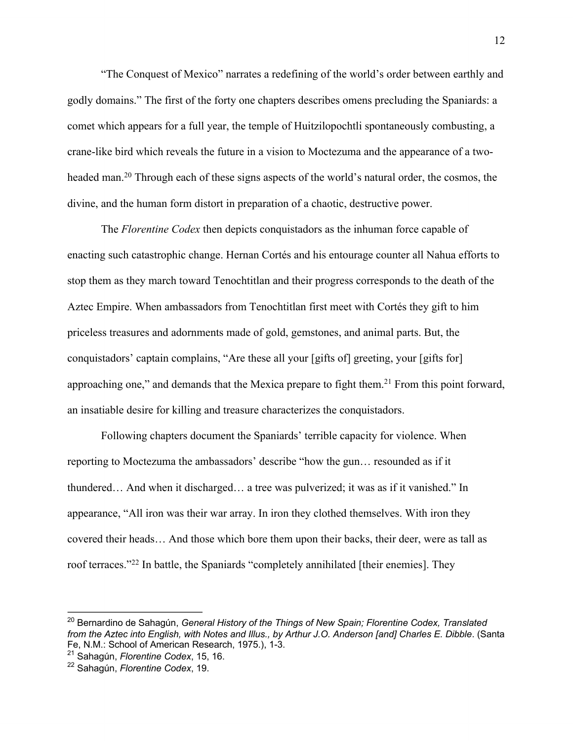"The Conquest of Mexico" narrates a redefining of the world's order between earthly and godly domains." The first of the forty one chapters describes omens precluding the Spaniards: a comet which appears for a full year, the temple of Huitzilopochtli spontaneously combusting, a crane-like bird which reveals the future in a vision to Moctezuma and the appearance of a two-headed man.[20] Through each of these signs aspects of the world's natural order, the cosmos, the divine, and the human form distort in preparation of a chaotic, destructive power.

The *Florentine Codex* then depicts conquistadors as the inhuman force capable of enacting such catastrophic change. Hernan Cortés and his entourage counter all Nahua efforts to stop them as they march toward Tenochtitlan and their progress corresponds to the death of the Aztec Empire. When ambassadors from Tenochtitlan first meet with Cortés they gift to him priceless treasures and adornments made of gold, gemstones, and animal parts. But, the conquistadors' captain complains, "Are these all your [gifts of] greeting, your [gifts for] approaching one," and demands that the Mexica prepare to fight them.[21] From this point forward, an insatiable desire for killing and treasure characterizes the conquistadors.

Following chapters document the Spaniards' terrible capacity for violence. When reporting to Moctezuma the ambassadors' describe "how the gun… resounded as if it thundered… And when it discharged… a tree was pulverized; it was as if it vanished." In appearance, "All iron was their war array. In iron they clothed themselves. With iron they covered their heads… And those which bore them upon their backs, their deer, were as tall as roof terraces."[22] In battle, the Spaniards "completely annihilated [their enemies]. They

---

[20] Bernardino de Sahagún, *General History of the Things of New Spain; Florentine Codex, Translated from the Aztec into English, with Notes and Illus., by Arthur J.O. Anderson [and] Charles E. Dibble*. (Santa Fe, N.M.: School of American Research, 1975.), 1-3.

[21] Sahagún, *Florentine Codex*, 15, 16.

[22] Sahagún, *Florentine Codex*, 19.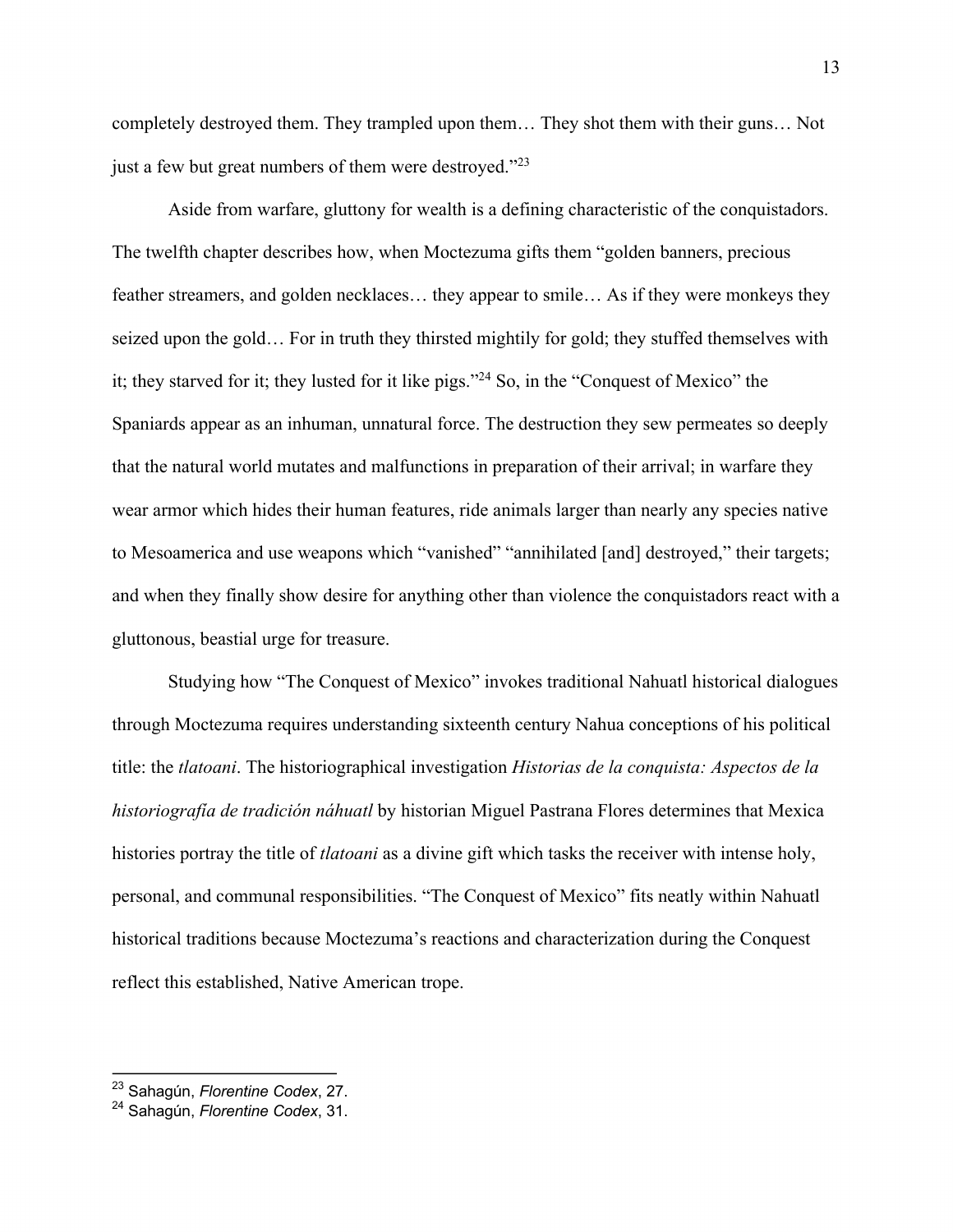completely destroyed them. They trampled upon them… They shot them with their guns… Not just a few but great numbers of them were destroyed."[23]

Aside from warfare, gluttony for wealth is a defining characteristic of the conquistadors. The twelfth chapter describes how, when Moctezuma gifts them "golden banners, precious feather streamers, and golden necklaces… they appear to smile… As if they were monkeys they seized upon the gold… For in truth they thirsted mightily for gold; they stuffed themselves with it; they starved for it; they lusted for it like pigs."[24] So, in the "Conquest of Mexico" the Spaniards appear as an inhuman, unnatural force. The destruction they sew permeates so deeply that the natural world mutates and malfunctions in preparation of their arrival; in warfare they wear armor which hides their human features, ride animals larger than nearly any species native to Mesoamerica and use weapons which "vanished" "annihilated [and] destroyed," their targets; and when they finally show desire for anything other than violence the conquistadors react with a gluttonous, beastial urge for treasure.

Studying how "The Conquest of Mexico" invokes traditional Nahuatl historical dialogues through Moctezuma requires understanding sixteenth century Nahua conceptions of his political title: the *tlatoani*. The historiographical investigation *Historias de la conquista: Aspectos de la historiografía de tradición náhuatl* by historian Miguel Pastrana Flores determines that Mexica histories portray the title of *tlatoani* as a divine gift which tasks the receiver with intense holy, personal, and communal responsibilities. "The Conquest of Mexico" fits neatly within Nahuatl historical traditions because Moctezuma's reactions and characterization during the Conquest reflect this established, Native American trope.

---

[23] Sahagún, *Florentine Codex*, 27.

[24] Sahagún, *Florentine Codex*, 31.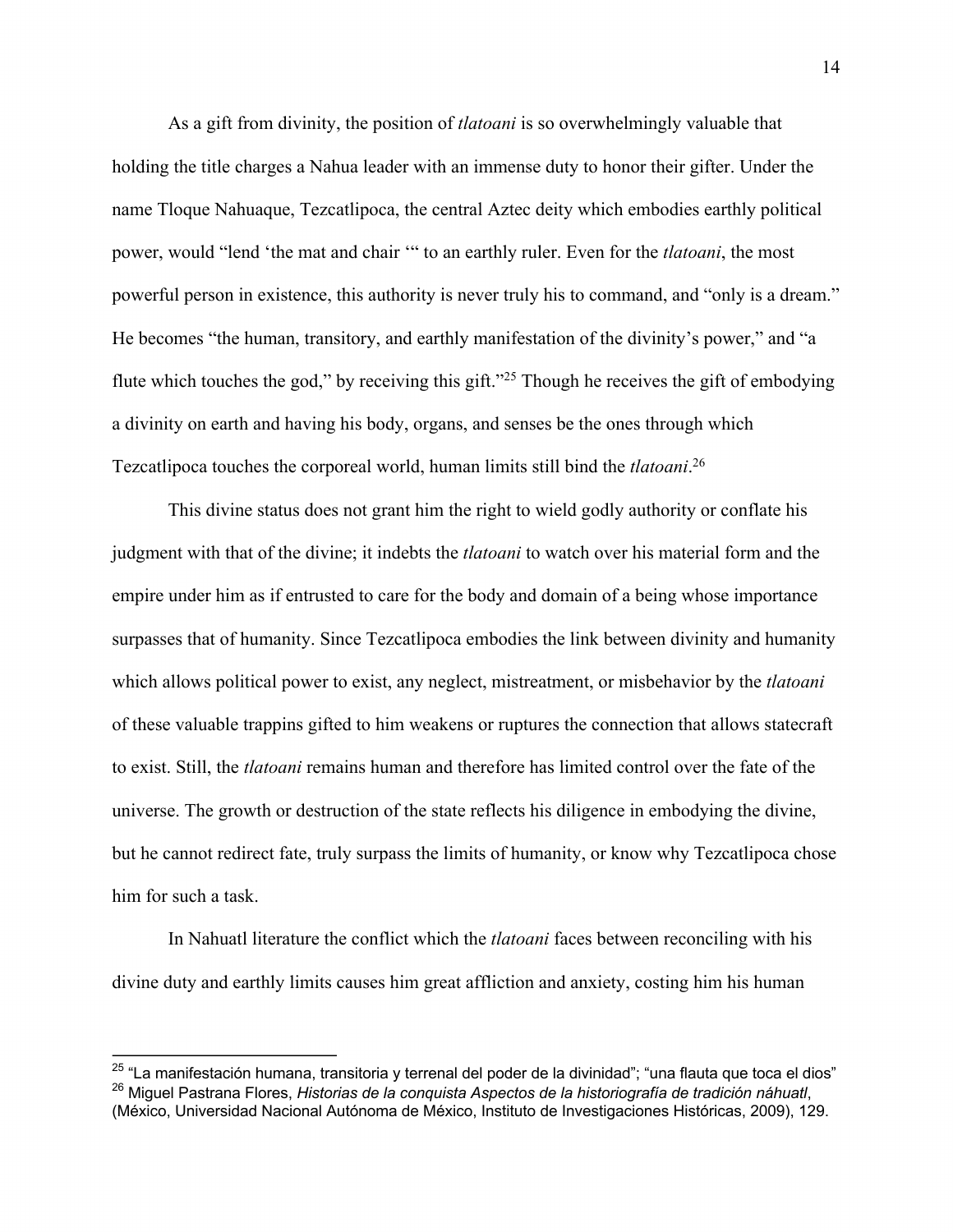As a gift from divinity, the position of *tlatoani* is so overwhelmingly valuable that holding the title charges a Nahua leader with an immense duty to honor their gifter. Under the name Tloque Nahuaque, Tezcatlipoca, the central Aztec deity which embodies earthly political power, would "lend 'the mat and chair '" to an earthly ruler. Even for the *tlatoani*, the most powerful person in existence, this authority is never truly his to command, and "only is a dream." He becomes "the human, transitory, and earthly manifestation of the divinity's power," and "a flute which touches the god," by receiving this gift."[25] Though he receives the gift of embodying a divinity on earth and having his body, organs, and senses be the ones through which Tezcatlipoca touches the corporeal world, human limits still bind the *tlatoani*.[26]

This divine status does not grant him the right to wield godly authority or conflate his judgment with that of the divine; it indebts the *tlatoani* to watch over his material form and the empire under him as if entrusted to care for the body and domain of a being whose importance surpasses that of humanity. Since Tezcatlipoca embodies the link between divinity and humanity which allows political power to exist, any neglect, mistreatment, or misbehavior by the *tlatoani* of these valuable trappins gifted to him weakens or ruptures the connection that allows statecraft to exist. Still, the *tlatoani* remains human and therefore has limited control over the fate of the universe. The growth or destruction of the state reflects his diligence in embodying the divine, but he cannot redirect fate, truly surpass the limits of humanity, or know why Tezcatlipoca chose him for such a task.

In Nahuatl literature the conflict which the *tlatoani* faces between reconciling with his divine duty and earthly limits causes him great affliction and anxiety, costing him his human

---

[25] "La manifestación humana, transitoria y terrenal del poder de la divinidad"; "una flauta que toca el dios"

[26] Miguel Pastrana Flores, *Historias de la conquista Aspectos de la historiografía de tradición náhuatl*, (México, Universidad Nacional Autónoma de México, Instituto de Investigaciones Históricas, 2009), 129.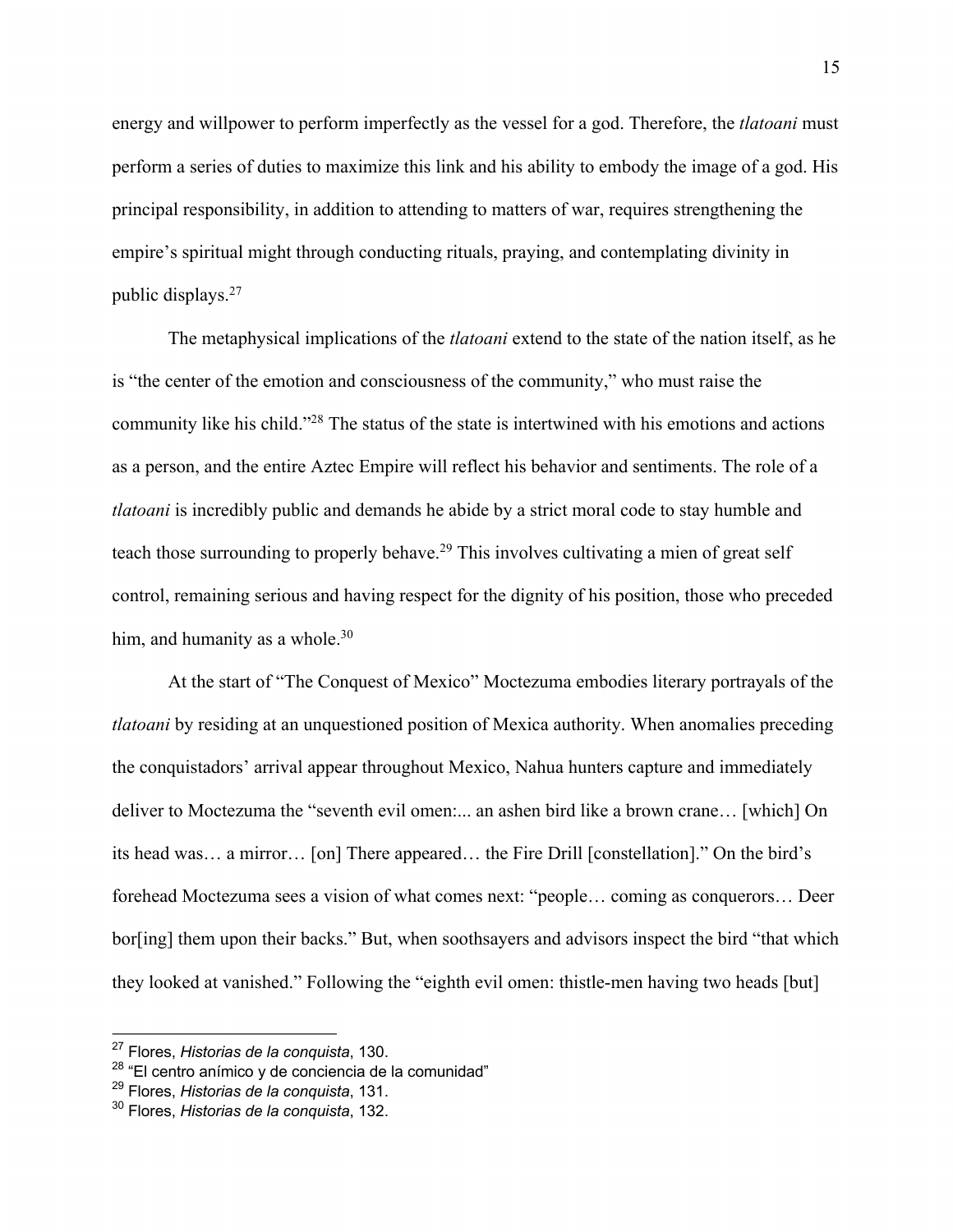energy and willpower to perform imperfectly as the vessel for a god. Therefore, the *tlatoani* must perform a series of duties to maximize this link and his ability to embody the image of a god. His principal responsibility, in addition to attending to matters of war, requires strengthening the empire's spiritual might through conducting rituals, praying, and contemplating divinity in public displays.[27]

The metaphysical implications of the *tlatoani* extend to the state of the nation itself, as he is "the center of the emotion and consciousness of the community," who must raise the community like his child."[28] The status of the state is intertwined with his emotions and actions as a person, and the entire Aztec Empire will reflect his behavior and sentiments. The role of a *tlatoani* is incredibly public and demands he abide by a strict moral code to stay humble and teach those surrounding to properly behave.[29] This involves cultivating a mien of great self control, remaining serious and having respect for the dignity of his position, those who preceded him, and humanity as a whole.[30]

At the start of "The Conquest of Mexico" Moctezuma embodies literary portrayals of the *tlatoani* by residing at an unquestioned position of Mexica authority. When anomalies preceding the conquistadors' arrival appear throughout Mexico, Nahua hunters capture and immediately deliver to Moctezuma the "seventh evil omen:... an ashen bird like a brown crane… [which] On its head was… a mirror… [on] There appeared… the Fire Drill [constellation]." On the bird's forehead Moctezuma sees a vision of what comes next: "people… coming as conquerors… Deer bor[ing] them upon their backs." But, when soothsayers and advisors inspect the bird "that which they looked at vanished." Following the "eighth evil omen: thistle-men having two heads [but]

---

[27] Flores, *Historias de la conquista*, 130.
[28] "El centro anímico y de conciencia de la comunidad"
[29] Flores, *Historias de la conquista*, 131.
[30] Flores, *Historias de la conquista*, 132.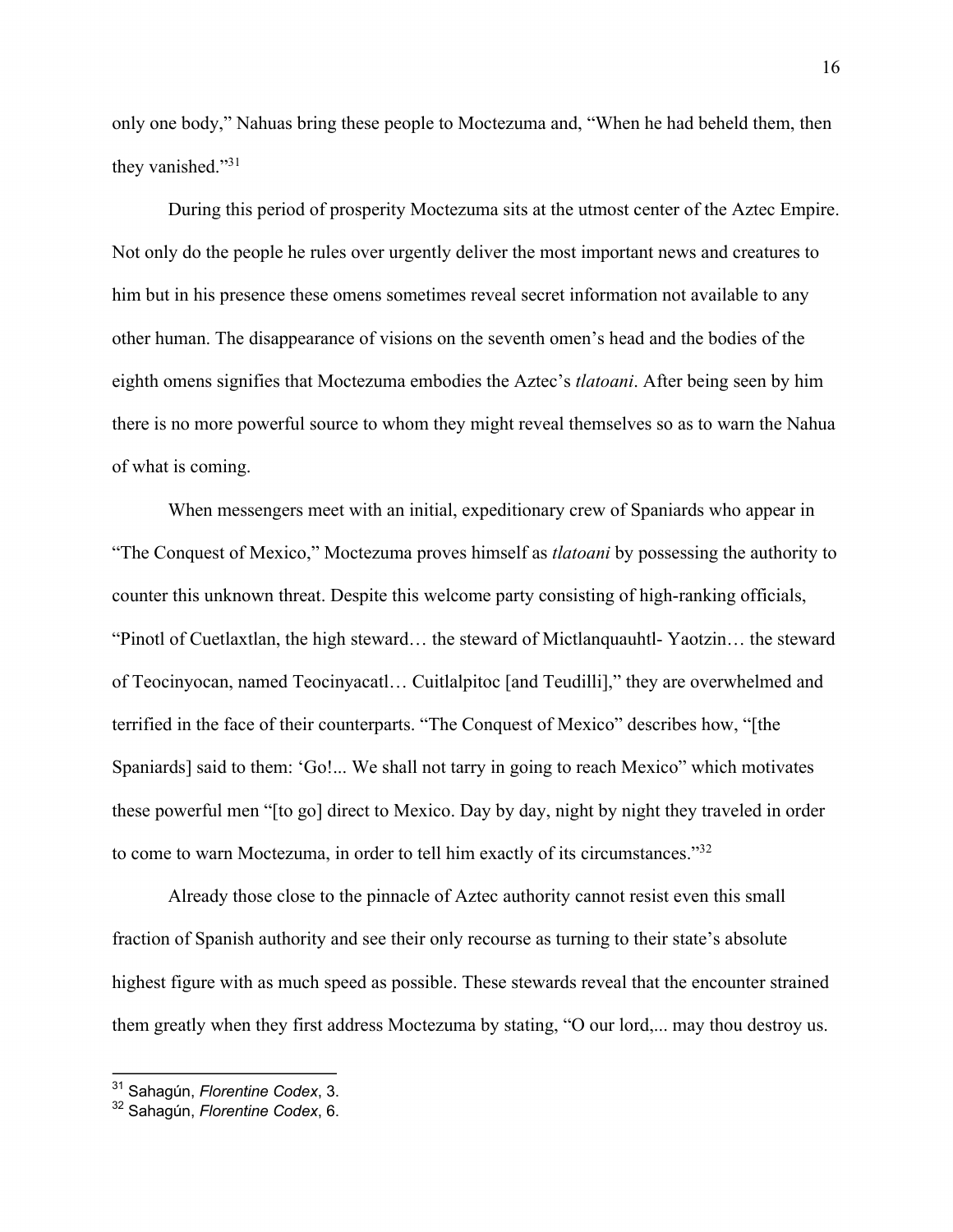only one body," Nahuas bring these people to Moctezuma and, "When he had beheld them, then they vanished."[31]

During this period of prosperity Moctezuma sits at the utmost center of the Aztec Empire. Not only do the people he rules over urgently deliver the most important news and creatures to him but in his presence these omens sometimes reveal secret information not available to any other human. The disappearance of visions on the seventh omen's head and the bodies of the eighth omens signifies that Moctezuma embodies the Aztec's *tlatoani*. After being seen by him there is no more powerful source to whom they might reveal themselves so as to warn the Nahua of what is coming.

When messengers meet with an initial, expeditionary crew of Spaniards who appear in "The Conquest of Mexico," Moctezuma proves himself as *tlatoani* by possessing the authority to counter this unknown threat. Despite this welcome party consisting of high-ranking officials, "Pinotl of Cuetlaxtlan, the high steward… the steward of Mictlanquauhtl- Yaotzin… the steward of Teocinyocan, named Teocinyacatl… Cuitlalpitoc [and Teudilli]," they are overwhelmed and terrified in the face of their counterparts. "The Conquest of Mexico" describes how, "[the Spaniards] said to them: 'Go!... We shall not tarry in going to reach Mexico" which motivates these powerful men "[to go] direct to Mexico. Day by day, night by night they traveled in order to come to warn Moctezuma, in order to tell him exactly of its circumstances."[32]

Already those close to the pinnacle of Aztec authority cannot resist even this small fraction of Spanish authority and see their only recourse as turning to their state's absolute highest figure with as much speed as possible. These stewards reveal that the encounter strained them greatly when they first address Moctezuma by stating, "O our lord,... may thou destroy us.

---

[31] Sahagún, *Florentine Codex*, 3.

[32] Sahagún, *Florentine Codex*, 6.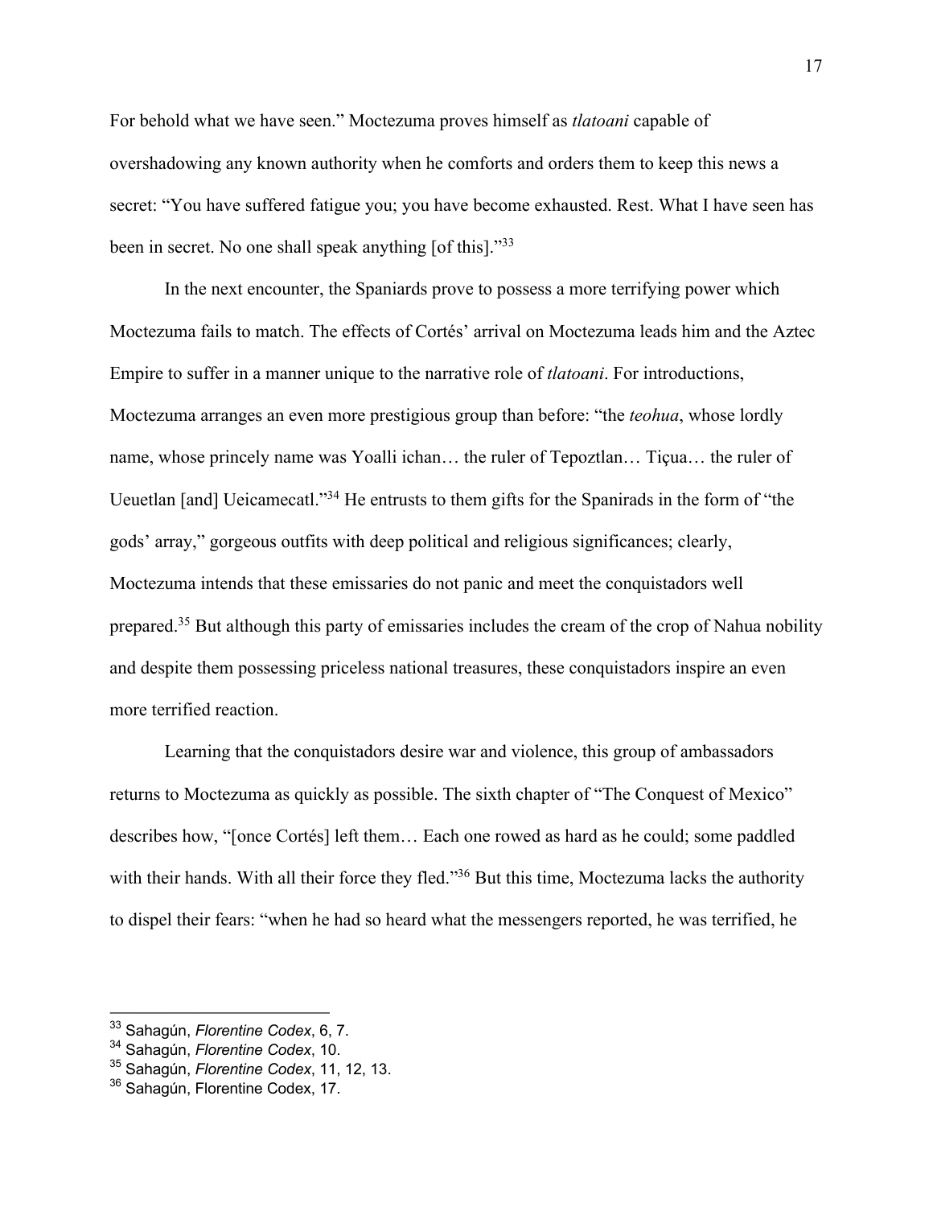For behold what we have seen." Moctezuma proves himself as *tlatoani* capable of overshadowing any known authority when he comforts and orders them to keep this news a secret: "You have suffered fatigue you; you have become exhausted. Rest. What I have seen has been in secret. No one shall speak anything [of this]."[33]

In the next encounter, the Spaniards prove to possess a more terrifying power which Moctezuma fails to match. The effects of Cortés' arrival on Moctezuma leads him and the Aztec Empire to suffer in a manner unique to the narrative role of *tlatoani*. For introductions, Moctezuma arranges an even more prestigious group than before: "the *teohua*, whose lordly name, whose princely name was Yoalli ichan… the ruler of Tepoztlan… Tiçua… the ruler of Ueuetlan [and] Ueicamecatl."[34] He entrusts to them gifts for the Spanirads in the form of "the gods' array," gorgeous outfits with deep political and religious significances; clearly, Moctezuma intends that these emissaries do not panic and meet the conquistadors well prepared.[35] But although this party of emissaries includes the cream of the crop of Nahua nobility and despite them possessing priceless national treasures, these conquistadors inspire an even more terrified reaction.

Learning that the conquistadors desire war and violence, this group of ambassadors returns to Moctezuma as quickly as possible. The sixth chapter of "The Conquest of Mexico" describes how, "[once Cortés] left them… Each one rowed as hard as he could; some paddled with their hands. With all their force they fled."[36] But this time, Moctezuma lacks the authority to dispel their fears: "when he had so heard what the messengers reported, he was terrified, he

---

[33] Sahagún, *Florentine Codex*, 6, 7.

[34] Sahagún, *Florentine Codex*, 10.

[35] Sahagún, *Florentine Codex*, 11, 12, 13.

[36] Sahagún, Florentine Codex, 17.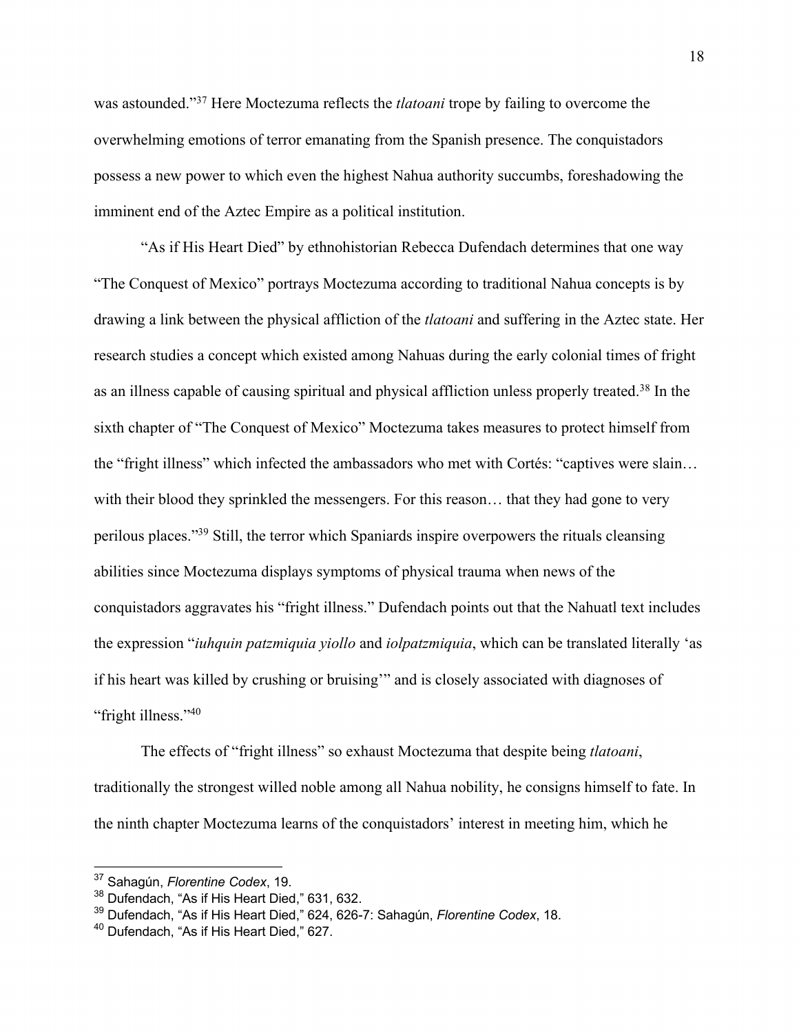was astounded."[37] Here Moctezuma reflects the *tlatoani* trope by failing to overcome the overwhelming emotions of terror emanating from the Spanish presence. The conquistadors possess a new power to which even the highest Nahua authority succumbs, foreshadowing the imminent end of the Aztec Empire as a political institution.

"As if His Heart Died" by ethnohistorian Rebecca Dufendach determines that one way "The Conquest of Mexico" portrays Moctezuma according to traditional Nahua concepts is by drawing a link between the physical affliction of the *tlatoani* and suffering in the Aztec state. Her research studies a concept which existed among Nahuas during the early colonial times of fright as an illness capable of causing spiritual and physical affliction unless properly treated.[38] In the sixth chapter of "The Conquest of Mexico" Moctezuma takes measures to protect himself from the "fright illness" which infected the ambassadors who met with Cortés: "captives were slain… with their blood they sprinkled the messengers. For this reason… that they had gone to very perilous places."[39] Still, the terror which Spaniards inspire overpowers the rituals cleansing abilities since Moctezuma displays symptoms of physical trauma when news of the conquistadors aggravates his "fright illness." Dufendach points out that the Nahuatl text includes the expression "*iuhquin patzmiquia yiollo* and *iolpatzmiquia*, which can be translated literally 'as if his heart was killed by crushing or bruising'" and is closely associated with diagnoses of "fright illness."[40]

The effects of "fright illness" so exhaust Moctezuma that despite being *tlatoani*, traditionally the strongest willed noble among all Nahua nobility, he consigns himself to fate. In the ninth chapter Moctezuma learns of the conquistadors' interest in meeting him, which he

---

[37] Sahagún, *Florentine Codex*, 19.

[38] Dufendach, "As if His Heart Died," 631, 632.

[39] Dufendach, "As if His Heart Died," 624, 626-7: Sahagún, *Florentine Codex*, 18.

[40] Dufendach, "As if His Heart Died," 627.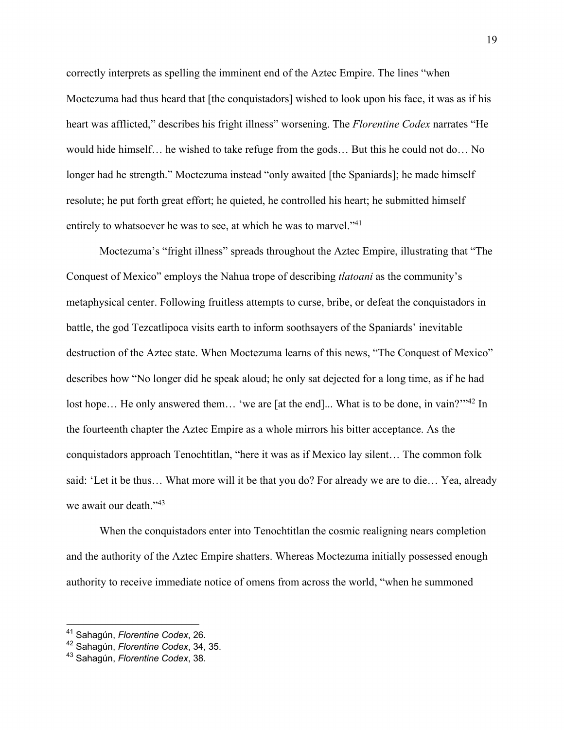correctly interprets as spelling the imminent end of the Aztec Empire. The lines "when Moctezuma had thus heard that [the conquistadors] wished to look upon his face, it was as if his heart was afflicted," describes his fright illness" worsening. The *Florentine Codex* narrates "He would hide himself… he wished to take refuge from the gods… But this he could not do… No longer had he strength." Moctezuma instead "only awaited [the Spaniards]; he made himself resolute; he put forth great effort; he quieted, he controlled his heart; he submitted himself entirely to whatsoever he was to see, at which he was to marvel."[41]

Moctezuma's "fright illness" spreads throughout the Aztec Empire, illustrating that "The Conquest of Mexico" employs the Nahua trope of describing *tlatoani* as the community's metaphysical center. Following fruitless attempts to curse, bribe, or defeat the conquistadors in battle, the god Tezcatlipoca visits earth to inform soothsayers of the Spaniards' inevitable destruction of the Aztec state. When Moctezuma learns of this news, "The Conquest of Mexico" describes how "No longer did he speak aloud; he only sat dejected for a long time, as if he had lost hope… He only answered them… 'we are [at the end]... What is to be done, in vain?'"[42] In the fourteenth chapter the Aztec Empire as a whole mirrors his bitter acceptance. As the conquistadors approach Tenochtitlan, "here it was as if Mexico lay silent… The common folk said: 'Let it be thus… What more will it be that you do? For already we are to die… Yea, already we await our death."[43]

When the conquistadors enter into Tenochtitlan the cosmic realigning nears completion and the authority of the Aztec Empire shatters. Whereas Moctezuma initially possessed enough authority to receive immediate notice of omens from across the world, "when he summoned

[41] Sahagún, *Florentine Codex*, 26.
[42] Sahagún, *Florentine Codex*, 34, 35.
[43] Sahagún, *Florentine Codex*, 38.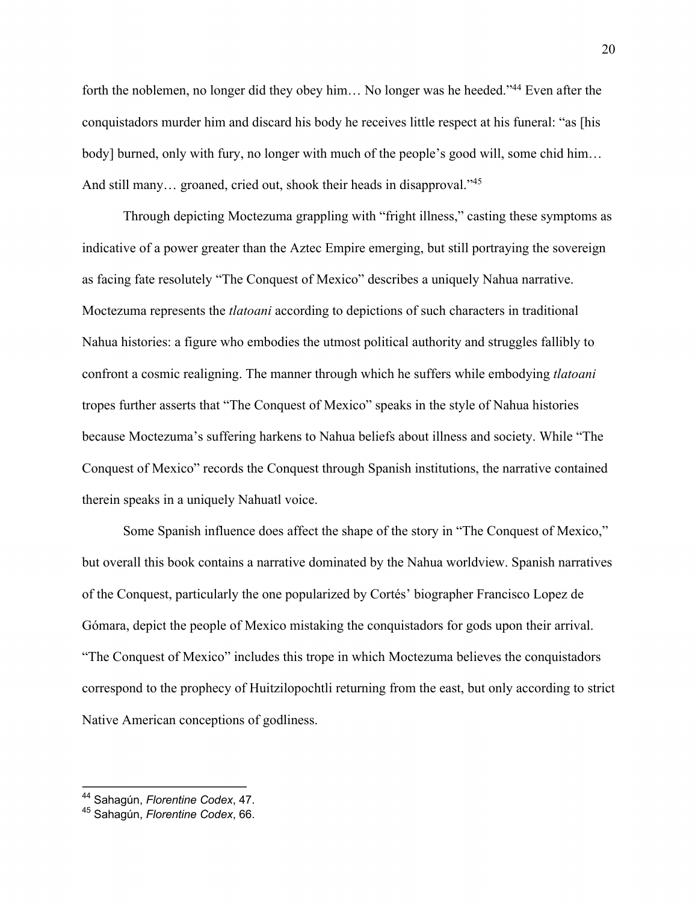forth the noblemen, no longer did they obey him… No longer was he heeded."[44] Even after the conquistadors murder him and discard his body he receives little respect at his funeral: "as [his body] burned, only with fury, no longer with much of the people's good will, some chid him… And still many… groaned, cried out, shook their heads in disapproval."[45]

Through depicting Moctezuma grappling with "fright illness," casting these symptoms as indicative of a power greater than the Aztec Empire emerging, but still portraying the sovereign as facing fate resolutely "The Conquest of Mexico" describes a uniquely Nahua narrative. Moctezuma represents the *tlatoani* according to depictions of such characters in traditional Nahua histories: a figure who embodies the utmost political authority and struggles fallibly to confront a cosmic realigning. The manner through which he suffers while embodying *tlatoani* tropes further asserts that "The Conquest of Mexico" speaks in the style of Nahua histories because Moctezuma's suffering harkens to Nahua beliefs about illness and society. While "The Conquest of Mexico" records the Conquest through Spanish institutions, the narrative contained therein speaks in a uniquely Nahuatl voice.

Some Spanish influence does affect the shape of the story in "The Conquest of Mexico," but overall this book contains a narrative dominated by the Nahua worldview. Spanish narratives of the Conquest, particularly the one popularized by Cortés' biographer Francisco Lopez de Gómara, depict the people of Mexico mistaking the conquistadors for gods upon their arrival. "The Conquest of Mexico" includes this trope in which Moctezuma believes the conquistadors correspond to the prophecy of Huitzilopochtli returning from the east, but only according to strict Native American conceptions of godliness.

---

[44] Sahagún, *Florentine Codex*, 47.

[45] Sahagún, *Florentine Codex*, 66.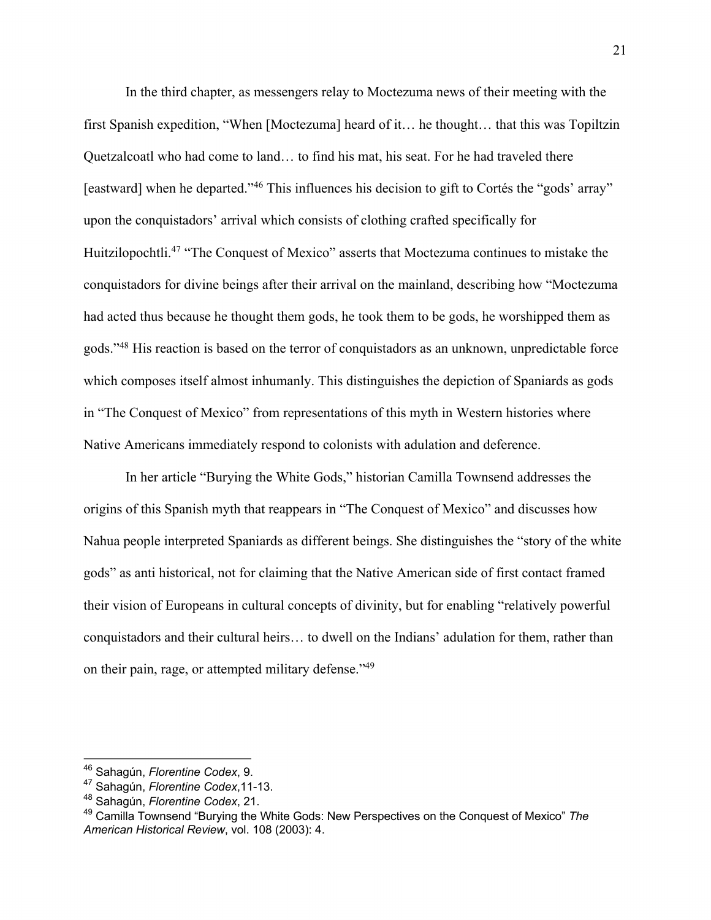In the third chapter, as messengers relay to Moctezuma news of their meeting with the first Spanish expedition, "When [Moctezuma] heard of it… he thought… that this was Topiltzin Quetzalcoatl who had come to land… to find his mat, his seat. For he had traveled there [eastward] when he departed."[46] This influences his decision to gift to Cortés the "gods' array" upon the conquistadors' arrival which consists of clothing crafted specifically for Huitzilopochtli.[47] "The Conquest of Mexico" asserts that Moctezuma continues to mistake the conquistadors for divine beings after their arrival on the mainland, describing how "Moctezuma had acted thus because he thought them gods, he took them to be gods, he worshipped them as gods."[48] His reaction is based on the terror of conquistadors as an unknown, unpredictable force which composes itself almost inhumanly. This distinguishes the depiction of Spaniards as gods in "The Conquest of Mexico" from representations of this myth in Western histories where Native Americans immediately respond to colonists with adulation and deference.

In her article "Burying the White Gods," historian Camilla Townsend addresses the origins of this Spanish myth that reappears in "The Conquest of Mexico" and discusses how Nahua people interpreted Spaniards as different beings. She distinguishes the "story of the white gods" as anti historical, not for claiming that the Native American side of first contact framed their vision of Europeans in cultural concepts of divinity, but for enabling "relatively powerful conquistadors and their cultural heirs… to dwell on the Indians' adulation for them, rather than on their pain, rage, or attempted military defense."[49]

---

[46] Sahagún, *Florentine Codex*, 9.
[47] Sahagún, *Florentine Codex*,11-13.
[48] Sahagún, *Florentine Codex*, 21.
[49] Camilla Townsend "Burying the White Gods: New Perspectives on the Conquest of Mexico" *The American Historical Review*, vol. 108 (2003): 4.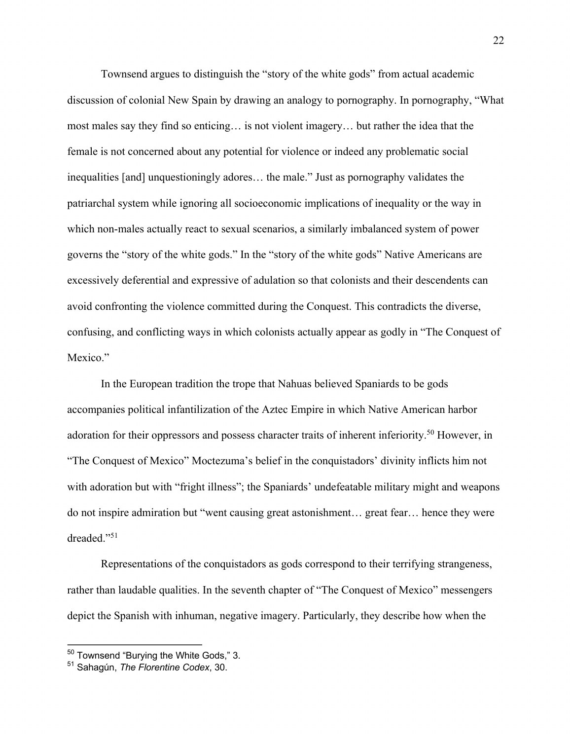Townsend argues to distinguish the "story of the white gods" from actual academic discussion of colonial New Spain by drawing an analogy to pornography. In pornography, "What most males say they find so enticing… is not violent imagery… but rather the idea that the female is not concerned about any potential for violence or indeed any problematic social inequalities [and] unquestioningly adores… the male." Just as pornography validates the patriarchal system while ignoring all socioeconomic implications of inequality or the way in which non-males actually react to sexual scenarios, a similarly imbalanced system of power governs the "story of the white gods." In the "story of the white gods" Native Americans are excessively deferential and expressive of adulation so that colonists and their descendents can avoid confronting the violence committed during the Conquest. This contradicts the diverse, confusing, and conflicting ways in which colonists actually appear as godly in "The Conquest of Mexico."

In the European tradition the trope that Nahuas believed Spaniards to be gods accompanies political infantilization of the Aztec Empire in which Native American harbor adoration for their oppressors and possess character traits of inherent inferiority.[50] However, in "The Conquest of Mexico" Moctezuma's belief in the conquistadors' divinity inflicts him not with adoration but with "fright illness"; the Spaniards' undefeatable military might and weapons do not inspire admiration but "went causing great astonishment… great fear… hence they were dreaded."[51]

Representations of the conquistadors as gods correspond to their terrifying strangeness, rather than laudable qualities. In the seventh chapter of "The Conquest of Mexico" messengers depict the Spanish with inhuman, negative imagery. Particularly, they describe how when the

---

[50] Townsend "Burying the White Gods," 3.

[51] Sahagún, *The Florentine Codex*, 30.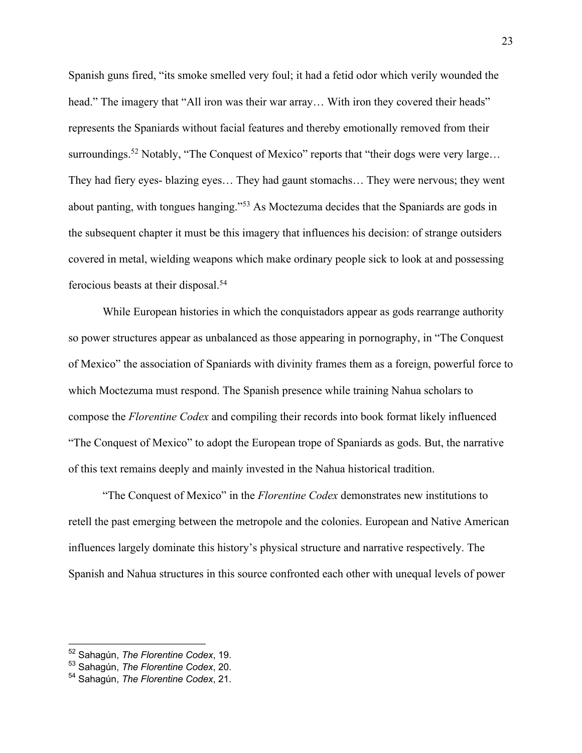Spanish guns fired, "its smoke smelled very foul; it had a fetid odor which verily wounded the head." The imagery that "All iron was their war array… With iron they covered their heads" represents the Spaniards without facial features and thereby emotionally removed from their surroundings.[52] Notably, "The Conquest of Mexico" reports that "their dogs were very large… They had fiery eyes- blazing eyes… They had gaunt stomachs… They were nervous; they went about panting, with tongues hanging."[53] As Moctezuma decides that the Spaniards are gods in the subsequent chapter it must be this imagery that influences his decision: of strange outsiders covered in metal, wielding weapons which make ordinary people sick to look at and possessing ferocious beasts at their disposal.[54]

While European histories in which the conquistadors appear as gods rearrange authority so power structures appear as unbalanced as those appearing in pornography, in "The Conquest of Mexico" the association of Spaniards with divinity frames them as a foreign, powerful force to which Moctezuma must respond. The Spanish presence while training Nahua scholars to compose the *Florentine Codex* and compiling their records into book format likely influenced "The Conquest of Mexico" to adopt the European trope of Spaniards as gods. But, the narrative of this text remains deeply and mainly invested in the Nahua historical tradition.

"The Conquest of Mexico" in the *Florentine Codex* demonstrates new institutions to retell the past emerging between the metropole and the colonies. European and Native American influences largely dominate this history's physical structure and narrative respectively. The Spanish and Nahua structures in this source confronted each other with unequal levels of power

---

[52] Sahagún, *The Florentine Codex*, 19.

[53] Sahagún, *The Florentine Codex*, 20.

[54] Sahagún, *The Florentine Codex*, 21.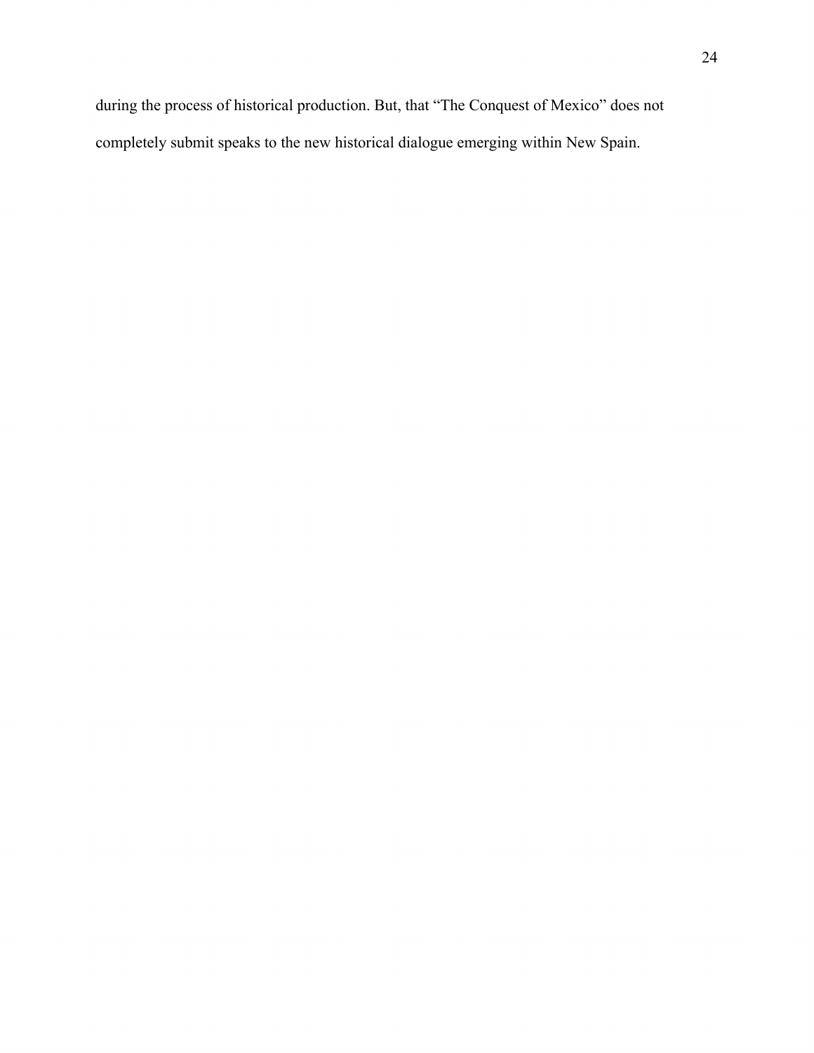during the process of historical production. But, that “The Conquest of Mexico” does not completely submit speaks to the new historical dialogue emerging within New Spain.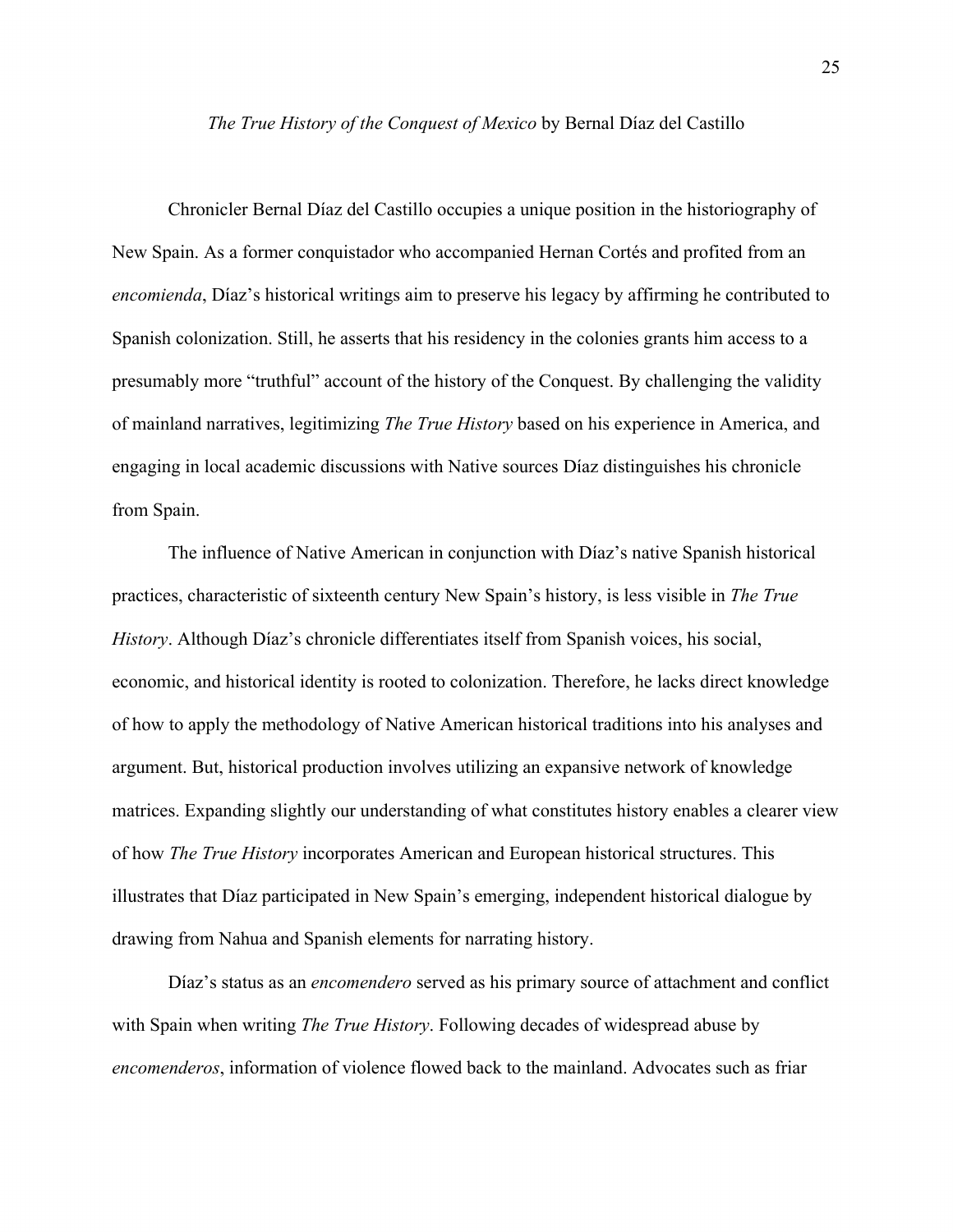## *The True History of the Conquest of Mexico* by Bernal Díaz del Castillo

Chronicler Bernal Díaz del Castillo occupies a unique position in the historiography of New Spain. As a former conquistador who accompanied Hernan Cortés and profited from an *encomienda*, Díaz's historical writings aim to preserve his legacy by affirming he contributed to Spanish colonization. Still, he asserts that his residency in the colonies grants him access to a presumably more "truthful" account of the history of the Conquest. By challenging the validity of mainland narratives, legitimizing *The True History* based on his experience in America, and engaging in local academic discussions with Native sources Díaz distinguishes his chronicle from Spain.

The influence of Native American in conjunction with Díaz's native Spanish historical practices, characteristic of sixteenth century New Spain's history, is less visible in *The True History*. Although Díaz's chronicle differentiates itself from Spanish voices, his social, economic, and historical identity is rooted to colonization. Therefore, he lacks direct knowledge of how to apply the methodology of Native American historical traditions into his analyses and argument. But, historical production involves utilizing an expansive network of knowledge matrices. Expanding slightly our understanding of what constitutes history enables a clearer view of how *The True History* incorporates American and European historical structures. This illustrates that Díaz participated in New Spain's emerging, independent historical dialogue by drawing from Nahua and Spanish elements for narrating history.

Díaz's status as an *encomendero* served as his primary source of attachment and conflict with Spain when writing *The True History*. Following decades of widespread abuse by *encomenderos*, information of violence flowed back to the mainland. Advocates such as friar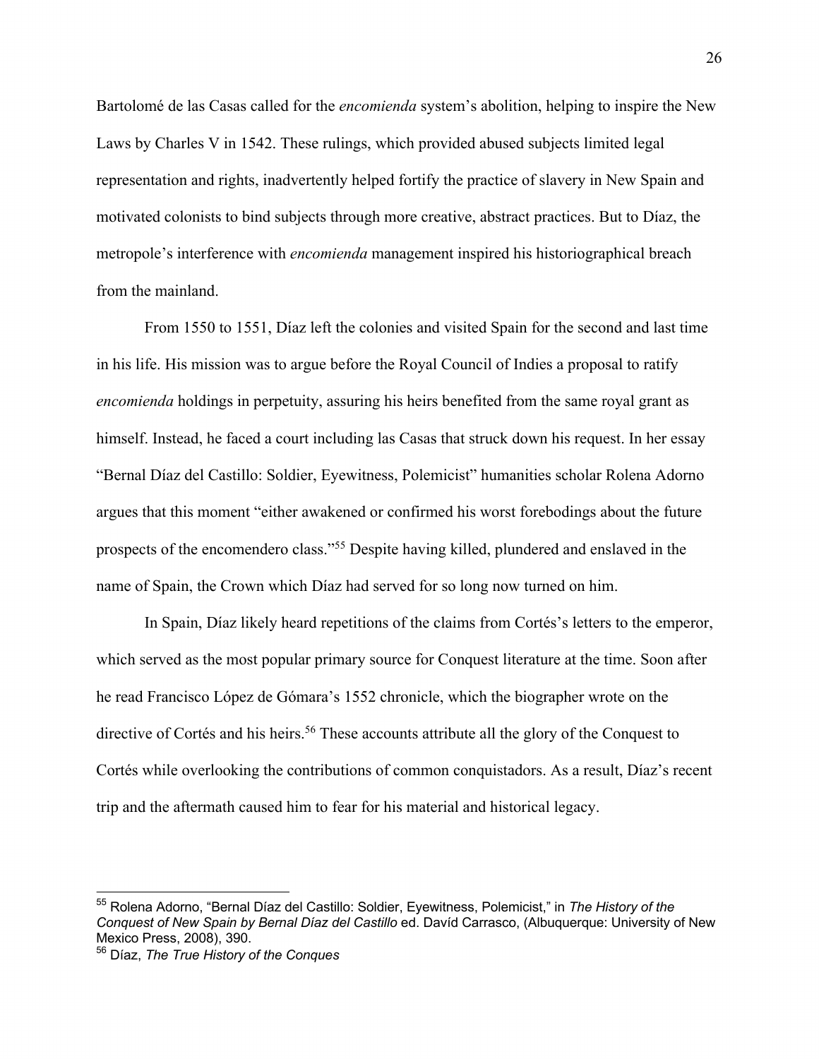Bartolomé de las Casas called for the *encomienda* system's abolition, helping to inspire the New Laws by Charles V in 1542. These rulings, which provided abused subjects limited legal representation and rights, inadvertently helped fortify the practice of slavery in New Spain and motivated colonists to bind subjects through more creative, abstract practices. But to Díaz, the metropole's interference with *encomienda* management inspired his historiographical breach from the mainland.

From 1550 to 1551, Díaz left the colonies and visited Spain for the second and last time in his life. His mission was to argue before the Royal Council of Indies a proposal to ratify *encomienda* holdings in perpetuity, assuring his heirs benefited from the same royal grant as himself. Instead, he faced a court including las Casas that struck down his request. In her essay "Bernal Díaz del Castillo: Soldier, Eyewitness, Polemicist" humanities scholar Rolena Adorno argues that this moment "either awakened or confirmed his worst forebodings about the future prospects of the encomendero class."[55] Despite having killed, plundered and enslaved in the name of Spain, the Crown which Díaz had served for so long now turned on him.

In Spain, Díaz likely heard repetitions of the claims from Cortés's letters to the emperor, which served as the most popular primary source for Conquest literature at the time. Soon after he read Francisco López de Gómara's 1552 chronicle, which the biographer wrote on the directive of Cortés and his heirs.[56] These accounts attribute all the glory of the Conquest to Cortés while overlooking the contributions of common conquistadors. As a result, Díaz's recent trip and the aftermath caused him to fear for his material and historical legacy.

---

[55] Rolena Adorno, "Bernal Díaz del Castillo: Soldier, Eyewitness, Polemicist," in *The History of the Conquest of New Spain by Bernal Díaz del Castillo* ed. Davíd Carrasco, (Albuquerque: University of New Mexico Press, 2008), 390.

[56] Díaz, *The True History of the Conques*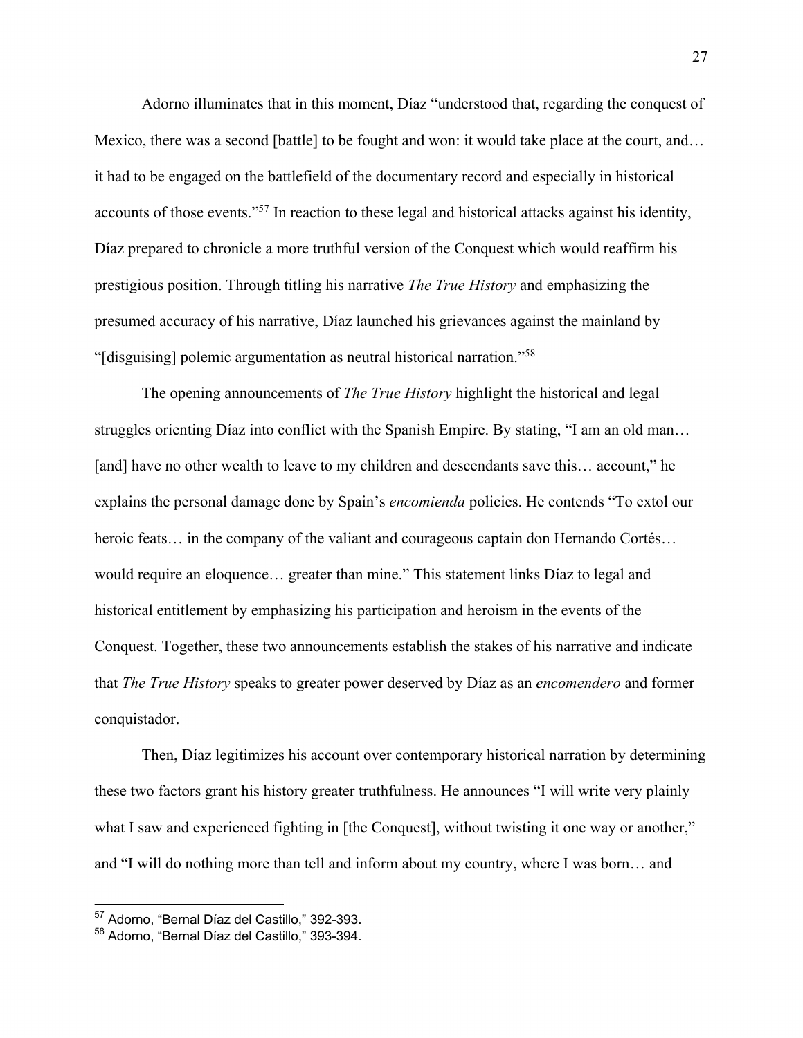Adorno illuminates that in this moment, Díaz "understood that, regarding the conquest of Mexico, there was a second [battle] to be fought and won: it would take place at the court, and… it had to be engaged on the battlefield of the documentary record and especially in historical accounts of those events."[57] In reaction to these legal and historical attacks against his identity, Díaz prepared to chronicle a more truthful version of the Conquest which would reaffirm his prestigious position. Through titling his narrative *The True History* and emphasizing the presumed accuracy of his narrative, Díaz launched his grievances against the mainland by "[disguising] polemic argumentation as neutral historical narration."[58]

The opening announcements of *The True History* highlight the historical and legal struggles orienting Díaz into conflict with the Spanish Empire. By stating, "I am an old man… [and] have no other wealth to leave to my children and descendants save this… account," he explains the personal damage done by Spain's *encomienda* policies. He contends "To extol our heroic feats… in the company of the valiant and courageous captain don Hernando Cortés… would require an eloquence… greater than mine." This statement links Díaz to legal and historical entitlement by emphasizing his participation and heroism in the events of the Conquest. Together, these two announcements establish the stakes of his narrative and indicate that *The True History* speaks to greater power deserved by Díaz as an *encomendero* and former conquistador.

Then, Díaz legitimizes his account over contemporary historical narration by determining these two factors grant his history greater truthfulness. He announces "I will write very plainly what I saw and experienced fighting in [the Conquest], without twisting it one way or another," and "I will do nothing more than tell and inform about my country, where I was born… and

---

[57] Adorno, "Bernal Díaz del Castillo," 392-393.

[58] Adorno, "Bernal Díaz del Castillo," 393-394.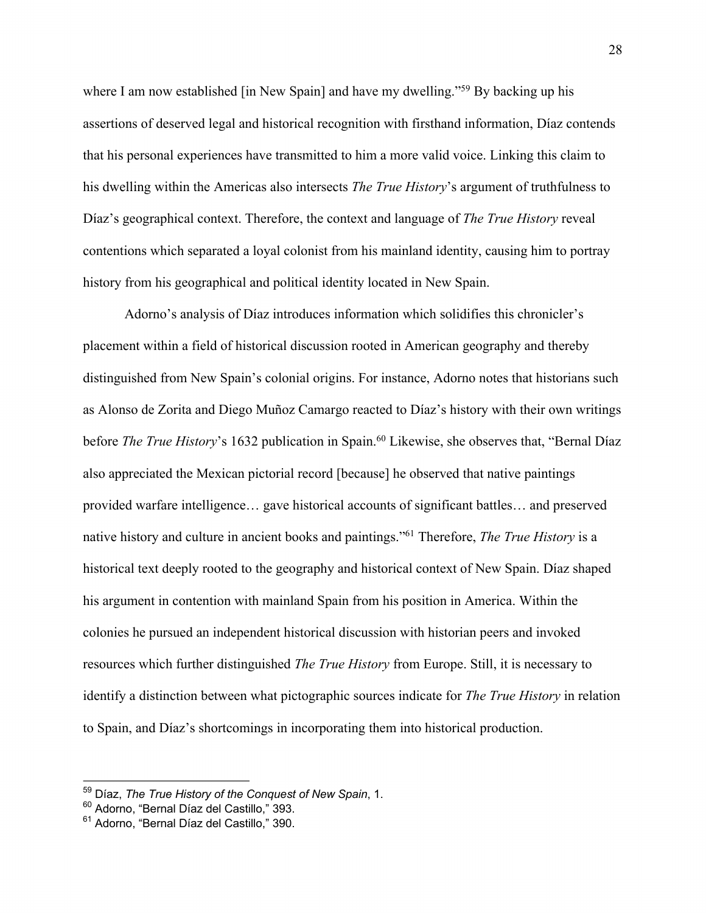where I am now established [in New Spain] and have my dwelling."[59] By backing up his assertions of deserved legal and historical recognition with firsthand information, Díaz contends that his personal experiences have transmitted to him a more valid voice. Linking this claim to his dwelling within the Americas also intersects *The True History*'s argument of truthfulness to Díaz's geographical context. Therefore, the context and language of *The True History* reveal contentions which separated a loyal colonist from his mainland identity, causing him to portray history from his geographical and political identity located in New Spain.

Adorno's analysis of Díaz introduces information which solidifies this chronicler's placement within a field of historical discussion rooted in American geography and thereby distinguished from New Spain's colonial origins. For instance, Adorno notes that historians such as Alonso de Zorita and Diego Muñoz Camargo reacted to Díaz's history with their own writings before *The True History*'s 1632 publication in Spain.[60] Likewise, she observes that, "Bernal Díaz also appreciated the Mexican pictorial record [because] he observed that native paintings provided warfare intelligence… gave historical accounts of significant battles… and preserved native history and culture in ancient books and paintings."[61] Therefore, *The True History* is a historical text deeply rooted to the geography and historical context of New Spain. Díaz shaped his argument in contention with mainland Spain from his position in America. Within the colonies he pursued an independent historical discussion with historian peers and invoked resources which further distinguished *The True History* from Europe. Still, it is necessary to identify a distinction between what pictographic sources indicate for *The True History* in relation to Spain, and Díaz's shortcomings in incorporating them into historical production.

---

[59] Díaz, *The True History of the Conquest of New Spain*, 1.

[60] Adorno, "Bernal Díaz del Castillo," 393.

[61] Adorno, "Bernal Díaz del Castillo," 390.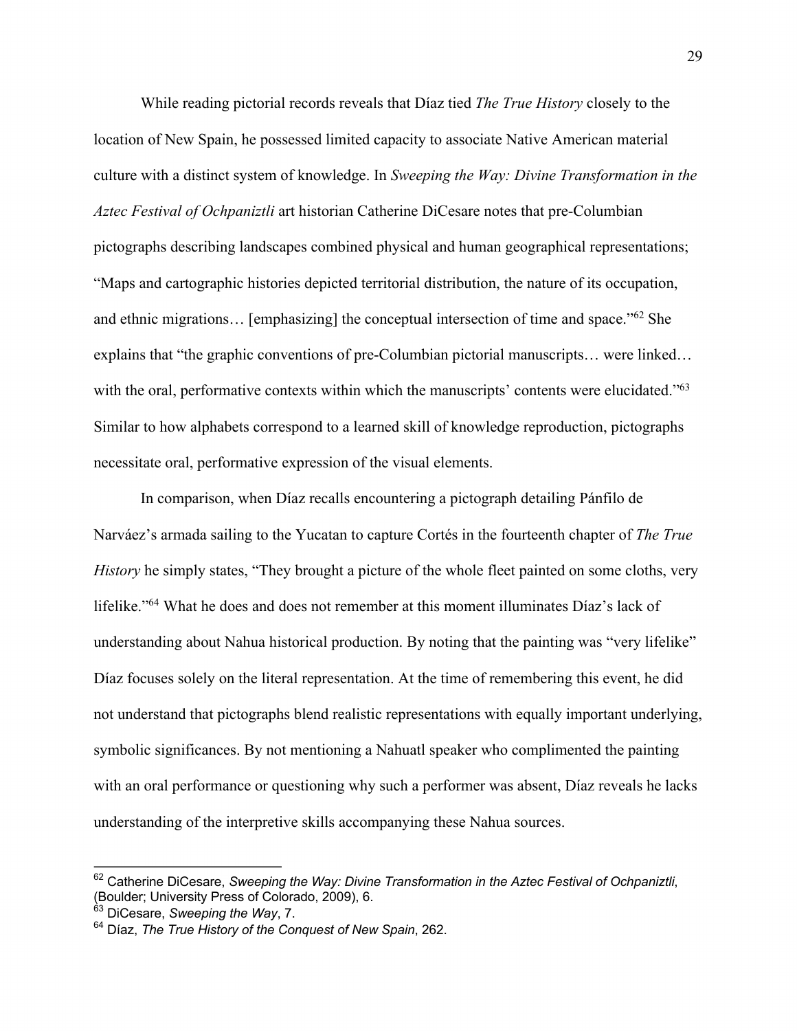While reading pictorial records reveals that Díaz tied *The True History* closely to the location of New Spain, he possessed limited capacity to associate Native American material culture with a distinct system of knowledge. In *Sweeping the Way: Divine Transformation in the Aztec Festival of Ochpaniztli* art historian Catherine DiCesare notes that pre-Columbian pictographs describing landscapes combined physical and human geographical representations; "Maps and cartographic histories depicted territorial distribution, the nature of its occupation, and ethnic migrations… [emphasizing] the conceptual intersection of time and space."[62] She explains that "the graphic conventions of pre-Columbian pictorial manuscripts… were linked… with the oral, performative contexts within which the manuscripts' contents were elucidated."[63] Similar to how alphabets correspond to a learned skill of knowledge reproduction, pictographs necessitate oral, performative expression of the visual elements.

In comparison, when Díaz recalls encountering a pictograph detailing Pánfilo de Narváez's armada sailing to the Yucatan to capture Cortés in the fourteenth chapter of *The True History* he simply states, "They brought a picture of the whole fleet painted on some cloths, very lifelike."[64] What he does and does not remember at this moment illuminates Díaz's lack of understanding about Nahua historical production. By noting that the painting was "very lifelike" Díaz focuses solely on the literal representation. At the time of remembering this event, he did not understand that pictographs blend realistic representations with equally important underlying, symbolic significances. By not mentioning a Nahuatl speaker who complimented the painting with an oral performance or questioning why such a performer was absent, Díaz reveals he lacks understanding of the interpretive skills accompanying these Nahua sources.

---

[62] Catherine DiCesare, *Sweeping the Way: Divine Transformation in the Aztec Festival of Ochpaniztli*, (Boulder; University Press of Colorado, 2009), 6.

[63] DiCesare, *Sweeping the Way*, 7.

[64] Díaz, *The True History of the Conquest of New Spain*, 262.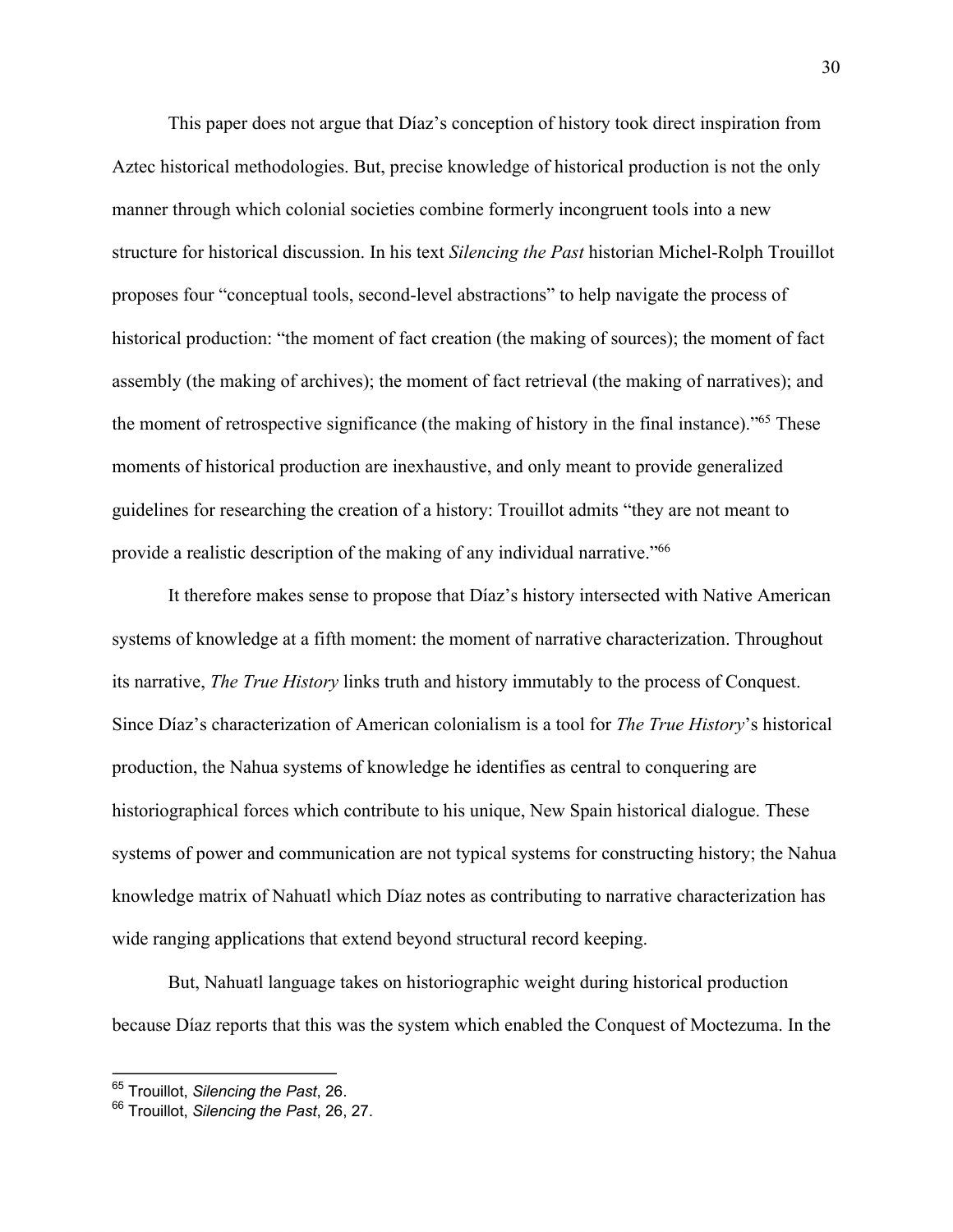This paper does not argue that Díaz's conception of history took direct inspiration from Aztec historical methodologies. But, precise knowledge of historical production is not the only manner through which colonial societies combine formerly incongruent tools into a new structure for historical discussion. In his text *Silencing the Past* historian Michel-Rolph Trouillot proposes four "conceptual tools, second-level abstractions" to help navigate the process of historical production: "the moment of fact creation (the making of sources); the moment of fact assembly (the making of archives); the moment of fact retrieval (the making of narratives); and the moment of retrospective significance (the making of history in the final instance)."[65] These moments of historical production are inexhaustive, and only meant to provide generalized guidelines for researching the creation of a history: Trouillot admits "they are not meant to provide a realistic description of the making of any individual narrative."[66]

It therefore makes sense to propose that Díaz's history intersected with Native American systems of knowledge at a fifth moment: the moment of narrative characterization. Throughout its narrative, *The True History* links truth and history immutably to the process of Conquest. Since Díaz's characterization of American colonialism is a tool for *The True History*'s historical production, the Nahua systems of knowledge he identifies as central to conquering are historiographical forces which contribute to his unique, New Spain historical dialogue. These systems of power and communication are not typical systems for constructing history; the Nahua knowledge matrix of Nahuatl which Díaz notes as contributing to narrative characterization has wide ranging applications that extend beyond structural record keeping.

But, Nahuatl language takes on historiographic weight during historical production because Díaz reports that this was the system which enabled the Conquest of Moctezuma. In the

---

[65] Trouillot, *Silencing the Past*, 26.

[66] Trouillot, *Silencing the Past*, 26, 27.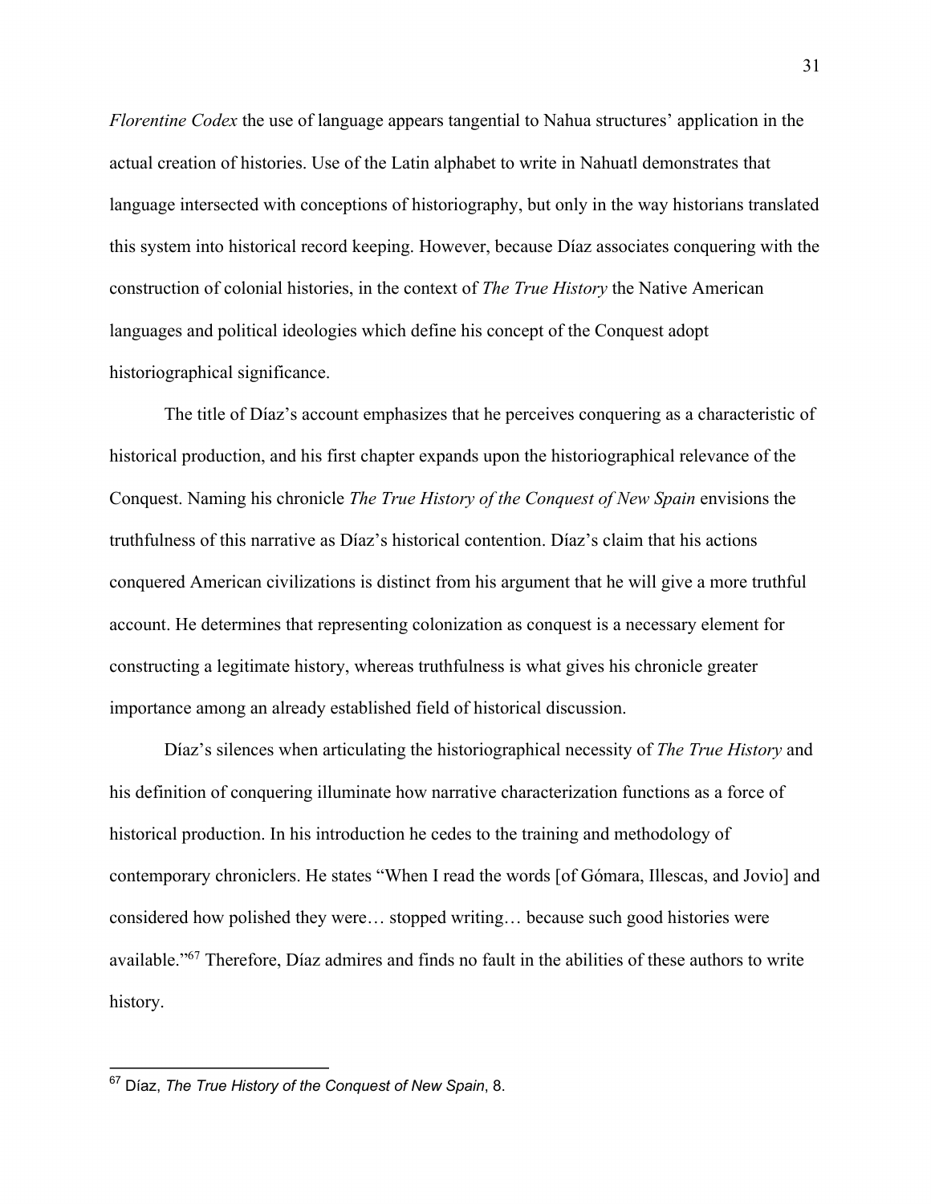*Florentine Codex* the use of language appears tangential to Nahua structures' application in the actual creation of histories. Use of the Latin alphabet to write in Nahuatl demonstrates that language intersected with conceptions of historiography, but only in the way historians translated this system into historical record keeping. However, because Díaz associates conquering with the construction of colonial histories, in the context of *The True History* the Native American languages and political ideologies which define his concept of the Conquest adopt historiographical significance.

The title of Díaz's account emphasizes that he perceives conquering as a characteristic of historical production, and his first chapter expands upon the historiographical relevance of the Conquest. Naming his chronicle *The True History of the Conquest of New Spain* envisions the truthfulness of this narrative as Díaz's historical contention. Díaz's claim that his actions conquered American civilizations is distinct from his argument that he will give a more truthful account. He determines that representing colonization as conquest is a necessary element for constructing a legitimate history, whereas truthfulness is what gives his chronicle greater importance among an already established field of historical discussion.

Díaz's silences when articulating the historiographical necessity of *The True History* and his definition of conquering illuminate how narrative characterization functions as a force of historical production. In his introduction he cedes to the training and methodology of contemporary chroniclers. He states "When I read the words [of Gómara, Illescas, and Jovio] and considered how polished they were… stopped writing… because such good histories were available."[67] Therefore, Díaz admires and finds no fault in the abilities of these authors to write history.

---

[67] Díaz, *The True History of the Conquest of New Spain*, 8.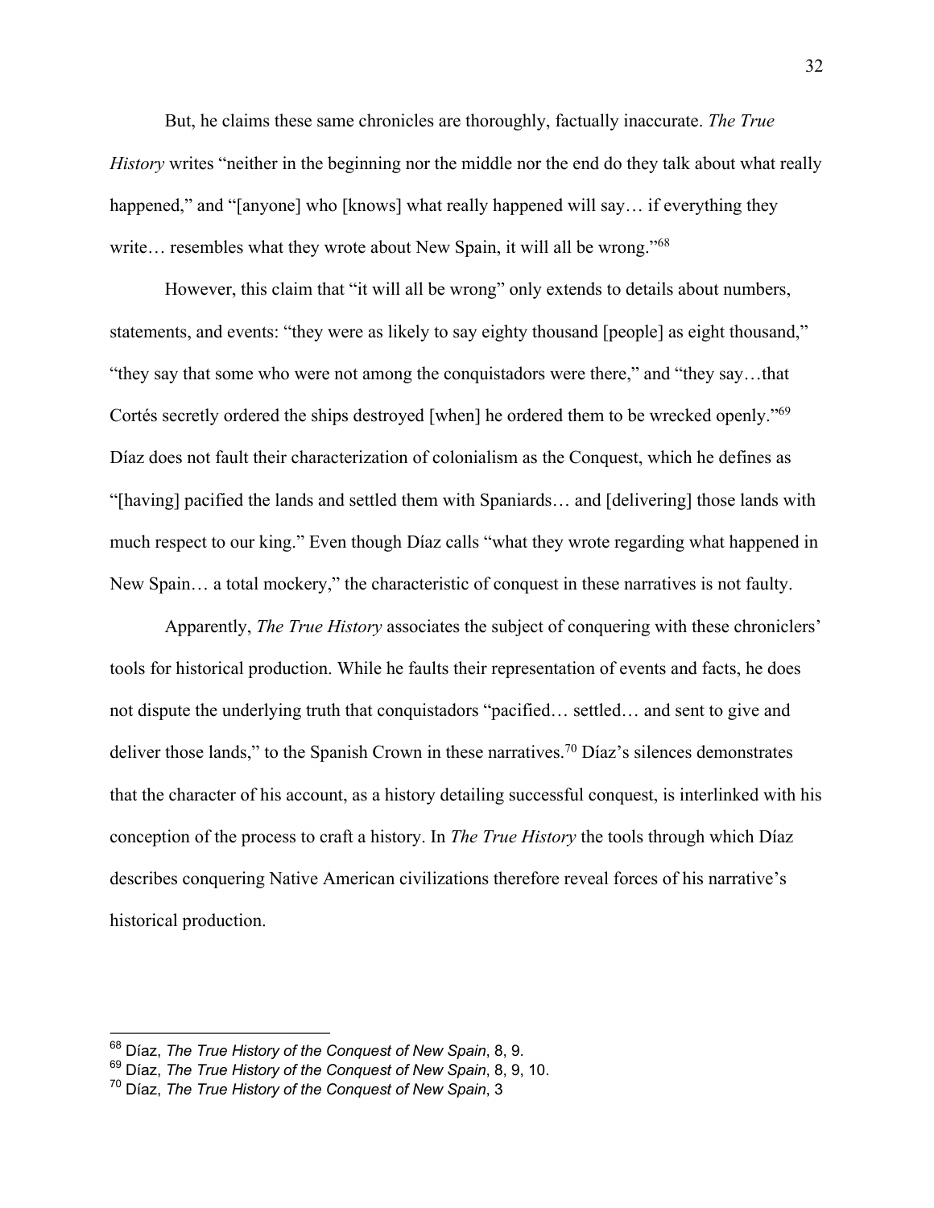But, he claims these same chronicles are thoroughly, factually inaccurate. *The True History* writes "neither in the beginning nor the middle nor the end do they talk about what really happened," and "[anyone] who [knows] what really happened will say… if everything they write… resembles what they wrote about New Spain, it will all be wrong."[68]

However, this claim that "it will all be wrong" only extends to details about numbers, statements, and events: "they were as likely to say eighty thousand [people] as eight thousand," "they say that some who were not among the conquistadors were there," and "they say…that Cortés secretly ordered the ships destroyed [when] he ordered them to be wrecked openly."[69] Díaz does not fault their characterization of colonialism as the Conquest, which he defines as "[having] pacified the lands and settled them with Spaniards… and [delivering] those lands with much respect to our king." Even though Díaz calls "what they wrote regarding what happened in New Spain… a total mockery," the characteristic of conquest in these narratives is not faulty.

Apparently, *The True History* associates the subject of conquering with these chroniclers' tools for historical production. While he faults their representation of events and facts, he does not dispute the underlying truth that conquistadors "pacified… settled… and sent to give and deliver those lands," to the Spanish Crown in these narratives.[70] Díaz's silences demonstrates that the character of his account, as a history detailing successful conquest, is interlinked with his conception of the process to craft a history. In *The True History* the tools through which Díaz describes conquering Native American civilizations therefore reveal forces of his narrative's historical production.

---

[68] Díaz, *The True History of the Conquest of New Spain*, 8, 9.
[69] Díaz, *The True History of the Conquest of New Spain*, 8, 9, 10.
[70] Díaz, *The True History of the Conquest of New Spain*, 3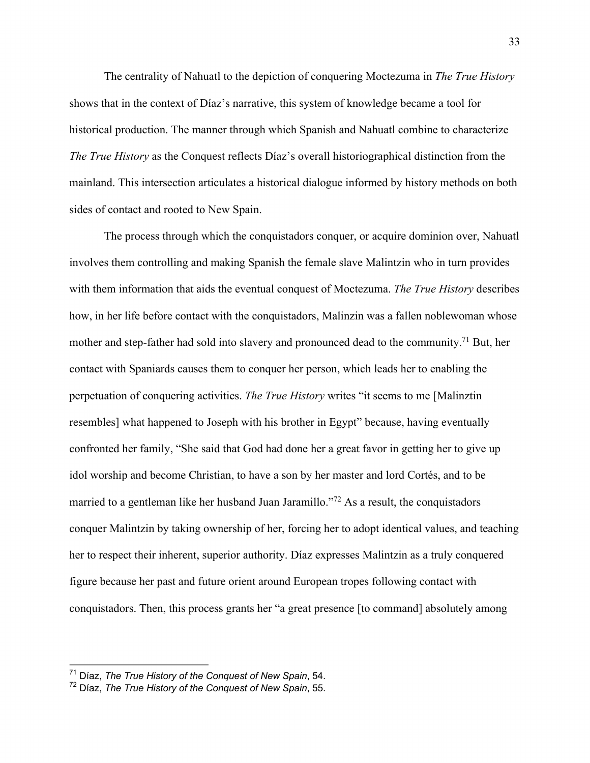The centrality of Nahuatl to the depiction of conquering Moctezuma in *The True History* shows that in the context of Díaz's narrative, this system of knowledge became a tool for historical production. The manner through which Spanish and Nahuatl combine to characterize *The True History* as the Conquest reflects Díaz's overall historiographical distinction from the mainland. This intersection articulates a historical dialogue informed by history methods on both sides of contact and rooted to New Spain.

The process through which the conquistadors conquer, or acquire dominion over, Nahuatl involves them controlling and making Spanish the female slave Malintzin who in turn provides with them information that aids the eventual conquest of Moctezuma. *The True History* describes how, in her life before contact with the conquistadors, Malinzin was a fallen noblewoman whose mother and step-father had sold into slavery and pronounced dead to the community.[71] But, her contact with Spaniards causes them to conquer her person, which leads her to enabling the perpetuation of conquering activities. *The True History* writes "it seems to me [Malinztin resembles] what happened to Joseph with his brother in Egypt" because, having eventually confronted her family, "She said that God had done her a great favor in getting her to give up idol worship and become Christian, to have a son by her master and lord Cortés, and to be married to a gentleman like her husband Juan Jaramillo."[72] As a result, the conquistadors conquer Malintzin by taking ownership of her, forcing her to adopt identical values, and teaching her to respect their inherent, superior authority. Díaz expresses Malintzin as a truly conquered figure because her past and future orient around European tropes following contact with conquistadors. Then, this process grants her "a great presence [to command] absolutely among

[71] Díaz, *The True History of the Conquest of New Spain*, 54.
[72] Díaz, *The True History of the Conquest of New Spain*, 55.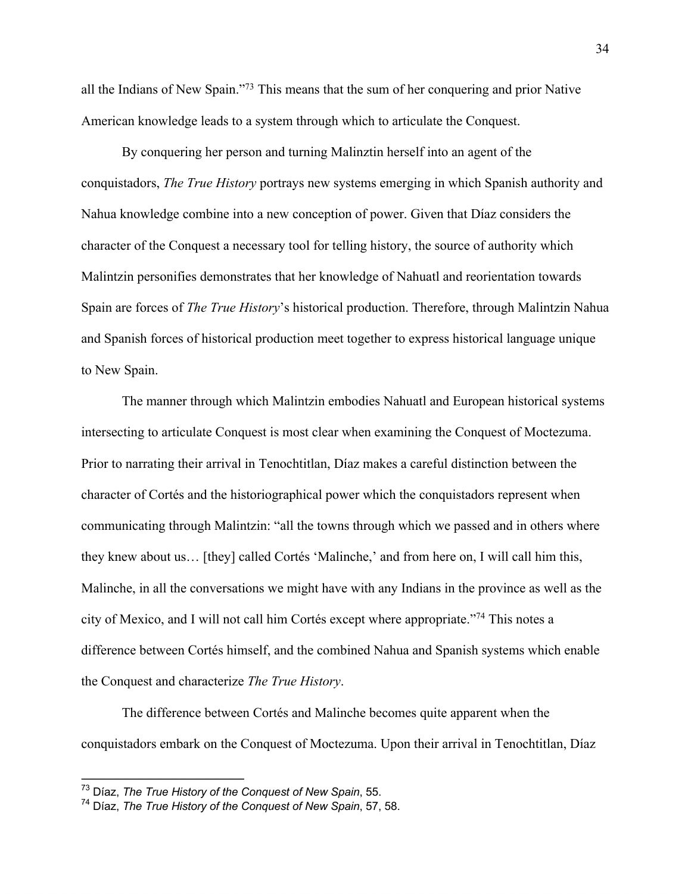all the Indians of New Spain."[73] This means that the sum of her conquering and prior Native American knowledge leads to a system through which to articulate the Conquest.

By conquering her person and turning Malinztin herself into an agent of the conquistadors, *The True History* portrays new systems emerging in which Spanish authority and Nahua knowledge combine into a new conception of power. Given that Díaz considers the character of the Conquest a necessary tool for telling history, the source of authority which Malintzin personifies demonstrates that her knowledge of Nahuatl and reorientation towards Spain are forces of *The True History*'s historical production. Therefore, through Malintzin Nahua and Spanish forces of historical production meet together to express historical language unique to New Spain.

The manner through which Malintzin embodies Nahuatl and European historical systems intersecting to articulate Conquest is most clear when examining the Conquest of Moctezuma. Prior to narrating their arrival in Tenochtitlan, Díaz makes a careful distinction between the character of Cortés and the historiographical power which the conquistadors represent when communicating through Malintzin: "all the towns through which we passed and in others where they knew about us… [they] called Cortés 'Malinche,' and from here on, I will call him this, Malinche, in all the conversations we might have with any Indians in the province as well as the city of Mexico, and I will not call him Cortés except where appropriate."[74] This notes a difference between Cortés himself, and the combined Nahua and Spanish systems which enable the Conquest and characterize *The True History*.

The difference between Cortés and Malinche becomes quite apparent when the conquistadors embark on the Conquest of Moctezuma. Upon their arrival in Tenochtitlan, Díaz

---

[73] Díaz, *The True History of the Conquest of New Spain*, 55.

[74] Díaz, *The True History of the Conquest of New Spain*, 57, 58.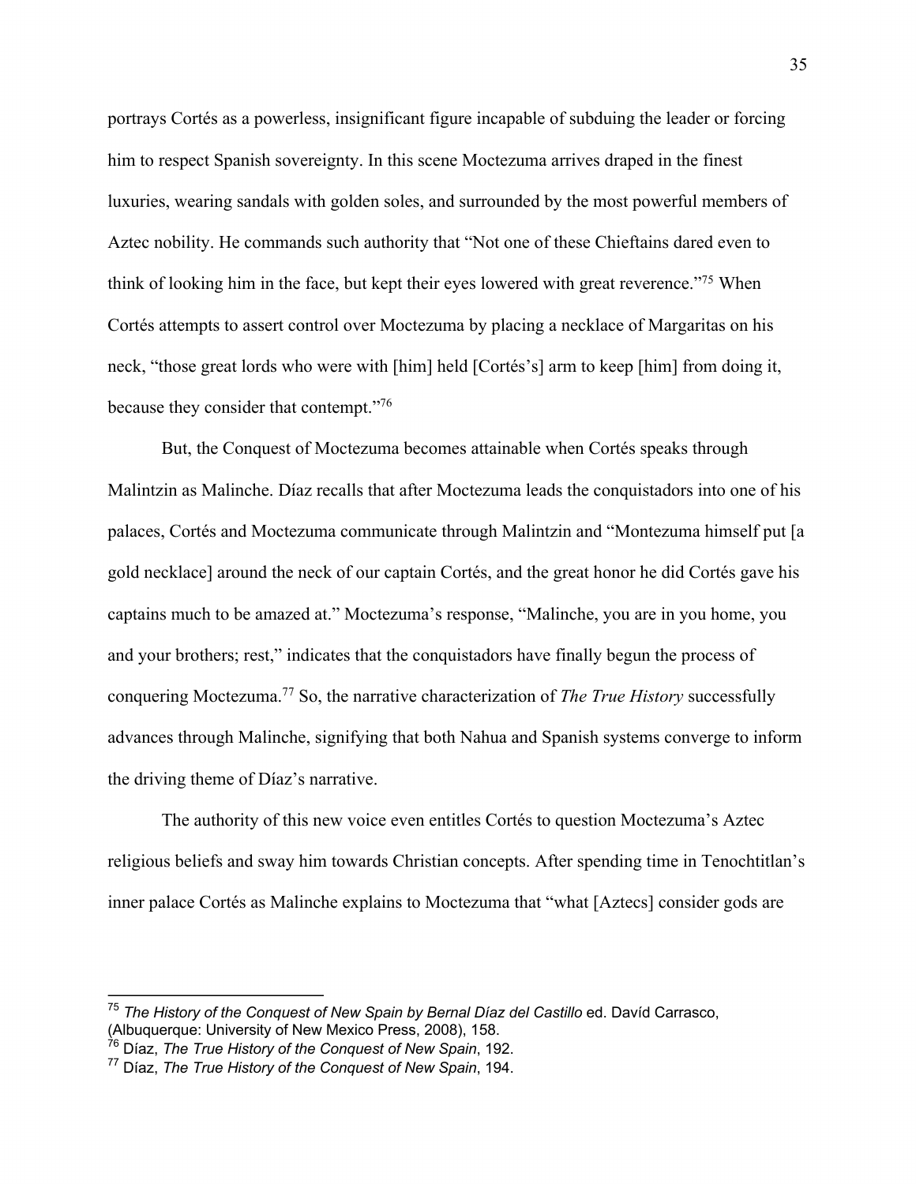portrays Cortés as a powerless, insignificant figure incapable of subduing the leader or forcing him to respect Spanish sovereignty. In this scene Moctezuma arrives draped in the finest luxuries, wearing sandals with golden soles, and surrounded by the most powerful members of Aztec nobility. He commands such authority that "Not one of these Chieftains dared even to think of looking him in the face, but kept their eyes lowered with great reverence."[75] When Cortés attempts to assert control over Moctezuma by placing a necklace of Margaritas on his neck, "those great lords who were with [him] held [Cortés's] arm to keep [him] from doing it, because they consider that contempt."[76]

But, the Conquest of Moctezuma becomes attainable when Cortés speaks through Malintzin as Malinche. Díaz recalls that after Moctezuma leads the conquistadors into one of his palaces, Cortés and Moctezuma communicate through Malintzin and "Montezuma himself put [a gold necklace] around the neck of our captain Cortés, and the great honor he did Cortés gave his captains much to be amazed at." Moctezuma's response, "Malinche, you are in you home, you and your brothers; rest," indicates that the conquistadors have finally begun the process of conquering Moctezuma.[77] So, the narrative characterization of *The True History* successfully advances through Malinche, signifying that both Nahua and Spanish systems converge to inform the driving theme of Díaz's narrative.

The authority of this new voice even entitles Cortés to question Moctezuma's Aztec religious beliefs and sway him towards Christian concepts. After spending time in Tenochtitlan's inner palace Cortés as Malinche explains to Moctezuma that "what [Aztecs] consider gods are

---

[75] *The History of the Conquest of New Spain by Bernal Díaz del Castillo* ed. Davíd Carrasco, (Albuquerque: University of New Mexico Press, 2008), 158.

[76] Díaz, *The True History of the Conquest of New Spain*, 192.

[77] Díaz, *The True History of the Conquest of New Spain*, 194.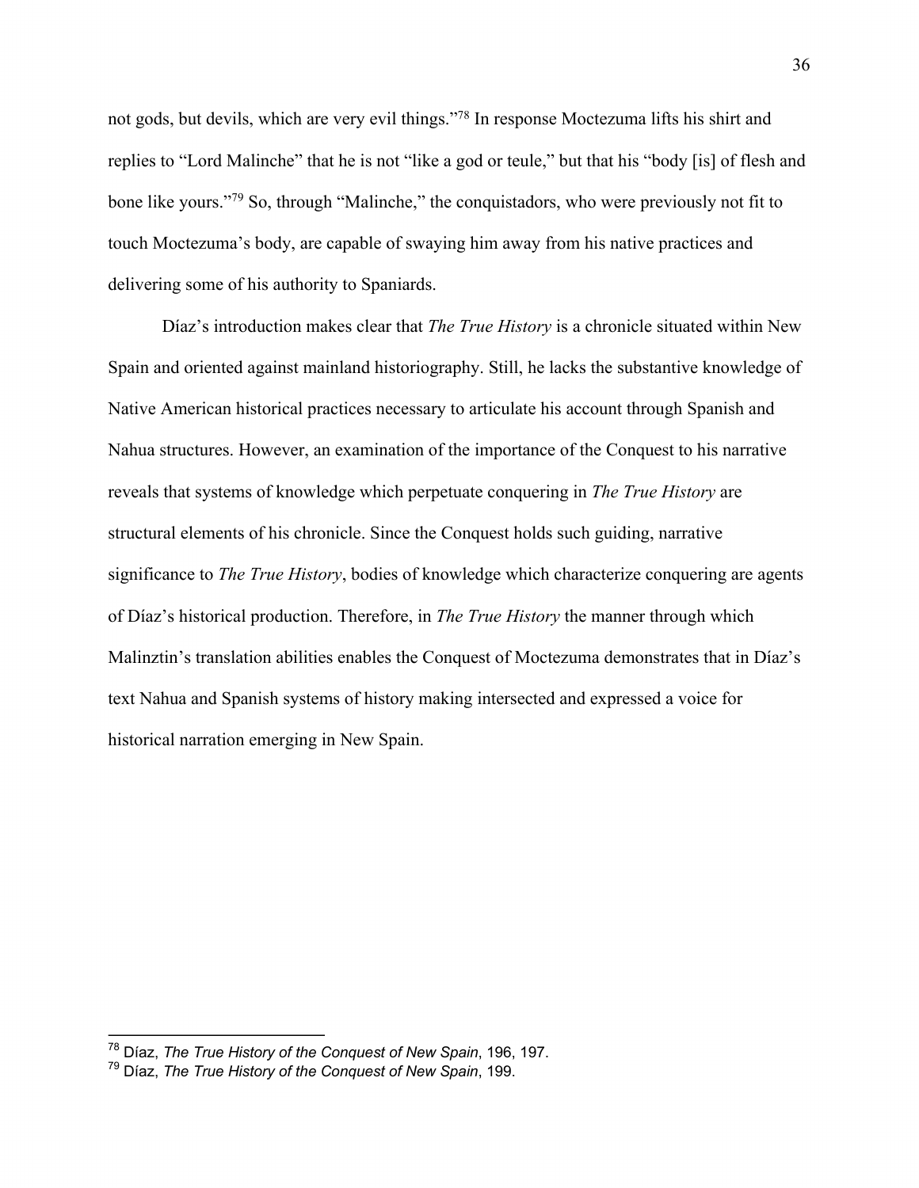not gods, but devils, which are very evil things."[78] In response Moctezuma lifts his shirt and replies to "Lord Malinche" that he is not "like a god or teule," but that his "body [is] of flesh and bone like yours."[79] So, through "Malinche," the conquistadors, who were previously not fit to touch Moctezuma's body, are capable of swaying him away from his native practices and delivering some of his authority to Spaniards.

Díaz's introduction makes clear that *The True History* is a chronicle situated within New Spain and oriented against mainland historiography. Still, he lacks the substantive knowledge of Native American historical practices necessary to articulate his account through Spanish and Nahua structures. However, an examination of the importance of the Conquest to his narrative reveals that systems of knowledge which perpetuate conquering in *The True History* are structural elements of his chronicle. Since the Conquest holds such guiding, narrative significance to *The True History*, bodies of knowledge which characterize conquering are agents of Díaz's historical production. Therefore, in *The True History* the manner through which Malinztin's translation abilities enables the Conquest of Moctezuma demonstrates that in Díaz's text Nahua and Spanish systems of history making intersected and expressed a voice for historical narration emerging in New Spain.

---

[78] Díaz, *The True History of the Conquest of New Spain*, 196, 197.

[79] Díaz, *The True History of the Conquest of New Spain*, 199.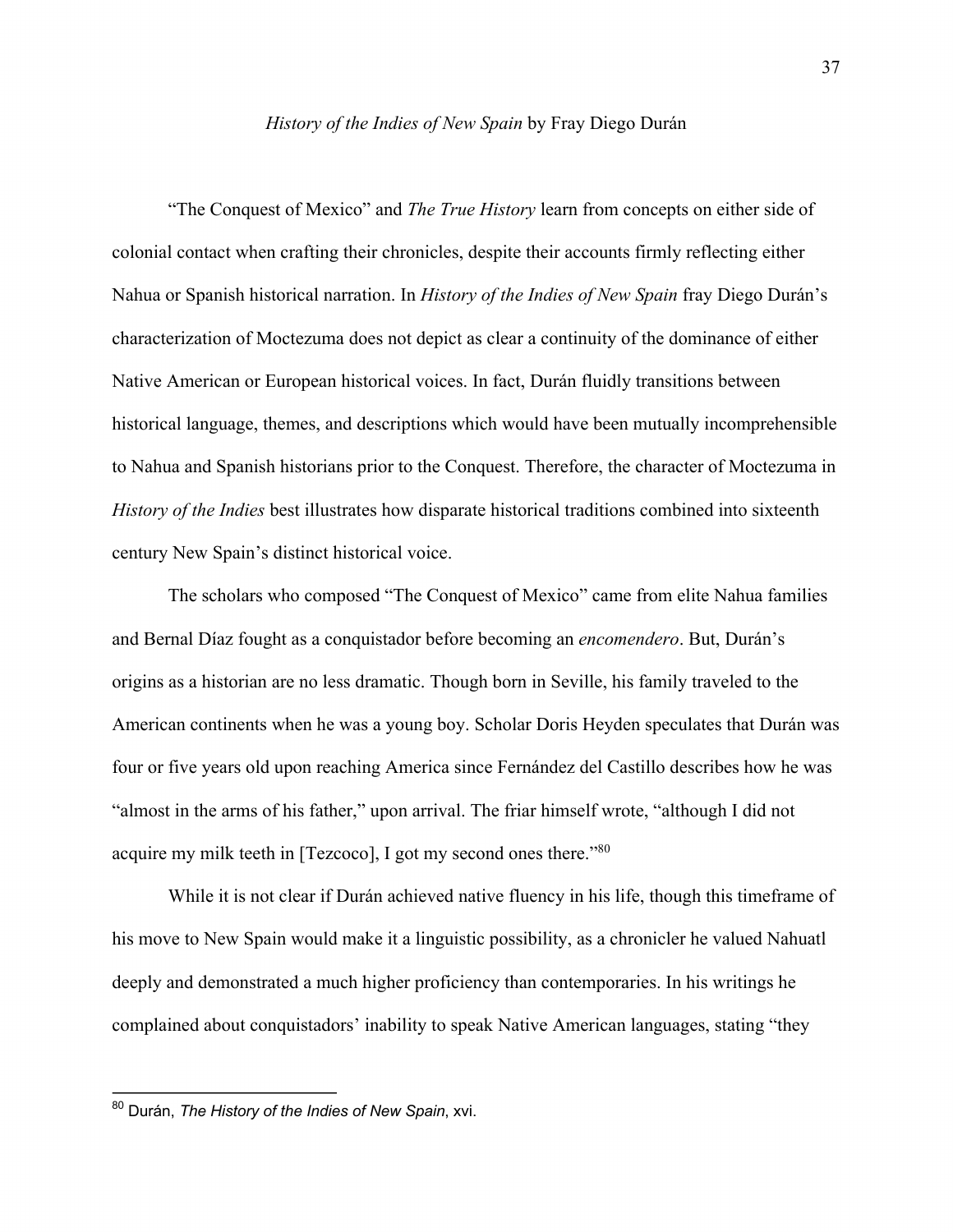## *History of the Indies of New Spain* by Fray Diego Durán

"The Conquest of Mexico" and *The True History* learn from concepts on either side of colonial contact when crafting their chronicles, despite their accounts firmly reflecting either Nahua or Spanish historical narration. In *History of the Indies of New Spain* fray Diego Durán's characterization of Moctezuma does not depict as clear a continuity of the dominance of either Native American or European historical voices. In fact, Durán fluidly transitions between historical language, themes, and descriptions which would have been mutually incomprehensible to Nahua and Spanish historians prior to the Conquest. Therefore, the character of Moctezuma in *History of the Indies* best illustrates how disparate historical traditions combined into sixteenth century New Spain's distinct historical voice.

The scholars who composed "The Conquest of Mexico" came from elite Nahua families and Bernal Díaz fought as a conquistador before becoming an *encomendero*. But, Durán's origins as a historian are no less dramatic. Though born in Seville, his family traveled to the American continents when he was a young boy. Scholar Doris Heyden speculates that Durán was four or five years old upon reaching America since Fernández del Castillo describes how he was "almost in the arms of his father," upon arrival. The friar himself wrote, "although I did not acquire my milk teeth in [Tezcoco], I got my second ones there."[80]

While it is not clear if Durán achieved native fluency in his life, though this timeframe of his move to New Spain would make it a linguistic possibility, as a chronicler he valued Nahuatl deeply and demonstrated a much higher proficiency than contemporaries. In his writings he complained about conquistadors' inability to speak Native American languages, stating "they

---

[80] Durán, *The History of the Indies of New Spain*, xvi.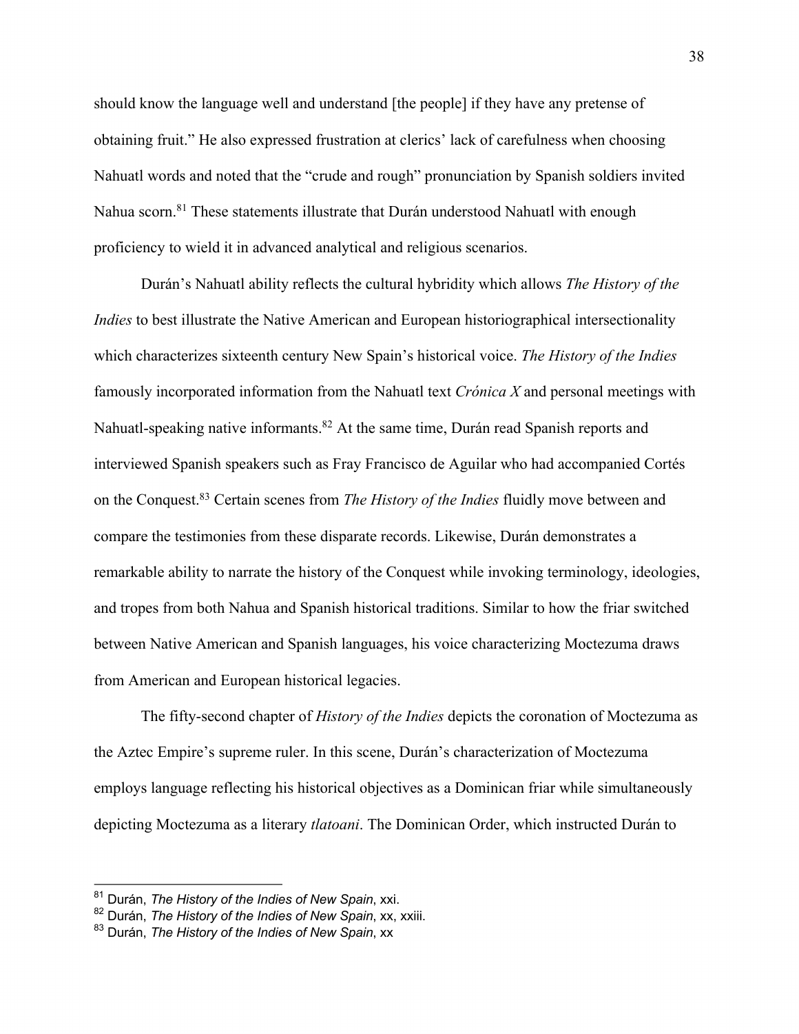should know the language well and understand [the people] if they have any pretense of obtaining fruit." He also expressed frustration at clerics' lack of carefulness when choosing Nahuatl words and noted that the "crude and rough" pronunciation by Spanish soldiers invited Nahua scorn.[81] These statements illustrate that Durán understood Nahuatl with enough proficiency to wield it in advanced analytical and religious scenarios.

Durán's Nahuatl ability reflects the cultural hybridity which allows *The History of the Indies* to best illustrate the Native American and European historiographical intersectionality which characterizes sixteenth century New Spain's historical voice. *The History of the Indies* famously incorporated information from the Nahuatl text *Crónica X* and personal meetings with Nahuatl-speaking native informants.[82] At the same time, Durán read Spanish reports and interviewed Spanish speakers such as Fray Francisco de Aguilar who had accompanied Cortés on the Conquest.[83] Certain scenes from *The History of the Indies* fluidly move between and compare the testimonies from these disparate records. Likewise, Durán demonstrates a remarkable ability to narrate the history of the Conquest while invoking terminology, ideologies, and tropes from both Nahua and Spanish historical traditions. Similar to how the friar switched between Native American and Spanish languages, his voice characterizing Moctezuma draws from American and European historical legacies.

The fifty-second chapter of *History of the Indies* depicts the coronation of Moctezuma as the Aztec Empire's supreme ruler. In this scene, Durán's characterization of Moctezuma employs language reflecting his historical objectives as a Dominican friar while simultaneously depicting Moctezuma as a literary *tlatoani*. The Dominican Order, which instructed Durán to

---

[81] Durán, *The History of the Indies of New Spain*, xxi.

[82] Durán, *The History of the Indies of New Spain*, xx, xxiii.

[83] Durán, *The History of the Indies of New Spain*, xx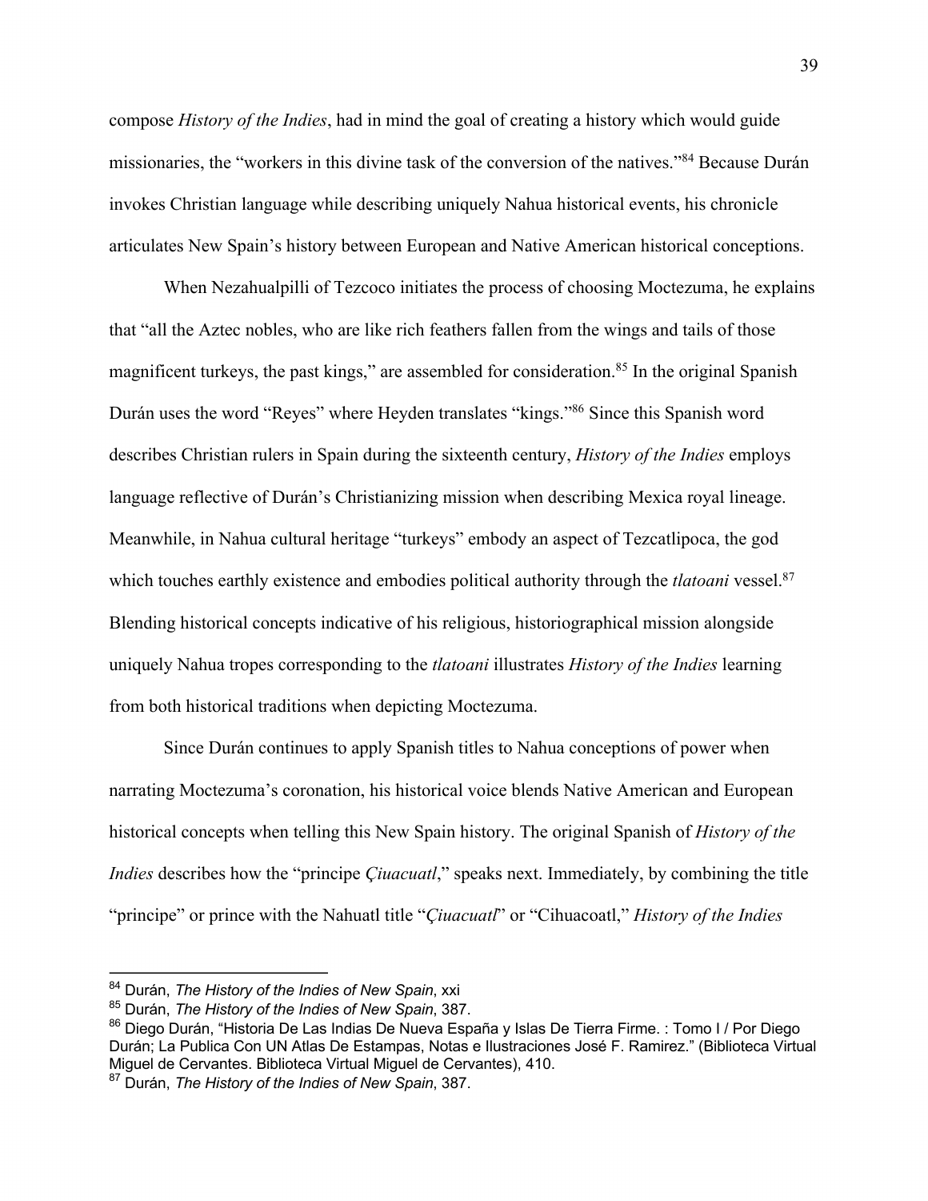compose *History of the Indies*, had in mind the goal of creating a history which would guide missionaries, the "workers in this divine task of the conversion of the natives."[84] Because Durán invokes Christian language while describing uniquely Nahua historical events, his chronicle articulates New Spain's history between European and Native American historical conceptions.

When Nezahualpilli of Tezcoco initiates the process of choosing Moctezuma, he explains that "all the Aztec nobles, who are like rich feathers fallen from the wings and tails of those magnificent turkeys, the past kings," are assembled for consideration.[85] In the original Spanish Durán uses the word "Reyes" where Heyden translates "kings."[86] Since this Spanish word describes Christian rulers in Spain during the sixteenth century, *History of the Indies* employs language reflective of Durán's Christianizing mission when describing Mexica royal lineage. Meanwhile, in Nahua cultural heritage "turkeys" embody an aspect of Tezcatlipoca, the god which touches earthly existence and embodies political authority through the *tlatoani* vessel.[87] Blending historical concepts indicative of his religious, historiographical mission alongside uniquely Nahua tropes corresponding to the *tlatoani* illustrates *History of the Indies* learning from both historical traditions when depicting Moctezuma.

Since Durán continues to apply Spanish titles to Nahua conceptions of power when narrating Moctezuma's coronation, his historical voice blends Native American and European historical concepts when telling this New Spain history. The original Spanish of *History of the Indies* describes how the "principe *Çiuacuatl*," speaks next. Immediately, by combining the title "principe" or prince with the Nahuatl title "*Çiuacuatl*" or "Cihuacoatl," *History of the Indies*

---

[84] Durán, *The History of the Indies of New Spain*, xxi

[85] Durán, *The History of the Indies of New Spain*, 387.

[86] Diego Durán, "Historia De Las Indias De Nueva España y Islas De Tierra Firme. : Tomo I / Por Diego Durán; La Publica Con UN Atlas De Estampas, Notas e Ilustraciones José F. Ramirez." (Biblioteca Virtual Miguel de Cervantes. Biblioteca Virtual Miguel de Cervantes), 410.

[87] Durán, *The History of the Indies of New Spain*, 387.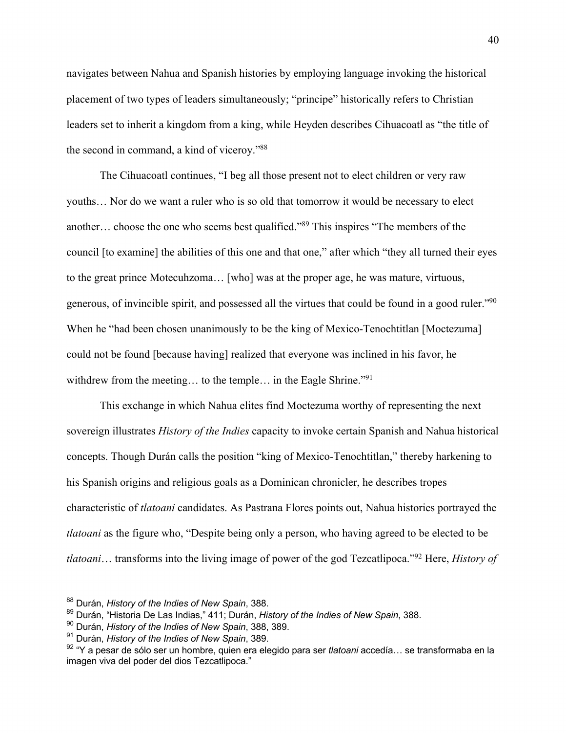navigates between Nahua and Spanish histories by employing language invoking the historical placement of two types of leaders simultaneously; "principe" historically refers to Christian leaders set to inherit a kingdom from a king, while Heyden describes Cihuacoatl as "the title of the second in command, a kind of viceroy."[88]

The Cihuacoatl continues, "I beg all those present not to elect children or very raw youths… Nor do we want a ruler who is so old that tomorrow it would be necessary to elect another… choose the one who seems best qualified."[89] This inspires "The members of the council [to examine] the abilities of this one and that one," after which "they all turned their eyes to the great prince Motecuhzoma… [who] was at the proper age, he was mature, virtuous, generous, of invincible spirit, and possessed all the virtues that could be found in a good ruler."[90] When he "had been chosen unanimously to be the king of Mexico-Tenochtitlan [Moctezuma] could not be found [because having] realized that everyone was inclined in his favor, he withdrew from the meeting… to the temple… in the Eagle Shrine."[91]

This exchange in which Nahua elites find Moctezuma worthy of representing the next sovereign illustrates *History of the Indies* capacity to invoke certain Spanish and Nahua historical concepts. Though Durán calls the position "king of Mexico-Tenochtitlan," thereby harkening to his Spanish origins and religious goals as a Dominican chronicler, he describes tropes characteristic of *tlatoani* candidates. As Pastrana Flores points out, Nahua histories portrayed the *tlatoani* as the figure who, "Despite being only a person, who having agreed to be elected to be *tlatoani*… transforms into the living image of power of the god Tezcatlipoca."[92] Here, *History of*

---

[88] Durán, *History of the Indies of New Spain*, 388.

[89] Durán, "Historia De Las Indias," 411; Durán, *History of the Indies of New Spain*, 388.

[90] Durán, *History of the Indies of New Spain*, 388, 389.

[91] Durán, *History of the Indies of New Spain*, 389.

[92] "Y a pesar de sólo ser un hombre, quien era elegido para ser *tlatoani* accedía… se transformaba en la imagen viva del poder del dios Tezcatlipoca."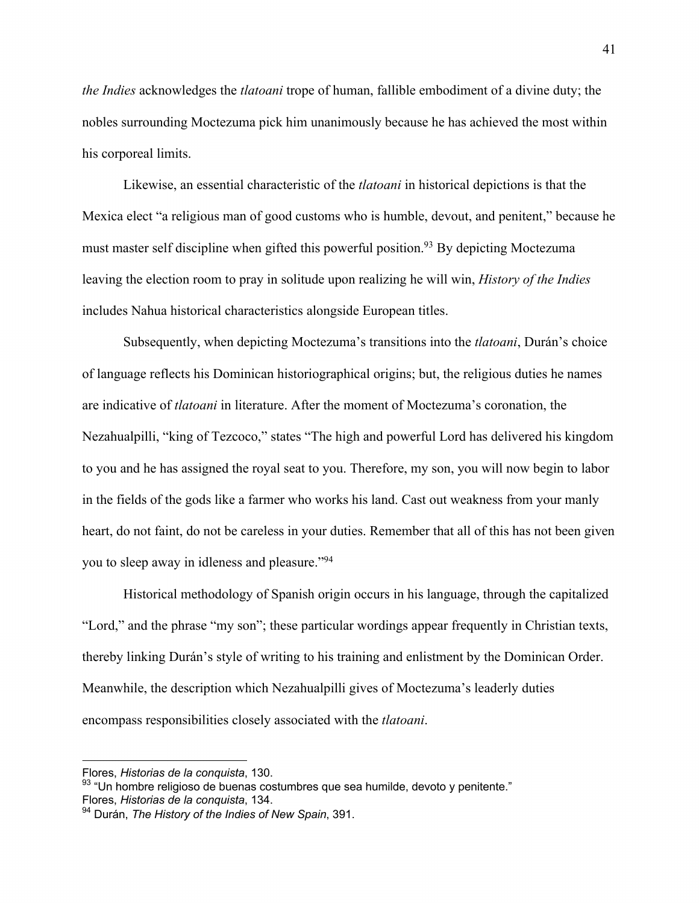*the Indies* acknowledges the *tlatoani* trope of human, fallible embodiment of a divine duty; the nobles surrounding Moctezuma pick him unanimously because he has achieved the most within his corporeal limits.

Likewise, an essential characteristic of the *tlatoani* in historical depictions is that the Mexica elect "a religious man of good customs who is humble, devout, and penitent," because he must master self discipline when gifted this powerful position.[93] By depicting Moctezuma leaving the election room to pray in solitude upon realizing he will win, *History of the Indies* includes Nahua historical characteristics alongside European titles.

Subsequently, when depicting Moctezuma's transitions into the *tlatoani*, Durán's choice of language reflects his Dominican historiographical origins; but, the religious duties he names are indicative of *tlatoani* in literature. After the moment of Moctezuma's coronation, the Nezahualpilli, "king of Tezcoco," states "The high and powerful Lord has delivered his kingdom to you and he has assigned the royal seat to you. Therefore, my son, you will now begin to labor in the fields of the gods like a farmer who works his land. Cast out weakness from your manly heart, do not faint, do not be careless in your duties. Remember that all of this has not been given you to sleep away in idleness and pleasure."[94]

Historical methodology of Spanish origin occurs in his language, through the capitalized "Lord," and the phrase "my son"; these particular wordings appear frequently in Christian texts, thereby linking Durán's style of writing to his training and enlistment by the Dominican Order. Meanwhile, the description which Nezahualpilli gives of Moctezuma's leaderly duties encompass responsibilities closely associated with the *tlatoani*.

---

Flores, *Historias de la conquista*, 130.

[93] "Un hombre religioso de buenas costumbres que sea humilde, devoto y penitente." Flores, *Historias de la conquista*, 134.

[94] Durán, *The History of the Indies of New Spain*, 391.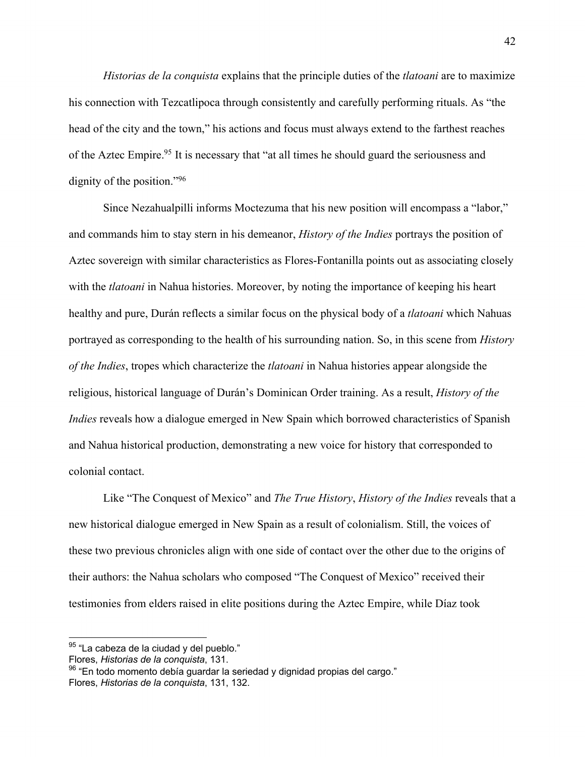*Historias de la conquista* explains that the principle duties of the *tlatoani* are to maximize his connection with Tezcatlipoca through consistently and carefully performing rituals. As "the head of the city and the town," his actions and focus must always extend to the farthest reaches of the Aztec Empire.[95] It is necessary that "at all times he should guard the seriousness and dignity of the position."[96]

Since Nezahualpilli informs Moctezuma that his new position will encompass a "labor," and commands him to stay stern in his demeanor, *History of the Indies* portrays the position of Aztec sovereign with similar characteristics as Flores-Fontanilla points out as associating closely with the *tlatoani* in Nahua histories. Moreover, by noting the importance of keeping his heart healthy and pure, Durán reflects a similar focus on the physical body of a *tlatoani* which Nahuas portrayed as corresponding to the health of his surrounding nation. So, in this scene from *History of the Indies*, tropes which characterize the *tlatoani* in Nahua histories appear alongside the religious, historical language of Durán's Dominican Order training. As a result, *History of the Indies* reveals how a dialogue emerged in New Spain which borrowed characteristics of Spanish and Nahua historical production, demonstrating a new voice for history that corresponded to colonial contact.

Like "The Conquest of Mexico" and *The True History*, *History of the Indies* reveals that a new historical dialogue emerged in New Spain as a result of colonialism. Still, the voices of these two previous chronicles align with one side of contact over the other due to the origins of their authors: the Nahua scholars who composed "The Conquest of Mexico" received their testimonies from elders raised in elite positions during the Aztec Empire, while Díaz took

---

[95] "La cabeza de la ciudad y del pueblo."
Flores, *Historias de la conquista*, 131.

[96] "En todo momento debía guardar la seriedad y dignidad propias del cargo."
Flores, *Historias de la conquista*, 131, 132.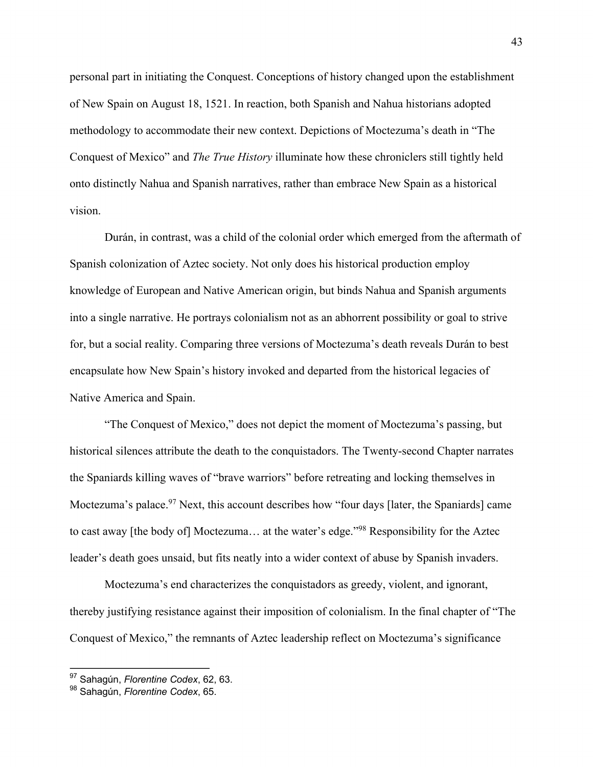personal part in initiating the Conquest. Conceptions of history changed upon the establishment of New Spain on August 18, 1521. In reaction, both Spanish and Nahua historians adopted methodology to accommodate their new context. Depictions of Moctezuma's death in "The Conquest of Mexico" and *The True History* illuminate how these chroniclers still tightly held onto distinctly Nahua and Spanish narratives, rather than embrace New Spain as a historical vision.

Durán, in contrast, was a child of the colonial order which emerged from the aftermath of Spanish colonization of Aztec society. Not only does his historical production employ knowledge of European and Native American origin, but binds Nahua and Spanish arguments into a single narrative. He portrays colonialism not as an abhorrent possibility or goal to strive for, but a social reality. Comparing three versions of Moctezuma's death reveals Durán to best encapsulate how New Spain's history invoked and departed from the historical legacies of Native America and Spain.

"The Conquest of Mexico," does not depict the moment of Moctezuma's passing, but historical silences attribute the death to the conquistadors. The Twenty-second Chapter narrates the Spaniards killing waves of "brave warriors" before retreating and locking themselves in Moctezuma's palace.[97] Next, this account describes how "four days [later, the Spaniards] came to cast away [the body of] Moctezuma… at the water's edge."[98] Responsibility for the Aztec leader's death goes unsaid, but fits neatly into a wider context of abuse by Spanish invaders.

Moctezuma's end characterizes the conquistadors as greedy, violent, and ignorant, thereby justifying resistance against their imposition of colonialism. In the final chapter of "The Conquest of Mexico," the remnants of Aztec leadership reflect on Moctezuma's significance

[97] Sahagún, *Florentine Codex*, 62, 63.

[98] Sahagún, *Florentine Codex*, 65.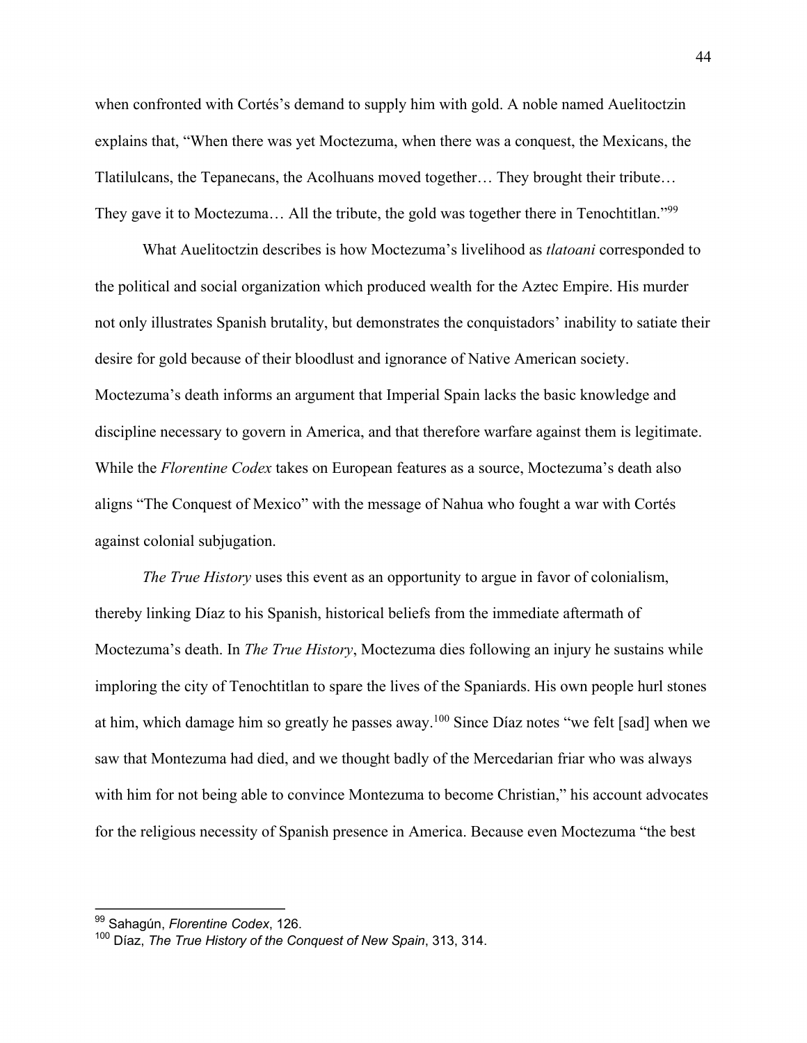when confronted with Cortés's demand to supply him with gold. A noble named Auelitoctzin explains that, "When there was yet Moctezuma, when there was a conquest, the Mexicans, the Tlatilulcans, the Tepanecans, the Acolhuans moved together… They brought their tribute… They gave it to Moctezuma… All the tribute, the gold was together there in Tenochtitlan."[99]

What Auelitoctzin describes is how Moctezuma's livelihood as *tlatoani* corresponded to the political and social organization which produced wealth for the Aztec Empire. His murder not only illustrates Spanish brutality, but demonstrates the conquistadors' inability to satiate their desire for gold because of their bloodlust and ignorance of Native American society. Moctezuma's death informs an argument that Imperial Spain lacks the basic knowledge and discipline necessary to govern in America, and that therefore warfare against them is legitimate. While the *Florentine Codex* takes on European features as a source, Moctezuma's death also aligns "The Conquest of Mexico" with the message of Nahua who fought a war with Cortés against colonial subjugation.

*The True History* uses this event as an opportunity to argue in favor of colonialism, thereby linking Díaz to his Spanish, historical beliefs from the immediate aftermath of Moctezuma's death. In *The True History*, Moctezuma dies following an injury he sustains while imploring the city of Tenochtitlan to spare the lives of the Spaniards. His own people hurl stones at him, which damage him so greatly he passes away.[100] Since Díaz notes "we felt [sad] when we saw that Montezuma had died, and we thought badly of the Mercedarian friar who was always with him for not being able to convince Montezuma to become Christian," his account advocates for the religious necessity of Spanish presence in America. Because even Moctezuma "the best

---

[99] Sahagún, *Florentine Codex*, 126.

[100] Díaz, *The True History of the Conquest of New Spain*, 313, 314.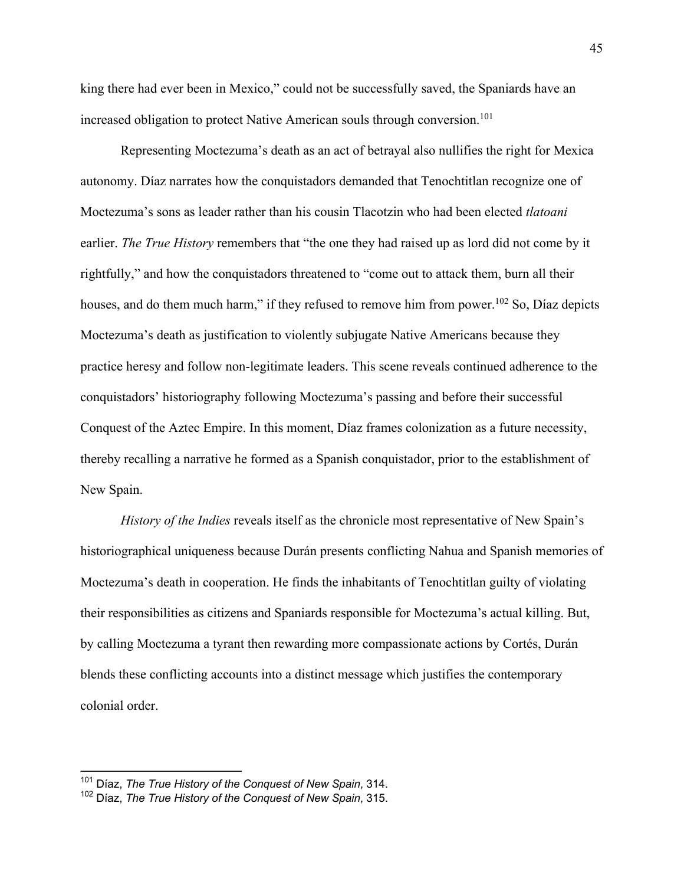king there had ever been in Mexico," could not be successfully saved, the Spaniards have an increased obligation to protect Native American souls through conversion.[101]

Representing Moctezuma's death as an act of betrayal also nullifies the right for Mexica autonomy. Díaz narrates how the conquistadors demanded that Tenochtitlan recognize one of Moctezuma's sons as leader rather than his cousin Tlacotzin who had been elected *tlatoani* earlier. *The True History* remembers that "the one they had raised up as lord did not come by it rightfully," and how the conquistadors threatened to "come out to attack them, burn all their houses, and do them much harm," if they refused to remove him from power.[102] So, Díaz depicts Moctezuma's death as justification to violently subjugate Native Americans because they practice heresy and follow non-legitimate leaders. This scene reveals continued adherence to the conquistadors' historiography following Moctezuma's passing and before their successful Conquest of the Aztec Empire. In this moment, Díaz frames colonization as a future necessity, thereby recalling a narrative he formed as a Spanish conquistador, prior to the establishment of New Spain.

*History of the Indies* reveals itself as the chronicle most representative of New Spain's historiographical uniqueness because Durán presents conflicting Nahua and Spanish memories of Moctezuma's death in cooperation. He finds the inhabitants of Tenochtitlan guilty of violating their responsibilities as citizens and Spaniards responsible for Moctezuma's actual killing. But, by calling Moctezuma a tyrant then rewarding more compassionate actions by Cortés, Durán blends these conflicting accounts into a distinct message which justifies the contemporary colonial order.

---

[101] Díaz, *The True History of the Conquest of New Spain*, 314.

[102] Díaz, *The True History of the Conquest of New Spain*, 315.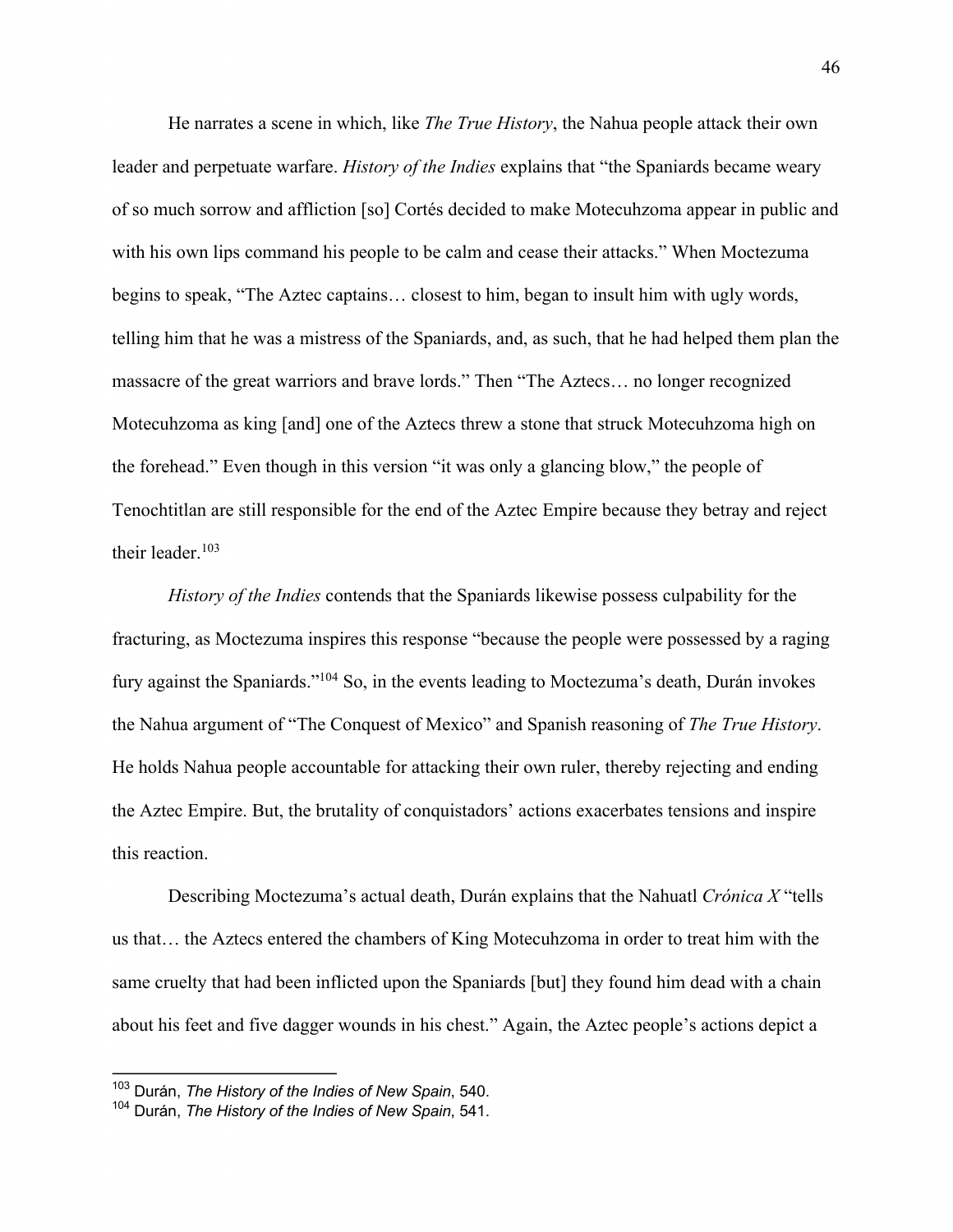He narrates a scene in which, like *The True History*, the Nahua people attack their own leader and perpetuate warfare. *History of the Indies* explains that "the Spaniards became weary of so much sorrow and affliction [so] Cortés decided to make Motecuhzoma appear in public and with his own lips command his people to be calm and cease their attacks." When Moctezuma begins to speak, "The Aztec captains… closest to him, began to insult him with ugly words, telling him that he was a mistress of the Spaniards, and, as such, that he had helped them plan the massacre of the great warriors and brave lords." Then "The Aztecs… no longer recognized Motecuhzoma as king [and] one of the Aztecs threw a stone that struck Motecuhzoma high on the forehead." Even though in this version "it was only a glancing blow," the people of Tenochtitlan are still responsible for the end of the Aztec Empire because they betray and reject their leader.[103]

*History of the Indies* contends that the Spaniards likewise possess culpability for the fracturing, as Moctezuma inspires this response "because the people were possessed by a raging fury against the Spaniards."[104] So, in the events leading to Moctezuma's death, Durán invokes the Nahua argument of "The Conquest of Mexico" and Spanish reasoning of *The True History*. He holds Nahua people accountable for attacking their own ruler, thereby rejecting and ending the Aztec Empire. But, the brutality of conquistadors' actions exacerbates tensions and inspire this reaction.

Describing Moctezuma's actual death, Durán explains that the Nahuatl *Crónica X* "tells us that… the Aztecs entered the chambers of King Motecuhzoma in order to treat him with the same cruelty that had been inflicted upon the Spaniards [but] they found him dead with a chain about his feet and five dagger wounds in his chest." Again, the Aztec people's actions depict a

---

[103] Durán, *The History of the Indies of New Spain*, 540.

[104] Durán, *The History of the Indies of New Spain*, 541.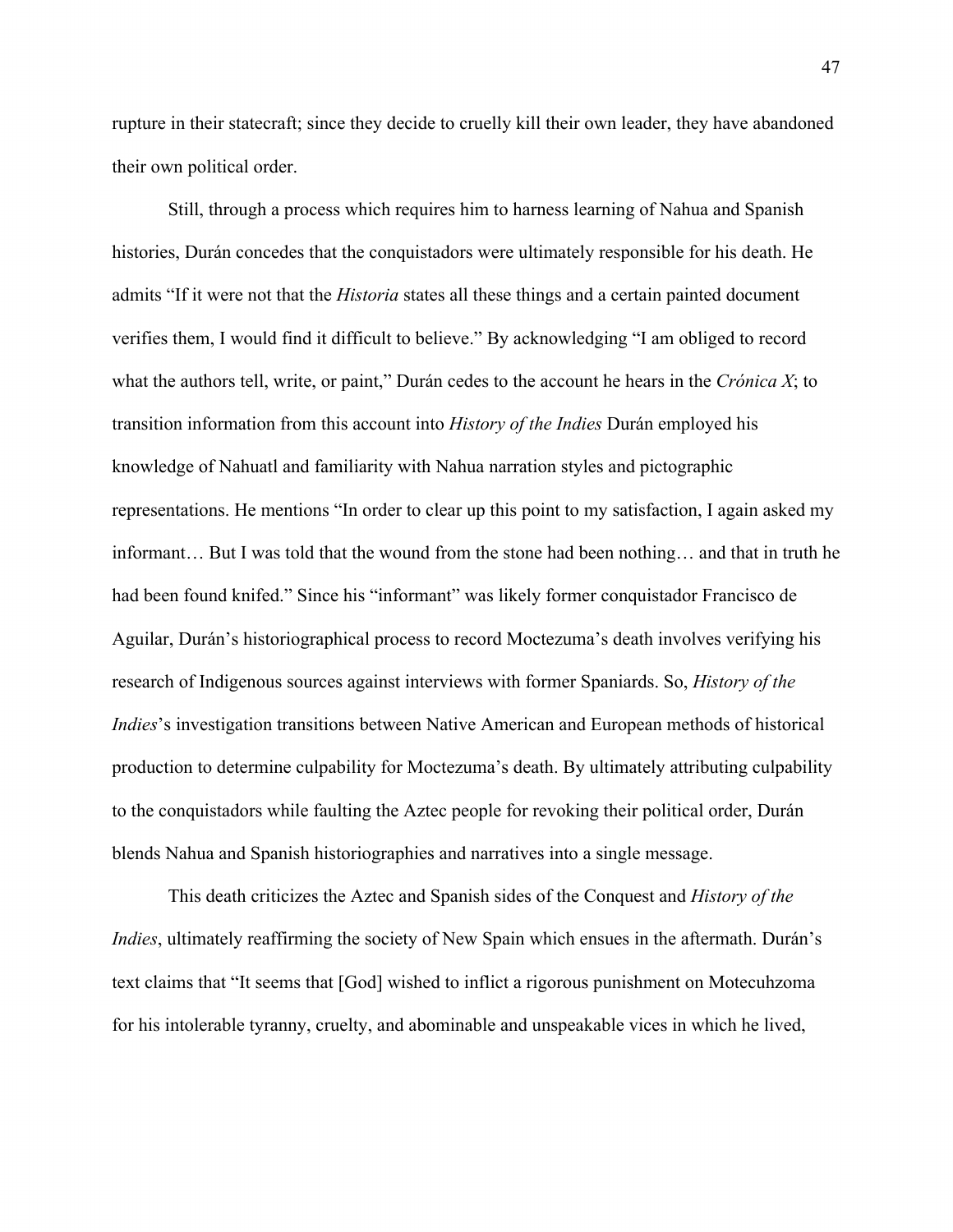rupture in their statecraft; since they decide to cruelly kill their own leader, they have abandoned their own political order.

Still, through a process which requires him to harness learning of Nahua and Spanish histories, Durán concedes that the conquistadors were ultimately responsible for his death. He admits "If it were not that the *Historia* states all these things and a certain painted document verifies them, I would find it difficult to believe." By acknowledging "I am obliged to record what the authors tell, write, or paint," Durán cedes to the account he hears in the *Crónica X*; to transition information from this account into *History of the Indies* Durán employed his knowledge of Nahuatl and familiarity with Nahua narration styles and pictographic representations. He mentions "In order to clear up this point to my satisfaction, I again asked my informant… But I was told that the wound from the stone had been nothing… and that in truth he had been found knifed." Since his "informant" was likely former conquistador Francisco de Aguilar, Durán's historiographical process to record Moctezuma's death involves verifying his research of Indigenous sources against interviews with former Spaniards. So, *History of the Indies*'s investigation transitions between Native American and European methods of historical production to determine culpability for Moctezuma's death. By ultimately attributing culpability to the conquistadors while faulting the Aztec people for revoking their political order, Durán blends Nahua and Spanish historiographies and narratives into a single message.

This death criticizes the Aztec and Spanish sides of the Conquest and *History of the Indies*, ultimately reaffirming the society of New Spain which ensues in the aftermath. Durán's text claims that "It seems that [God] wished to inflict a rigorous punishment on Motecuhzoma for his intolerable tyranny, cruelty, and abominable and unspeakable vices in which he lived,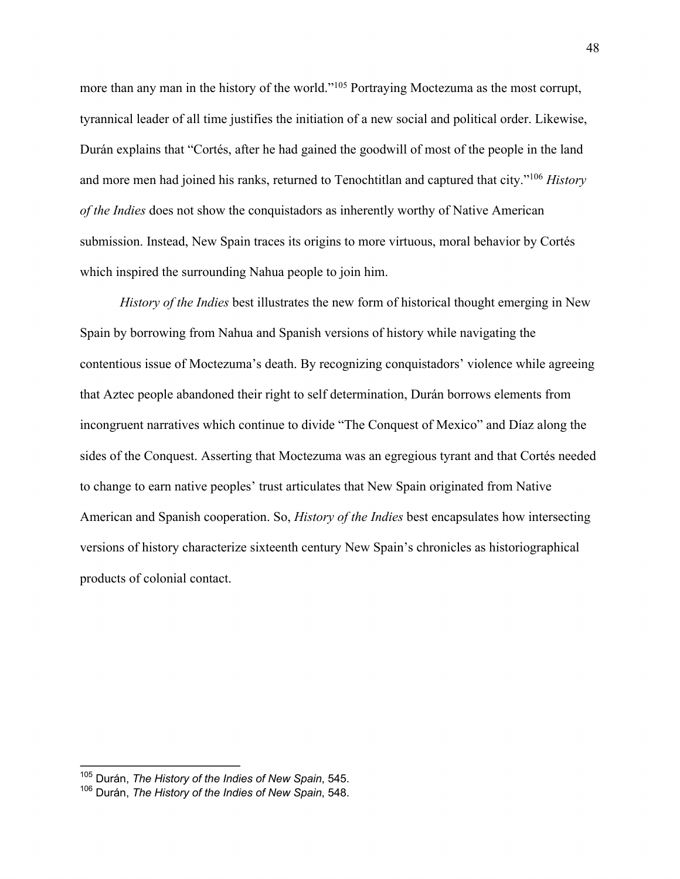more than any man in the history of the world."[105] Portraying Moctezuma as the most corrupt, tyrannical leader of all time justifies the initiation of a new social and political order. Likewise, Durán explains that "Cortés, after he had gained the goodwill of most of the people in the land and more men had joined his ranks, returned to Tenochtitlan and captured that city."[106] *History of the Indies* does not show the conquistadors as inherently worthy of Native American submission. Instead, New Spain traces its origins to more virtuous, moral behavior by Cortés which inspired the surrounding Nahua people to join him.

*History of the Indies* best illustrates the new form of historical thought emerging in New Spain by borrowing from Nahua and Spanish versions of history while navigating the contentious issue of Moctezuma's death. By recognizing conquistadors' violence while agreeing that Aztec people abandoned their right to self determination, Durán borrows elements from incongruent narratives which continue to divide "The Conquest of Mexico" and Díaz along the sides of the Conquest. Asserting that Moctezuma was an egregious tyrant and that Cortés needed to change to earn native peoples' trust articulates that New Spain originated from Native American and Spanish cooperation. So, *History of the Indies* best encapsulates how intersecting versions of history characterize sixteenth century New Spain's chronicles as historiographical products of colonial contact.

---

[105] Durán, *The History of the Indies of New Spain*, 545.
[106] Durán, *The History of the Indies of New Spain*, 548.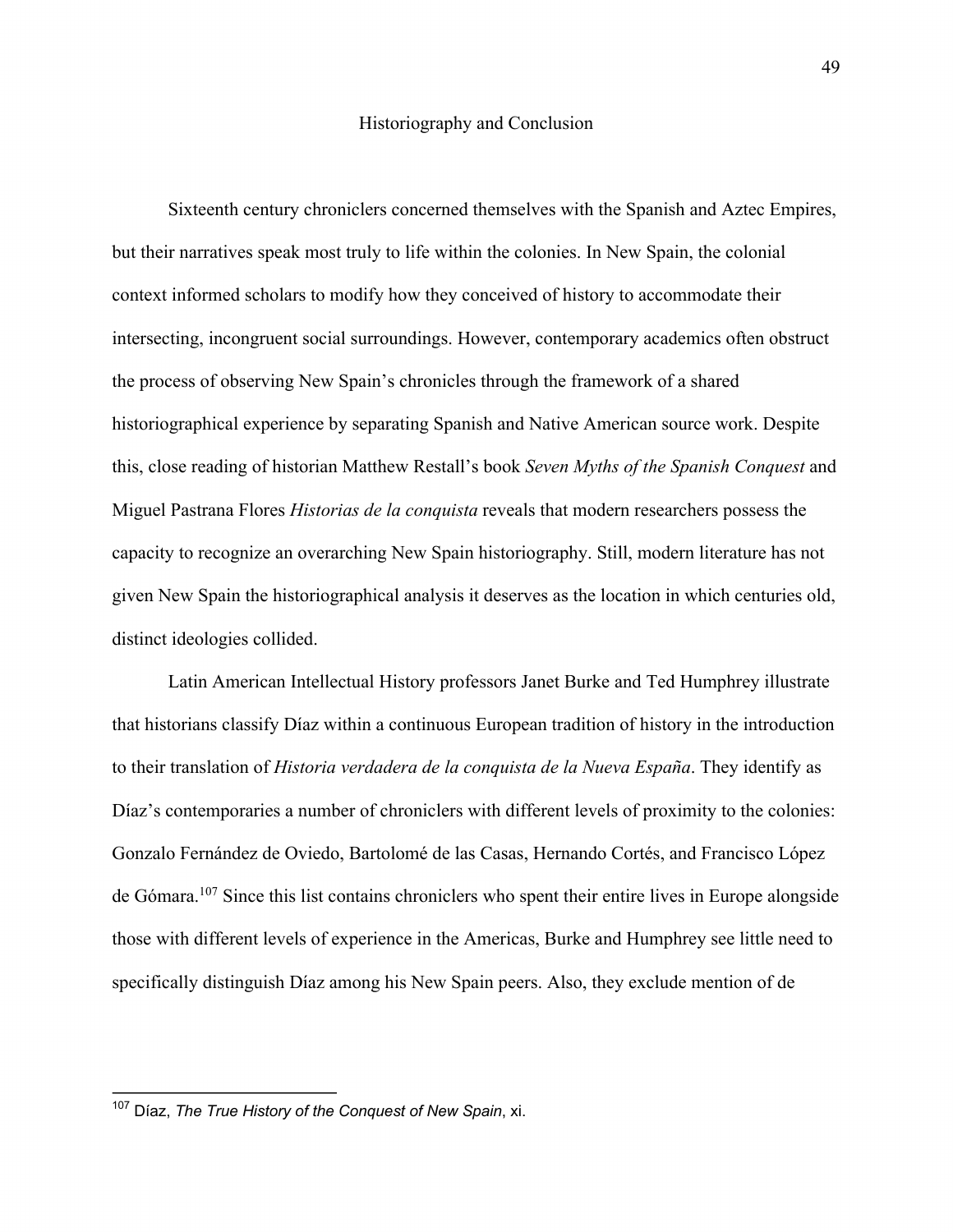# Historiography and Conclusion

Sixteenth century chroniclers concerned themselves with the Spanish and Aztec Empires, but their narratives speak most truly to life within the colonies. In New Spain, the colonial context informed scholars to modify how they conceived of history to accommodate their intersecting, incongruent social surroundings. However, contemporary academics often obstruct the process of observing New Spain's chronicles through the framework of a shared historiographical experience by separating Spanish and Native American source work. Despite this, close reading of historian Matthew Restall's book *Seven Myths of the Spanish Conquest* and Miguel Pastrana Flores *Historias de la conquista* reveals that modern researchers possess the capacity to recognize an overarching New Spain historiography. Still, modern literature has not given New Spain the historiographical analysis it deserves as the location in which centuries old, distinct ideologies collided.

Latin American Intellectual History professors Janet Burke and Ted Humphrey illustrate that historians classify Díaz within a continuous European tradition of history in the introduction to their translation of *Historia verdadera de la conquista de la Nueva España*. They identify as Díaz's contemporaries a number of chroniclers with different levels of proximity to the colonies: Gonzalo Fernández de Oviedo, Bartolomé de las Casas, Hernando Cortés, and Francisco López de Gómara.[107] Since this list contains chroniclers who spent their entire lives in Europe alongside those with different levels of experience in the Americas, Burke and Humphrey see little need to specifically distinguish Díaz among his New Spain peers. Also, they exclude mention of de

[107] Díaz, *The True History of the Conquest of New Spain*, xi.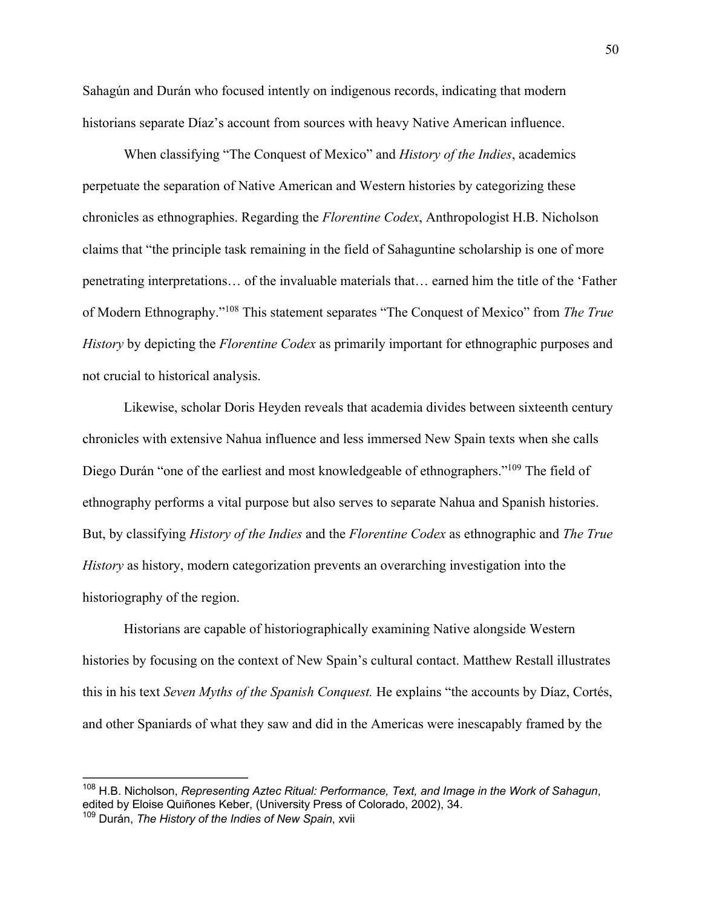Sahagún and Durán who focused intently on indigenous records, indicating that modern historians separate Díaz's account from sources with heavy Native American influence.

When classifying "The Conquest of Mexico" and *History of the Indies*, academics perpetuate the separation of Native American and Western histories by categorizing these chronicles as ethnographies. Regarding the *Florentine Codex*, Anthropologist H.B. Nicholson claims that "the principle task remaining in the field of Sahaguntine scholarship is one of more penetrating interpretations… of the invaluable materials that… earned him the title of the 'Father of Modern Ethnography."[108] This statement separates "The Conquest of Mexico" from *The True History* by depicting the *Florentine Codex* as primarily important for ethnographic purposes and not crucial to historical analysis.

Likewise, scholar Doris Heyden reveals that academia divides between sixteenth century chronicles with extensive Nahua influence and less immersed New Spain texts when she calls Diego Durán "one of the earliest and most knowledgeable of ethnographers."[109] The field of ethnography performs a vital purpose but also serves to separate Nahua and Spanish histories. But, by classifying *History of the Indies* and the *Florentine Codex* as ethnographic and *The True History* as history, modern categorization prevents an overarching investigation into the historiography of the region.

Historians are capable of historiographically examining Native alongside Western histories by focusing on the context of New Spain's cultural contact. Matthew Restall illustrates this in his text *Seven Myths of the Spanish Conquest.* He explains "the accounts by Díaz, Cortés, and other Spaniards of what they saw and did in the Americas were inescapably framed by the

---

[108] H.B. Nicholson, *Representing Aztec Ritual: Performance, Text, and Image in the Work of Sahagun*, edited by Eloise Quiñones Keber, (University Press of Colorado, 2002), 34.

[109] Durán, *The History of the Indies of New Spain*, xvii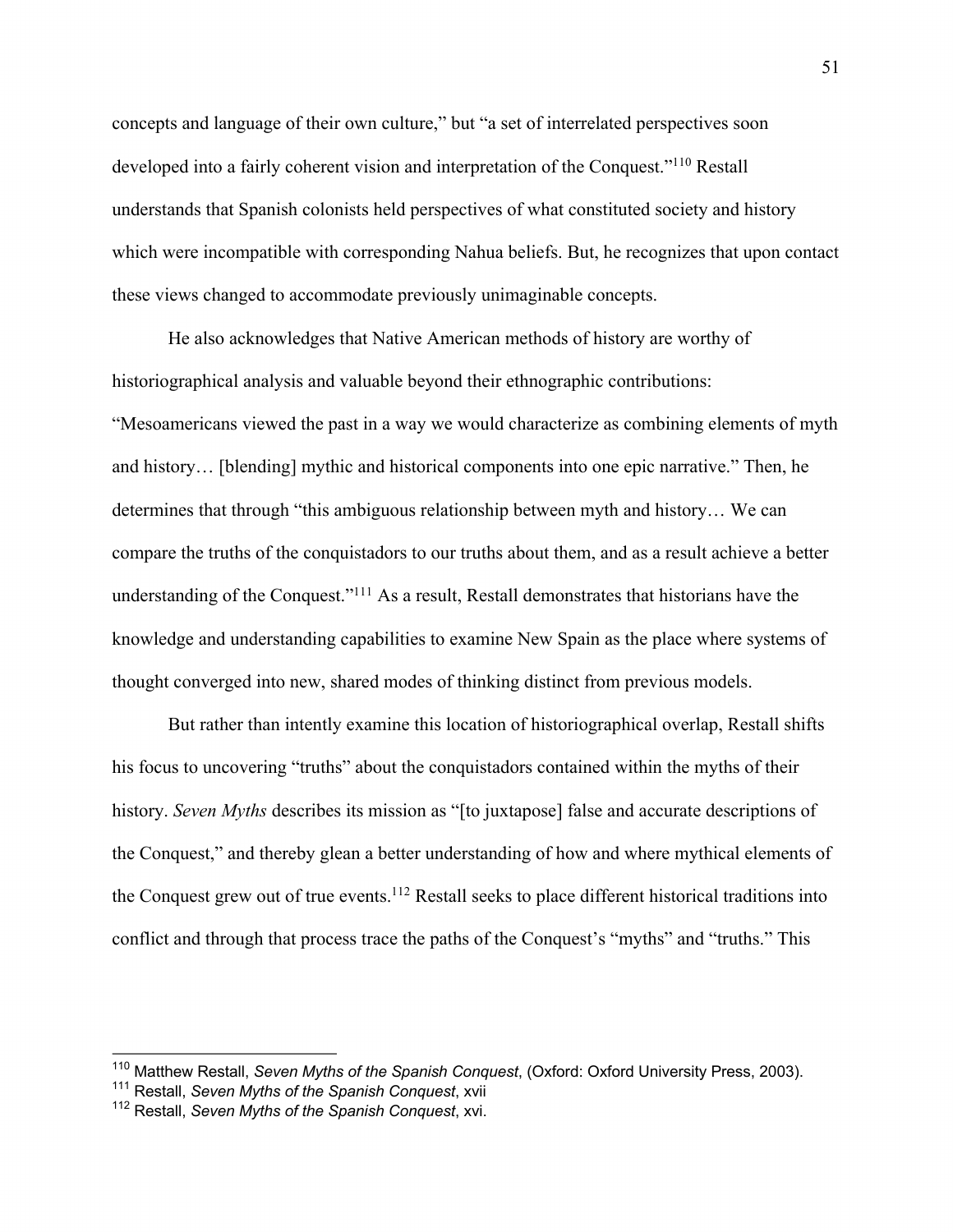concepts and language of their own culture," but "a set of interrelated perspectives soon developed into a fairly coherent vision and interpretation of the Conquest."[110] Restall understands that Spanish colonists held perspectives of what constituted society and history which were incompatible with corresponding Nahua beliefs. But, he recognizes that upon contact these views changed to accommodate previously unimaginable concepts.

He also acknowledges that Native American methods of history are worthy of historiographical analysis and valuable beyond their ethnographic contributions: "Mesoamericans viewed the past in a way we would characterize as combining elements of myth and history… [blending] mythic and historical components into one epic narrative." Then, he determines that through "this ambiguous relationship between myth and history… We can compare the truths of the conquistadors to our truths about them, and as a result achieve a better understanding of the Conquest."[111] As a result, Restall demonstrates that historians have the knowledge and understanding capabilities to examine New Spain as the place where systems of thought converged into new, shared modes of thinking distinct from previous models.

But rather than intently examine this location of historiographical overlap, Restall shifts his focus to uncovering "truths" about the conquistadors contained within the myths of their history. *Seven Myths* describes its mission as "[to juxtapose] false and accurate descriptions of the Conquest," and thereby glean a better understanding of how and where mythical elements of the Conquest grew out of true events.[112] Restall seeks to place different historical traditions into conflict and through that process trace the paths of the Conquest's "myths" and "truths." This

---

[110] Matthew Restall, *Seven Myths of the Spanish Conquest*, (Oxford: Oxford University Press, 2003).
[111] Restall, *Seven Myths of the Spanish Conquest*, xvii
[112] Restall, *Seven Myths of the Spanish Conquest*, xvi.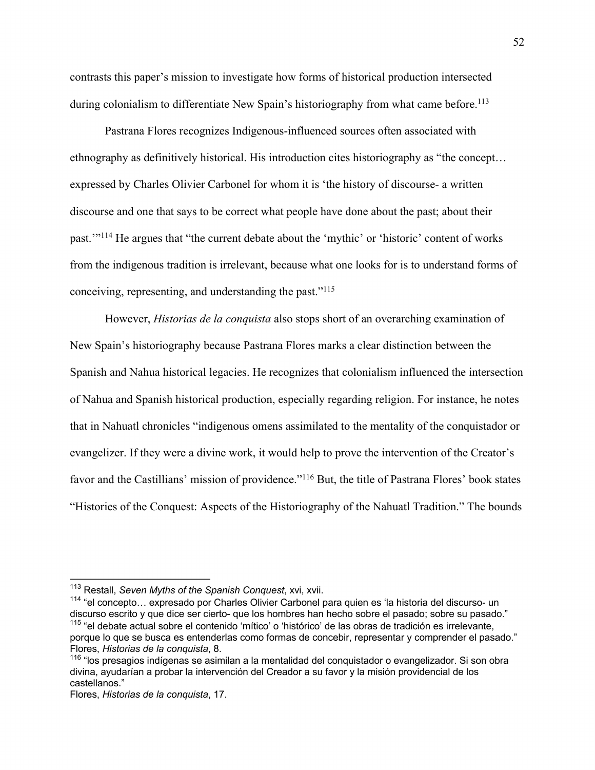contrasts this paper's mission to investigate how forms of historical production intersected during colonialism to differentiate New Spain's historiography from what came before.[113]

Pastrana Flores recognizes Indigenous-influenced sources often associated with ethnography as definitively historical. His introduction cites historiography as "the concept… expressed by Charles Olivier Carbonel for whom it is 'the history of discourse- a written discourse and one that says to be correct what people have done about the past; about their past.'"[114] He argues that "the current debate about the 'mythic' or 'historic' content of works from the indigenous tradition is irrelevant, because what one looks for is to understand forms of conceiving, representing, and understanding the past."[115]

However, *Historias de la conquista* also stops short of an overarching examination of New Spain's historiography because Pastrana Flores marks a clear distinction between the Spanish and Nahua historical legacies. He recognizes that colonialism influenced the intersection of Nahua and Spanish historical production, especially regarding religion. For instance, he notes that in Nahuatl chronicles "indigenous omens assimilated to the mentality of the conquistador or evangelizer. If they were a divine work, it would help to prove the intervention of the Creator's favor and the Castillians' mission of providence."[116] But, the title of Pastrana Flores' book states "Histories of the Conquest: Aspects of the Historiography of the Nahuatl Tradition." The bounds

---

[113] Restall, *Seven Myths of the Spanish Conquest*, xvi, xvii.

[114] "el concepto… expresado por Charles Olivier Carbonel para quien es 'la historia del discurso- un discurso escrito y que dice ser cierto- que los hombres han hecho sobre el pasado; sobre su pasado."

[115] "el debate actual sobre el contenido 'mítico' o 'histórico' de las obras de tradición es irrelevante, porque lo que se busca es entenderlas como formas de concebir, representar y comprender el pasado." Flores, *Historias de la conquista*, 8.

[116] "los presagios indígenas se asimilan a la mentalidad del conquistador o evangelizador. Si son obra divina, ayudarían a probar la intervención del Creador a su favor y la misión providencial de los castellanos."
Flores, *Historias de la conquista*, 17.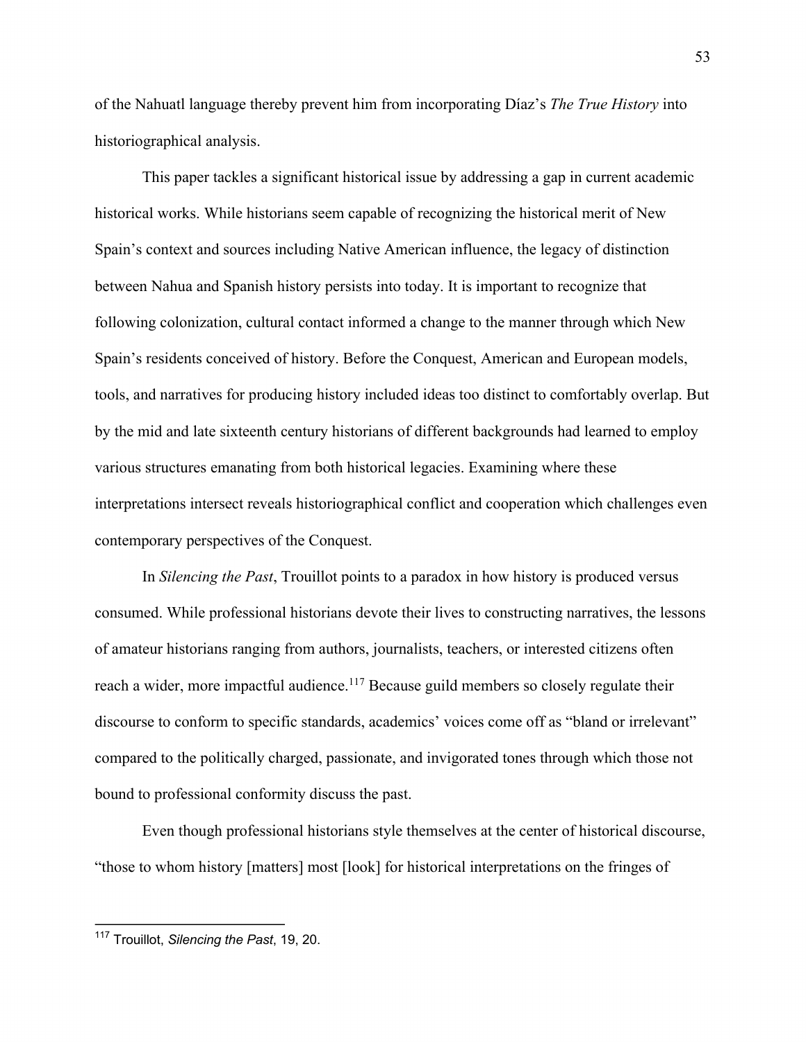of the Nahuatl language thereby prevent him from incorporating Díaz's *The True History* into historiographical analysis.

This paper tackles a significant historical issue by addressing a gap in current academic historical works. While historians seem capable of recognizing the historical merit of New Spain's context and sources including Native American influence, the legacy of distinction between Nahua and Spanish history persists into today. It is important to recognize that following colonization, cultural contact informed a change to the manner through which New Spain's residents conceived of history. Before the Conquest, American and European models, tools, and narratives for producing history included ideas too distinct to comfortably overlap. But by the mid and late sixteenth century historians of different backgrounds had learned to employ various structures emanating from both historical legacies. Examining where these interpretations intersect reveals historiographical conflict and cooperation which challenges even contemporary perspectives of the Conquest.

In *Silencing the Past*, Trouillot points to a paradox in how history is produced versus consumed. While professional historians devote their lives to constructing narratives, the lessons of amateur historians ranging from authors, journalists, teachers, or interested citizens often reach a wider, more impactful audience.[117] Because guild members so closely regulate their discourse to conform to specific standards, academics' voices come off as "bland or irrelevant" compared to the politically charged, passionate, and invigorated tones through which those not bound to professional conformity discuss the past.

Even though professional historians style themselves at the center of historical discourse, "those to whom history [matters] most [look] for historical interpretations on the fringes of

---

[117] Trouillot, *Silencing the Past*, 19, 20.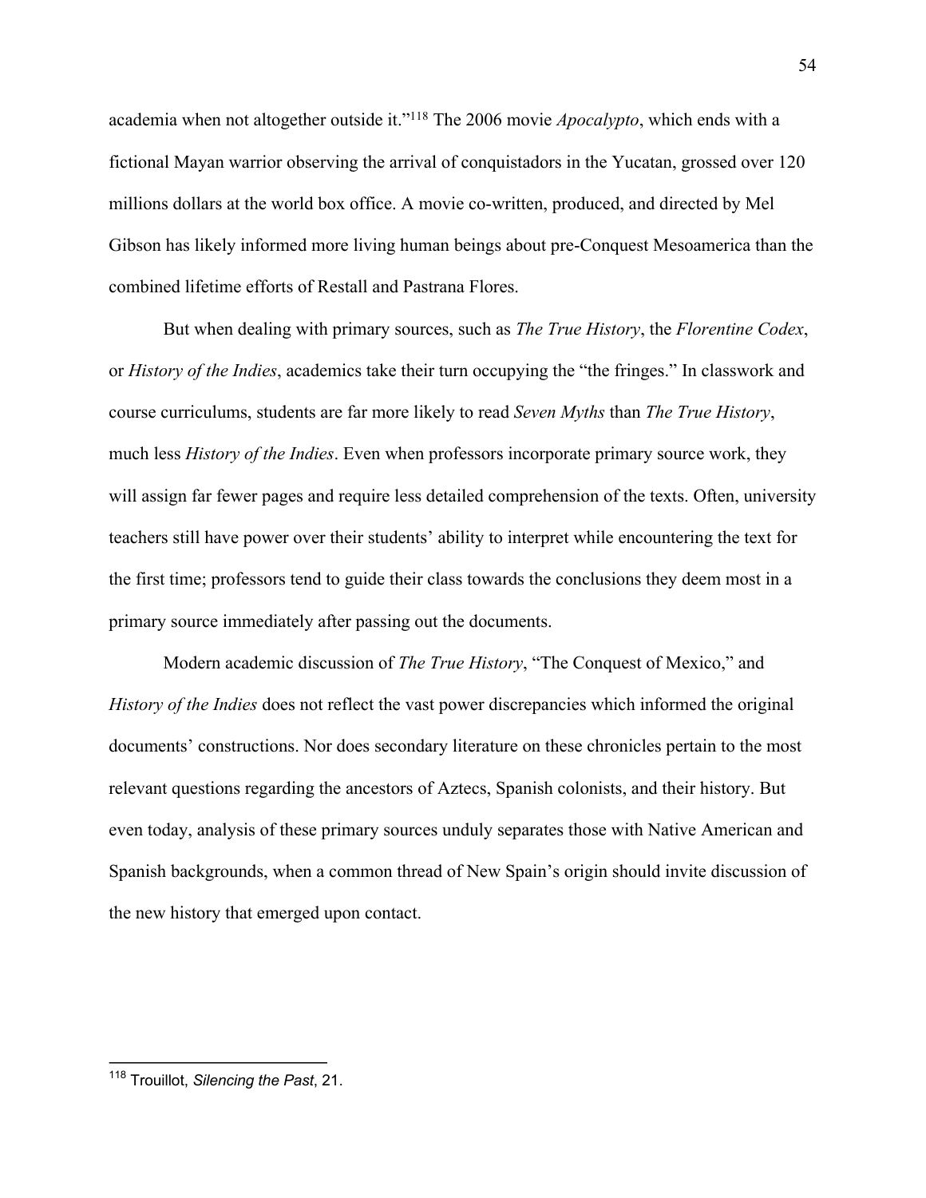academia when not altogether outside it."[118] The 2006 movie *Apocalypto*, which ends with a fictional Mayan warrior observing the arrival of conquistadors in the Yucatan, grossed over 120 millions dollars at the world box office. A movie co-written, produced, and directed by Mel Gibson has likely informed more living human beings about pre-Conquest Mesoamerica than the combined lifetime efforts of Restall and Pastrana Flores.

But when dealing with primary sources, such as *The True History*, the *Florentine Codex*, or *History of the Indies*, academics take their turn occupying the "the fringes." In classwork and course curriculums, students are far more likely to read *Seven Myths* than *The True History*, much less *History of the Indies*. Even when professors incorporate primary source work, they will assign far fewer pages and require less detailed comprehension of the texts. Often, university teachers still have power over their students' ability to interpret while encountering the text for the first time; professors tend to guide their class towards the conclusions they deem most in a primary source immediately after passing out the documents.

Modern academic discussion of *The True History*, "The Conquest of Mexico," and *History of the Indies* does not reflect the vast power discrepancies which informed the original documents' constructions. Nor does secondary literature on these chronicles pertain to the most relevant questions regarding the ancestors of Aztecs, Spanish colonists, and their history. But even today, analysis of these primary sources unduly separates those with Native American and Spanish backgrounds, when a common thread of New Spain's origin should invite discussion of the new history that emerged upon contact.

---

[118] Trouillot, *Silencing the Past*, 21.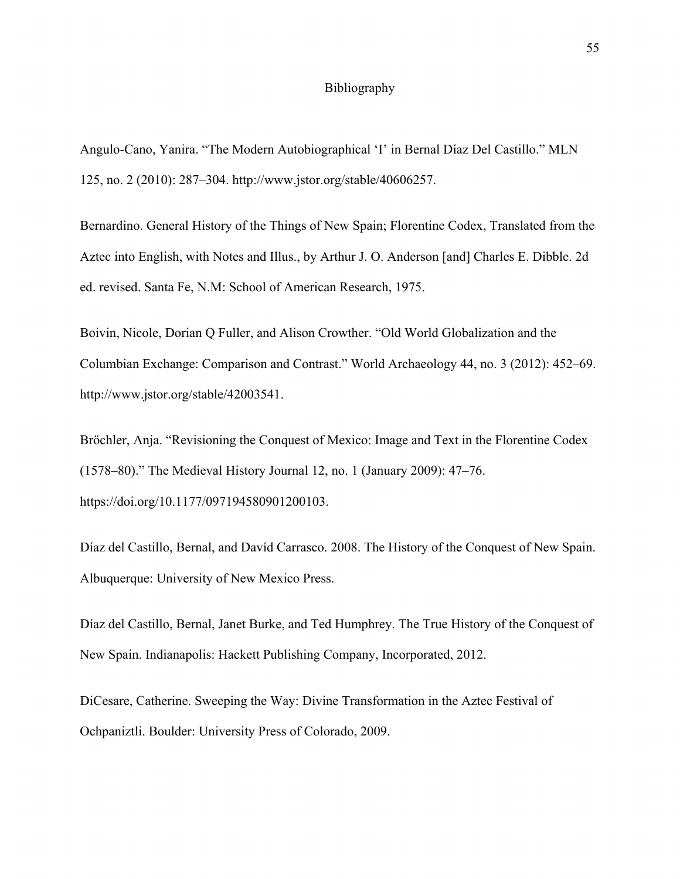# Bibliography

Angulo-Cano, Yanira. “The Modern Autobiographical ‘I’ in Bernal Díaz Del Castillo.” MLN 125, no. 2 (2010): 287–304. http://www.jstor.org/stable/40606257.

Bernardino. General History of the Things of New Spain; Florentine Codex, Translated from the Aztec into English, with Notes and Illus., by Arthur J. O. Anderson [and] Charles E. Dibble. 2d ed. revised. Santa Fe, N.M: School of American Research, 1975.

Boivin, Nicole, Dorian Q Fuller, and Alison Crowther. “Old World Globalization and the Columbian Exchange: Comparison and Contrast.” World Archaeology 44, no. 3 (2012): 452–69. http://www.jstor.org/stable/42003541.

Bröchler, Anja. “Revisioning the Conquest of Mexico: Image and Text in the Florentine Codex (1578–80).” The Medieval History Journal 12, no. 1 (January 2009): 47–76. https://doi.org/10.1177/097194580901200103.

Díaz del Castillo, Bernal, and Davíd Carrasco. 2008. The History of the Conquest of New Spain. Albuquerque: University of New Mexico Press.

Díaz del Castillo, Bernal, Janet Burke, and Ted Humphrey. The True History of the Conquest of New Spain. Indianapolis: Hackett Publishing Company, Incorporated, 2012.

DiCesare, Catherine. Sweeping the Way: Divine Transformation in the Aztec Festival of Ochpaniztli. Boulder: University Press of Colorado, 2009.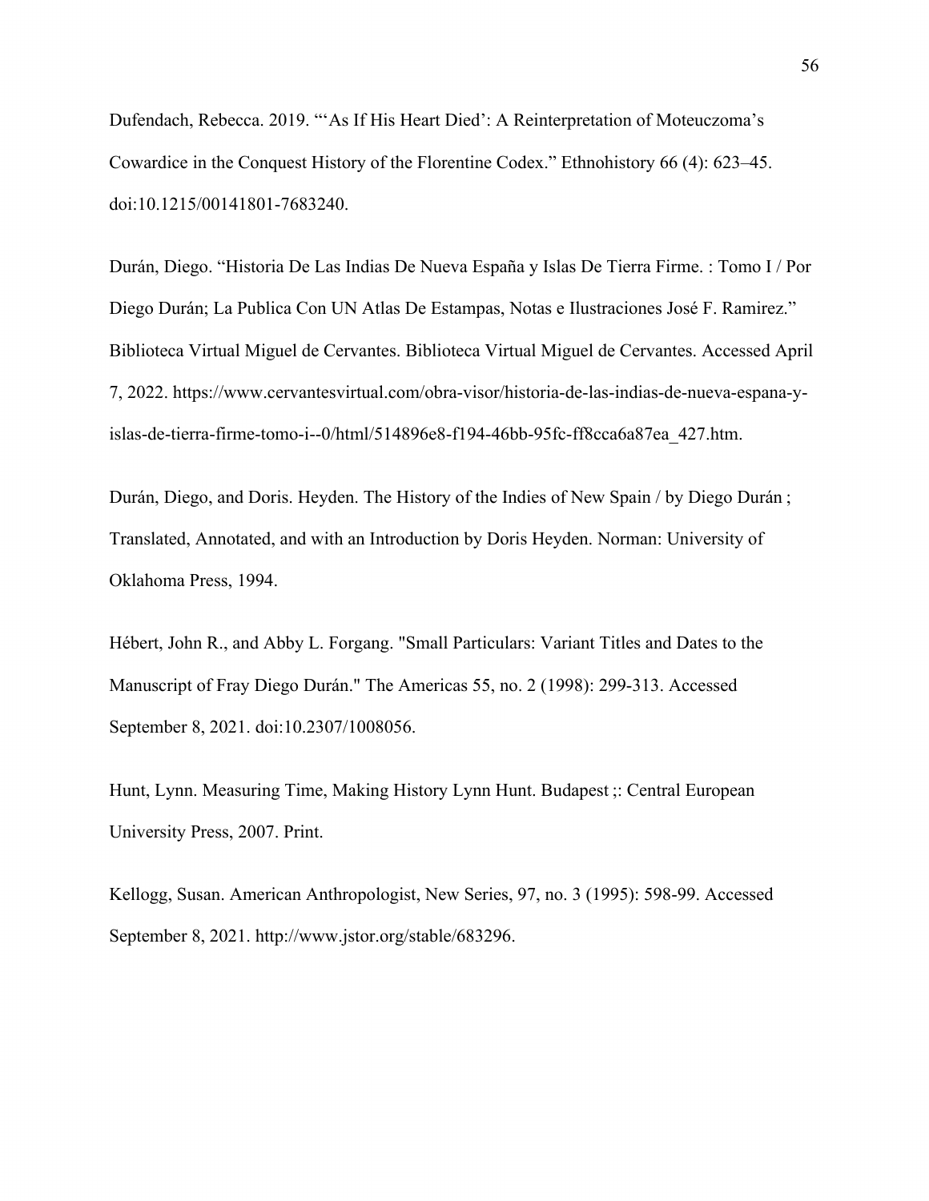Dufendach, Rebecca. 2019. "'As If His Heart Died': A Reinterpretation of Moteuczoma's Cowardice in the Conquest History of the Florentine Codex." Ethnohistory 66 (4): 623–45. doi:10.1215/00141801-7683240.

Durán, Diego. "Historia De Las Indias De Nueva España y Islas De Tierra Firme. : Tomo I / Por Diego Durán; La Publica Con UN Atlas De Estampas, Notas e Ilustraciones José F. Ramirez." Biblioteca Virtual Miguel de Cervantes. Biblioteca Virtual Miguel de Cervantes. Accessed April 7, 2022. https://www.cervantesvirtual.com/obra-visor/historia-de-las-indias-de-nueva-espana-y-islas-de-tierra-firme-tomo-i--0/html/514896e8-f194-46bb-95fc-ff8cca6a87ea_427.htm.

Durán, Diego, and Doris. Heyden. The History of the Indies of New Spain / by Diego Durán ; Translated, Annotated, and with an Introduction by Doris Heyden. Norman: University of Oklahoma Press, 1994.

Hébert, John R., and Abby L. Forgang. "Small Particulars: Variant Titles and Dates to the Manuscript of Fray Diego Durán." The Americas 55, no. 2 (1998): 299-313. Accessed September 8, 2021. doi:10.2307/1008056.

Hunt, Lynn. Measuring Time, Making History Lynn Hunt. Budapest ;: Central European University Press, 2007. Print.

Kellogg, Susan. American Anthropologist, New Series, 97, no. 3 (1995): 598-99. Accessed September 8, 2021. http://www.jstor.org/stable/683296.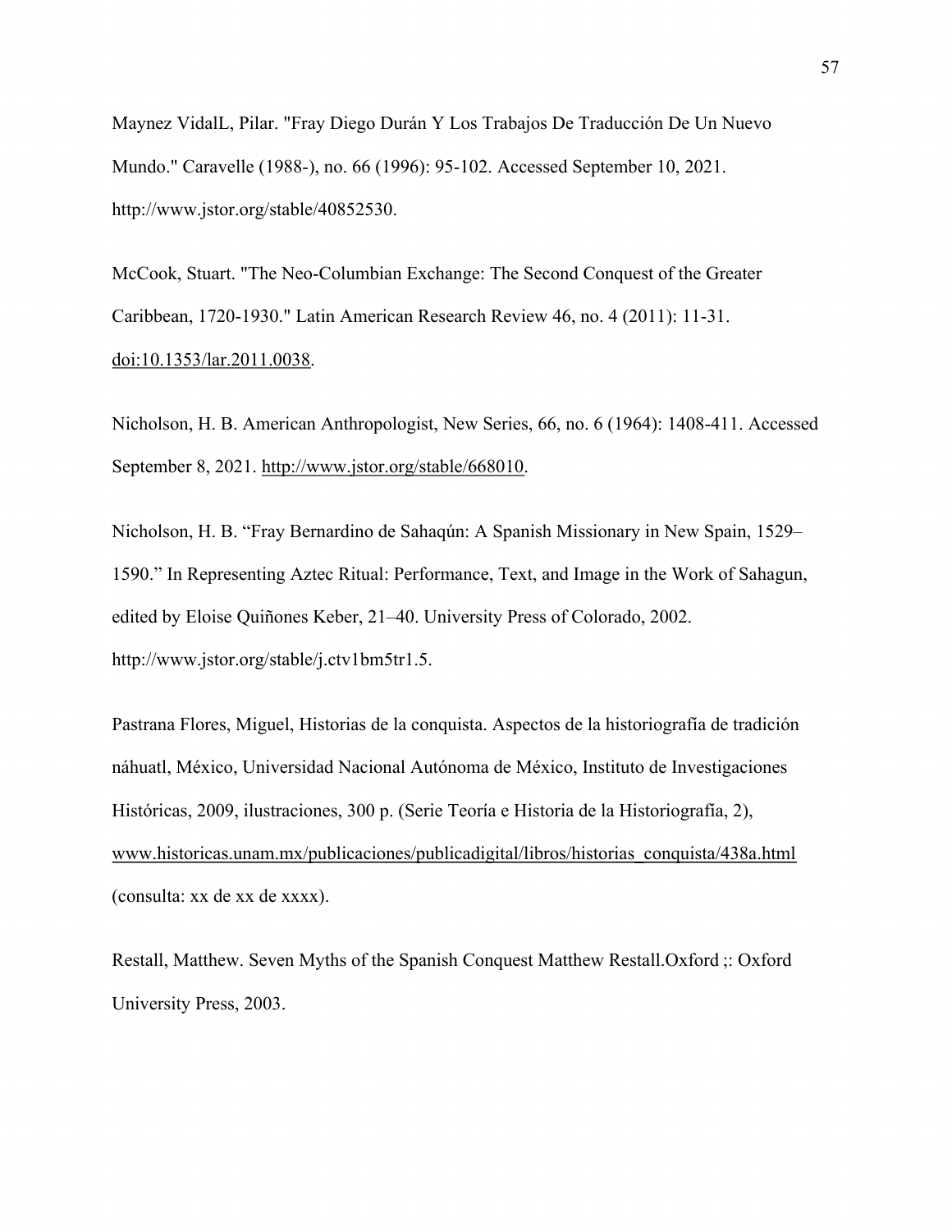Maynez VidalL, Pilar. "Fray Diego Durán Y Los Trabajos De Traducción De Un Nuevo Mundo." Caravelle (1988-), no. 66 (1996): 95-102. Accessed September 10, 2021. http://www.jstor.org/stable/40852530.

McCook, Stuart. "The Neo-Columbian Exchange: The Second Conquest of the Greater Caribbean, 1720-1930." Latin American Research Review 46, no. 4 (2011): 11-31. doi:10.1353/lar.2011.0038.

Nicholson, H. B. American Anthropologist, New Series, 66, no. 6 (1964): 1408-411. Accessed September 8, 2021. http://www.jstor.org/stable/668010.

Nicholson, H. B. "Fray Bernardino de Sahaqún: A Spanish Missionary in New Spain, 1529–1590." In Representing Aztec Ritual: Performance, Text, and Image in the Work of Sahagun, edited by Eloise Quiñones Keber, 21–40. University Press of Colorado, 2002. http://www.jstor.org/stable/j.ctv1bm5tr1.5.

Pastrana Flores, Miguel, Historias de la conquista. Aspectos de la historiografía de tradición náhuatl, México, Universidad Nacional Autónoma de México, Instituto de Investigaciones Históricas, 2009, ilustraciones, 300 p. (Serie Teoría e Historia de la Historiografía, 2), www.historicas.unam.mx/publicaciones/publicadigital/libros/historias_conquista/438a.html (consulta: xx de xx de xxxx).

Restall, Matthew. Seven Myths of the Spanish Conquest Matthew Restall.Oxford ;: Oxford University Press, 2003.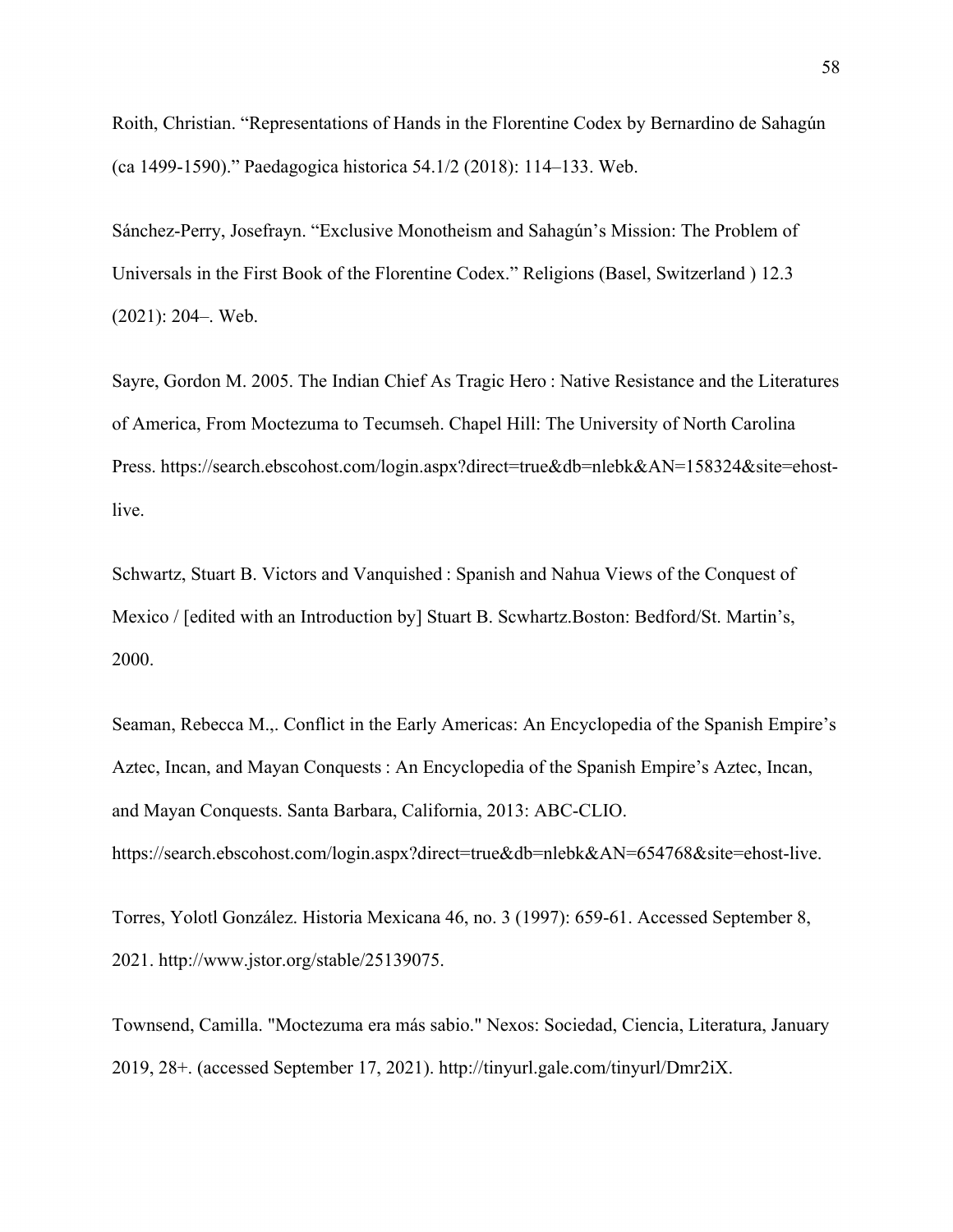Roith, Christian. "Representations of Hands in the Florentine Codex by Bernardino de Sahagún (ca 1499-1590)." Paedagogica historica 54.1/2 (2018): 114–133. Web.

Sánchez-Perry, Josefrayn. "Exclusive Monotheism and Sahagún's Mission: The Problem of Universals in the First Book of the Florentine Codex." Religions (Basel, Switzerland ) 12.3 (2021): 204–. Web.

Sayre, Gordon M. 2005. The Indian Chief As Tragic Hero : Native Resistance and the Literatures of America, From Moctezuma to Tecumseh. Chapel Hill: The University of North Carolina Press. https://search.ebscohost.com/login.aspx?direct=true&db=nlebk&AN=158324&site=ehost-live.

Schwartz, Stuart B. Victors and Vanquished : Spanish and Nahua Views of the Conquest of Mexico / [edited with an Introduction by] Stuart B. Scwhartz.Boston: Bedford/St. Martin's, 2000.

Seaman, Rebecca M.,. Conflict in the Early Americas: An Encyclopedia of the Spanish Empire's Aztec, Incan, and Mayan Conquests : An Encyclopedia of the Spanish Empire's Aztec, Incan, and Mayan Conquests. Santa Barbara, California, 2013: ABC-CLIO. https://search.ebscohost.com/login.aspx?direct=true&db=nlebk&AN=654768&site=ehost-live.

Torres, Yolotl González. Historia Mexicana 46, no. 3 (1997): 659-61. Accessed September 8, 2021. http://www.jstor.org/stable/25139075.

Townsend, Camilla. "Moctezuma era más sabio." Nexos: Sociedad, Ciencia, Literatura, January 2019, 28+. (accessed September 17, 2021). http://tinyurl.gale.com/tinyurl/Dmr2iX.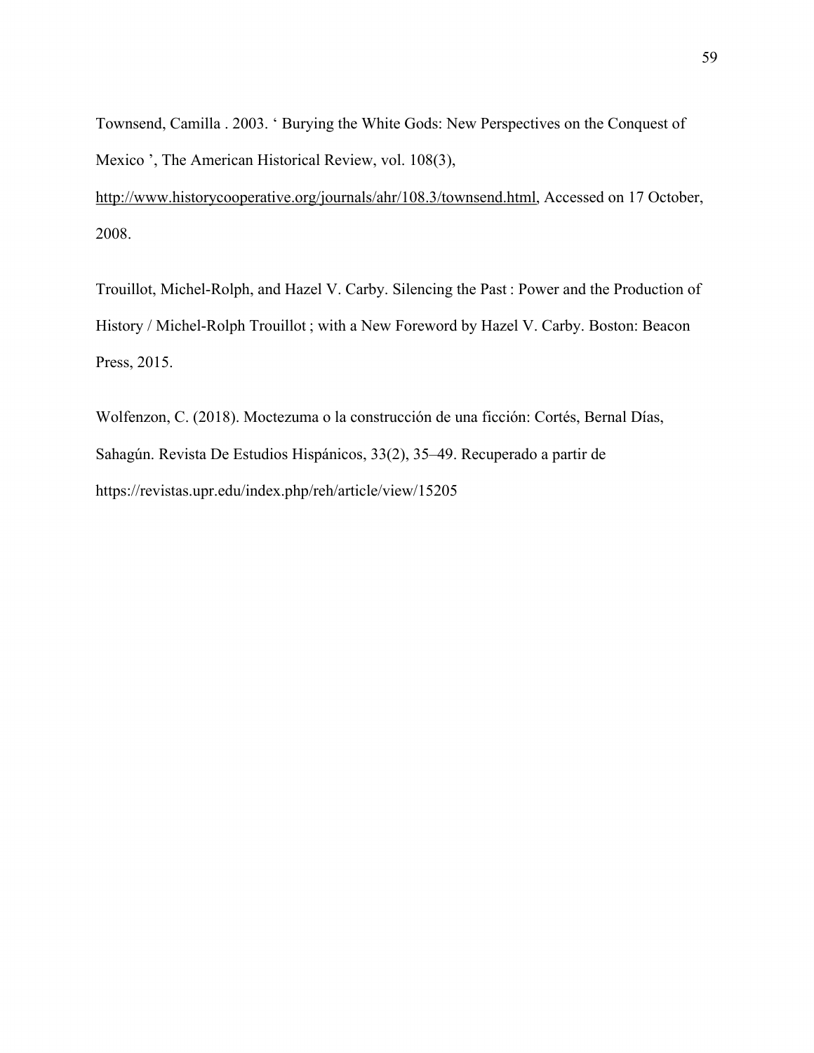Townsend, Camilla . 2003. ' Burying the White Gods: New Perspectives on the Conquest of Mexico ', The American Historical Review, vol. 108(3), http://www.historycooperative.org/journals/ahr/108.3/townsend.html, Accessed on 17 October, 2008.

Trouillot, Michel-Rolph, and Hazel V. Carby. Silencing the Past : Power and the Production of History / Michel-Rolph Trouillot ; with a New Foreword by Hazel V. Carby. Boston: Beacon Press, 2015.

Wolfenzon, C. (2018). Moctezuma o la construcción de una ficción: Cortés, Bernal Días, Sahagún. Revista De Estudios Hispánicos, 33(2), 35–49. Recuperado a partir de https://revistas.upr.edu/index.php/reh/article/view/15205